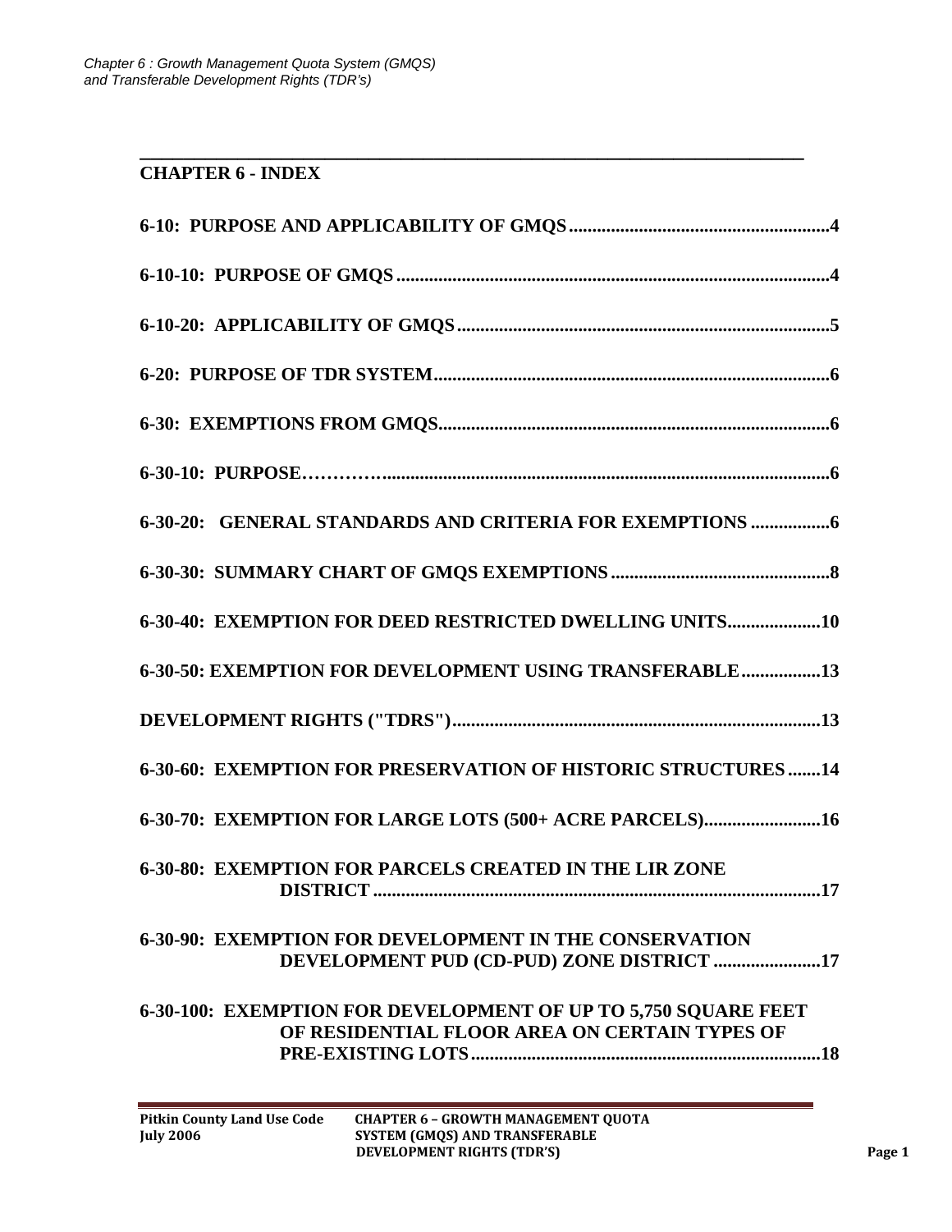## CHAPTER 6 - INDEX

**6-10: PURPOSE AND APPLICABILITY OF GMQS........................................................4**

**6-10-10: PURPOSE OF GMQS............................................................................................4**

**6-10-20: APPLICABILITY OF GMQS...............................................................................5**

**6-20: PURPOSE OF TDR SYSTEM....................................................................................6**

**6-30: EXEMPTIONS FROM GMQS...................................................................................6**

**6-30-10: PURPOSE…………..............................................................................................6**

**6-30-20: GENERAL STANDARDS AND CRITERIA FOR EXEMPTIONS .................6**

**6-30-30: SUMMARY CHART OF GMQS EXEMPTIONS...............................................8**

**6-30-40: EXEMPTION FOR DEED RESTRICTED DWELLING UNITS....................10**

**6-30-50: EXEMPTION FOR DEVELOPMENT USING TRANSFERABLE.................13**

**DEVELOPMENT RIGHTS ("TDRS")...............................................................................13**

**6-30-60: EXEMPTION FOR PRESERVATION OF HISTORIC STRUCTURES.......14**

**6-30-70: EXEMPTION FOR LARGE LOTS (500+ ACRE PARCELS).........................16**

**6-30-80: EXEMPTION FOR PARCELS CREATED IN THE LIR ZONE DISTRICT...............................................................................................17**

**6-30-90: EXEMPTION FOR DEVELOPMENT IN THE CONSERVATION DEVELOPMENT PUD (CD-PUD) ZONE DISTRICT.......................17**

**6-30-100: EXEMPTION FOR DEVELOPMENT OF UP TO 5,750 SQUARE FEET OF RESIDENTIAL FLOOR AREA ON CERTAIN TYPES OF PRE-EXISTING LOTS...........................................................................18**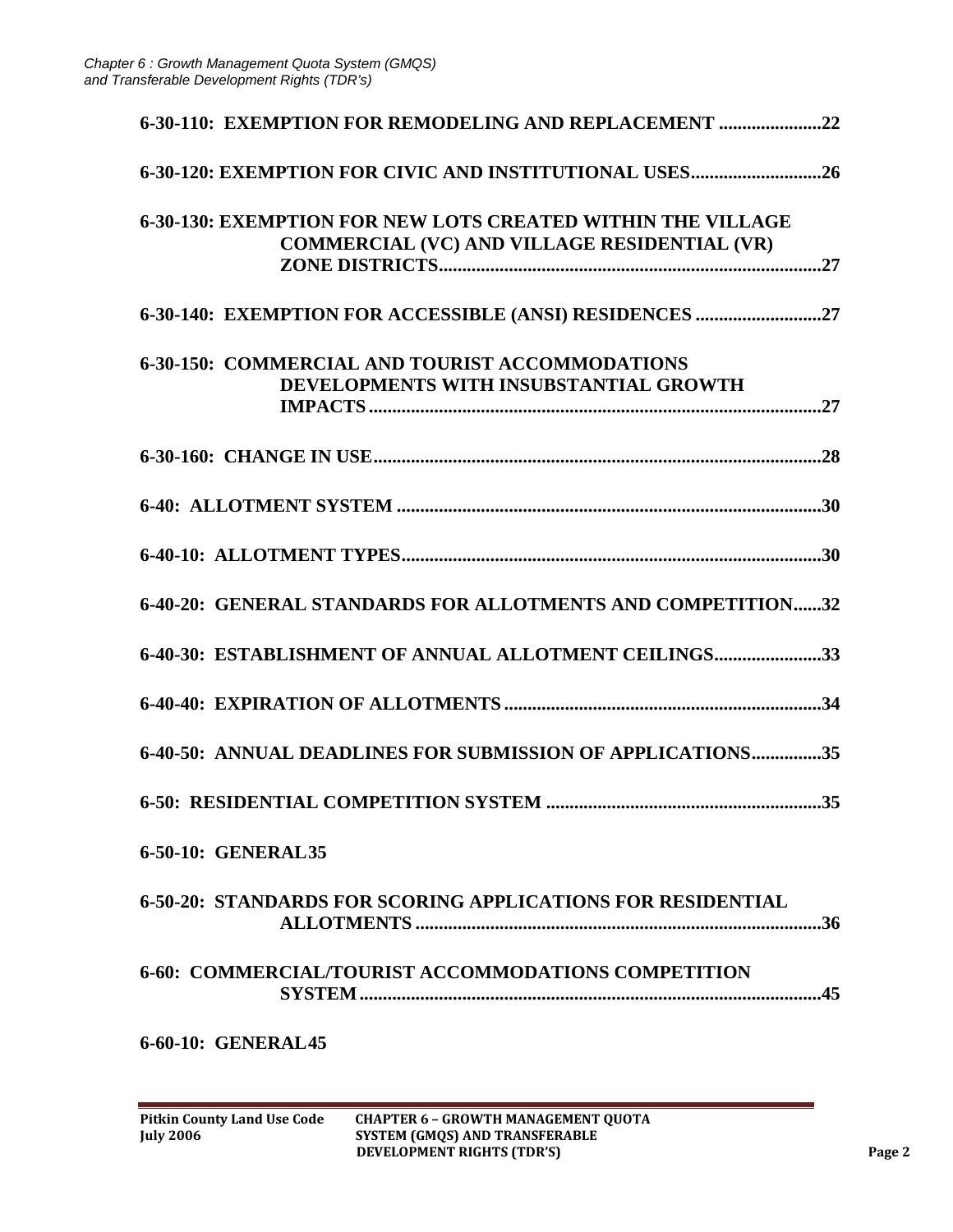**6-30-110: EXEMPTION FOR REMODELING AND REPLACEMENT ......................22**

**6-30-120: EXEMPTION FOR CIVIC AND INSTITUTIONAL USES............................26**

**6-30-130: EXEMPTION FOR NEW LOTS CREATED WITHIN THE VILLAGE COMMERCIAL (VC) AND VILLAGE RESIDENTIAL (VR) ZONE DISTRICTS.................................................................................27**

**6-30-140: EXEMPTION FOR ACCESSIBLE (ANSI) RESIDENCES ...........................27**

**6-30-150: COMMERCIAL AND TOURIST ACCOMMODATIONS DEVELOPMENTS WITH INSUBSTANTIAL GROWTH IMPACTS.................................................................................................27**

**6-30-160: CHANGE IN USE.................................................................................................28**

**6-40: ALLOTMENT SYSTEM ..........................................................................................30**

**6-40-10: ALLOTMENT TYPES.........................................................................................30**

**6-40-20: GENERAL STANDARDS FOR ALLOTMENTS AND COMPETITION......32**

**6-40-30: ESTABLISHMENT OF ANNUAL ALLOTMENT CEILINGS.......................33**

**6-40-40: EXPIRATION OF ALLOTMENTS ...................................................................34**

**6-40-50: ANNUAL DEADLINES FOR SUBMISSION OF APPLICATIONS...............35**

**6-50: RESIDENTIAL COMPETITION SYSTEM ...........................................................35**

**6-50-10: GENERAL35**

**6-50-20: STANDARDS FOR SCORING APPLICATIONS FOR RESIDENTIAL ALLOTMENTS .......................................................................................36**

**6-60: COMMERCIAL/TOURIST ACCOMMODATIONS COMPETITION SYSTEM ...................................................................................................45**

**6-60-10: GENERAL45**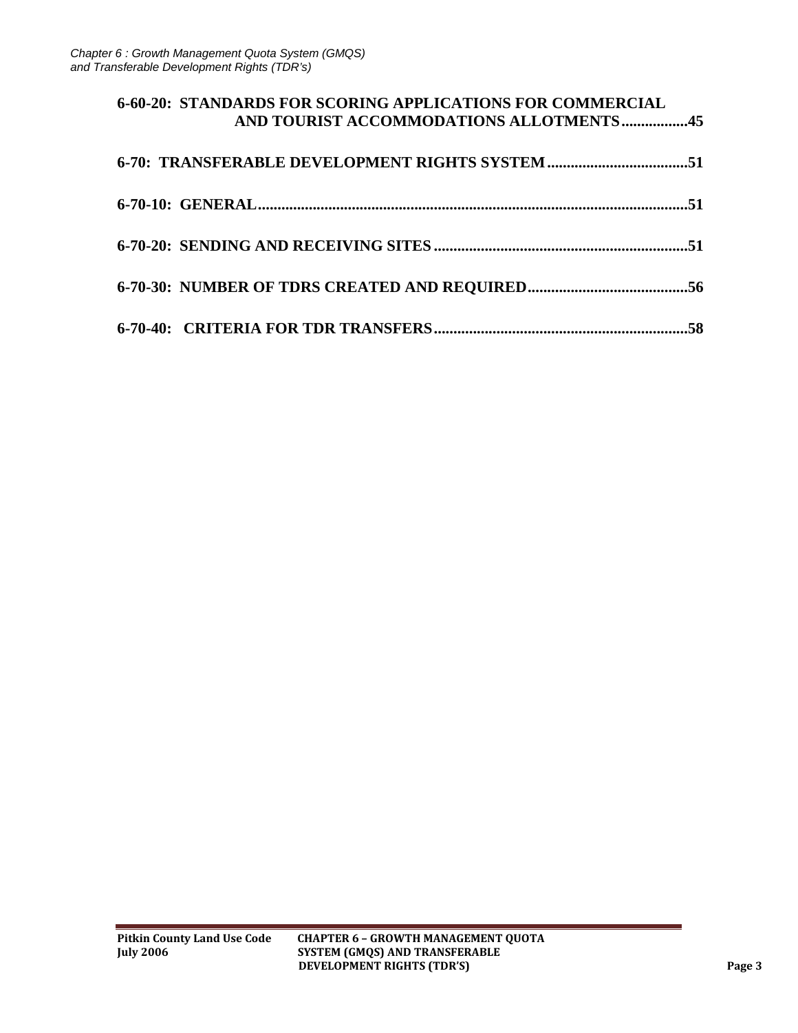**6-60-20: STANDARDS FOR SCORING APPLICATIONS FOR COMMERCIAL AND TOURIST ACCOMMODATIONS ALLOTMENTS.................45**

**6-70: TRANSFERABLE DEVELOPMENT RIGHTS SYSTEM...................................51**

**6-70-10: GENERAL...........................................................................................................51**

**6-70-20: SENDING AND RECEIVING SITES ................................................................51**

**6-70-30: NUMBER OF TDRS CREATED AND REQUIRED........................................56**

**6-70-40: CRITERIA FOR TDR TRANSFERS................................................................58**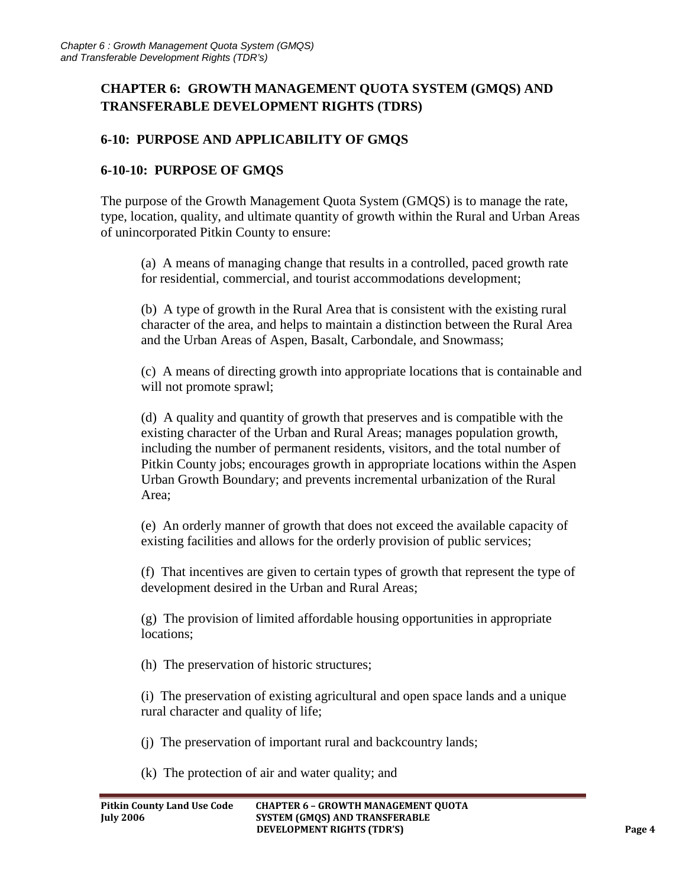# CHAPTER 6: GROWTH MANAGEMENT QUOTA SYSTEM (GMQS) AND TRANSFERABLE DEVELOPMENT RIGHTS (TDRS)

## 6-10: PURPOSE AND APPLICABILITY OF GMQS

### 6-10-10: PURPOSE OF GMQS

The purpose of the Growth Management Quota System (GMQS) is to manage the rate, type, location, quality, and ultimate quantity of growth within the Rural and Urban Areas of unincorporated Pitkin County to ensure:

(a) A means of managing change that results in a controlled, paced growth rate for residential, commercial, and tourist accommodations development;

(b) A type of growth in the Rural Area that is consistent with the existing rural character of the area, and helps to maintain a distinction between the Rural Area and the Urban Areas of Aspen, Basalt, Carbondale, and Snowmass;

(c) A means of directing growth into appropriate locations that is containable and will not promote sprawl;

(d) A quality and quantity of growth that preserves and is compatible with the existing character of the Urban and Rural Areas; manages population growth, including the number of permanent residents, visitors, and the total number of Pitkin County jobs; encourages growth in appropriate locations within the Aspen Urban Growth Boundary; and prevents incremental urbanization of the Rural Area;

(e) An orderly manner of growth that does not exceed the available capacity of existing facilities and allows for the orderly provision of public services;

(f) That incentives are given to certain types of growth that represent the type of development desired in the Urban and Rural Areas;

(g) The provision of limited affordable housing opportunities in appropriate locations;

(h) The preservation of historic structures;

(i) The preservation of existing agricultural and open space lands and a unique rural character and quality of life;

(j) The preservation of important rural and backcountry lands;

(k) The protection of air and water quality; and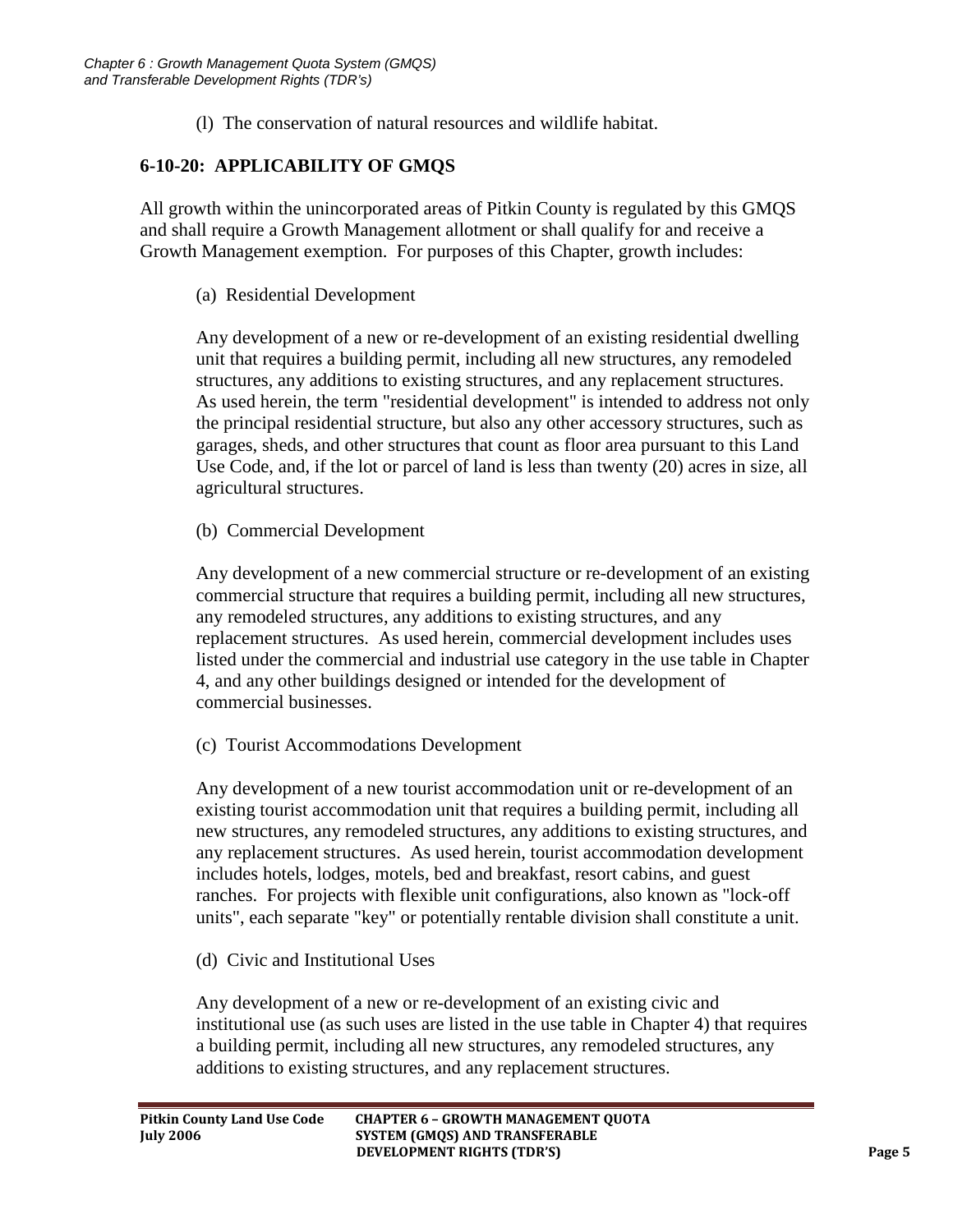(l) The conservation of natural resources and wildlife habitat.

## 6-10-20: APPLICABILITY OF GMQS

All growth within the unincorporated areas of Pitkin County is regulated by this GMQS and shall require a Growth Management allotment or shall qualify for and receive a Growth Management exemption. For purposes of this Chapter, growth includes:

(a) Residential Development

Any development of a new or re-development of an existing residential dwelling unit that requires a building permit, including all new structures, any remodeled structures, any additions to existing structures, and any replacement structures. As used herein, the term "residential development" is intended to address not only the principal residential structure, but also any other accessory structures, such as garages, sheds, and other structures that count as floor area pursuant to this Land Use Code, and, if the lot or parcel of land is less than twenty (20) acres in size, all agricultural structures.

(b) Commercial Development

Any development of a new commercial structure or re-development of an existing commercial structure that requires a building permit, including all new structures, any remodeled structures, any additions to existing structures, and any replacement structures. As used herein, commercial development includes uses listed under the commercial and industrial use category in the use table in Chapter 4, and any other buildings designed or intended for the development of commercial businesses.

(c) Tourist Accommodations Development

Any development of a new tourist accommodation unit or re-development of an existing tourist accommodation unit that requires a building permit, including all new structures, any remodeled structures, any additions to existing structures, and any replacement structures. As used herein, tourist accommodation development includes hotels, lodges, motels, bed and breakfast, resort cabins, and guest ranches. For projects with flexible unit configurations, also known as "lock-off units", each separate "key" or potentially rentable division shall constitute a unit.

(d) Civic and Institutional Uses

Any development of a new or re-development of an existing civic and institutional use (as such uses are listed in the use table in Chapter 4) that requires a building permit, including all new structures, any remodeled structures, any additions to existing structures, and any replacement structures.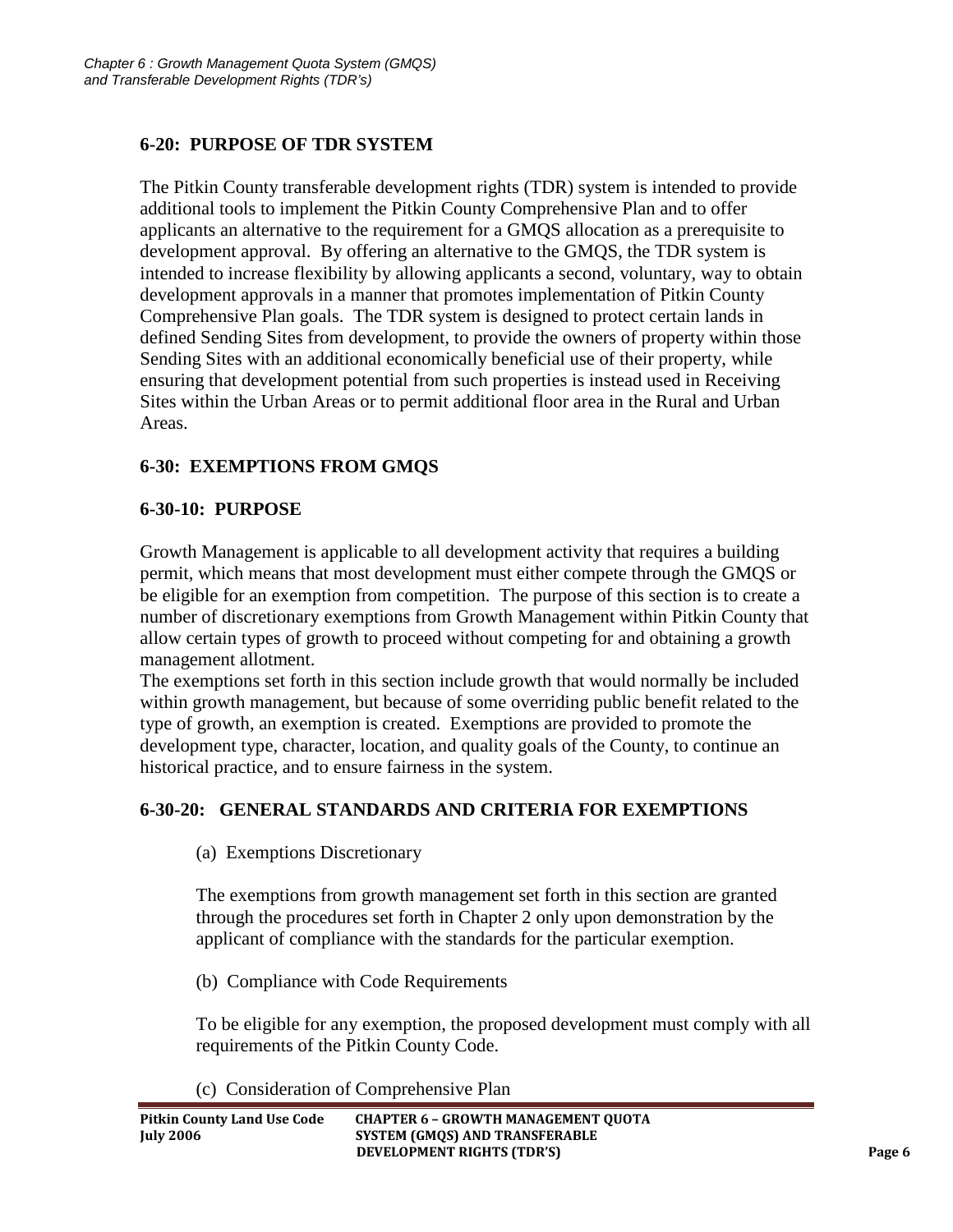## 6-20: PURPOSE OF TDR SYSTEM

The Pitkin County transferable development rights (TDR) system is intended to provide additional tools to implement the Pitkin County Comprehensive Plan and to offer applicants an alternative to the requirement for a GMQS allocation as a prerequisite to development approval. By offering an alternative to the GMQS, the TDR system is intended to increase flexibility by allowing applicants a second, voluntary, way to obtain development approvals in a manner that promotes implementation of Pitkin County Comprehensive Plan goals. The TDR system is designed to protect certain lands in defined Sending Sites from development, to provide the owners of property within those Sending Sites with an additional economically beneficial use of their property, while ensuring that development potential from such properties is instead used in Receiving Sites within the Urban Areas or to permit additional floor area in the Rural and Urban Areas.

## 6-30: EXEMPTIONS FROM GMQS

### 6-30-10: PURPOSE

Growth Management is applicable to all development activity that requires a building permit, which means that most development must either compete through the GMQS or be eligible for an exemption from competition. The purpose of this section is to create a number of discretionary exemptions from Growth Management within Pitkin County that allow certain types of growth to proceed without competing for and obtaining a growth management allotment.

The exemptions set forth in this section include growth that would normally be included within growth management, but because of some overriding public benefit related to the type of growth, an exemption is created. Exemptions are provided to promote the development type, character, location, and quality goals of the County, to continue an historical practice, and to ensure fairness in the system.

### 6-30-20: GENERAL STANDARDS AND CRITERIA FOR EXEMPTIONS

(a) Exemptions Discretionary

The exemptions from growth management set forth in this section are granted through the procedures set forth in Chapter 2 only upon demonstration by the applicant of compliance with the standards for the particular exemption.

(b) Compliance with Code Requirements

To be eligible for any exemption, the proposed development must comply with all requirements of the Pitkin County Code.

(c) Consideration of Comprehensive Plan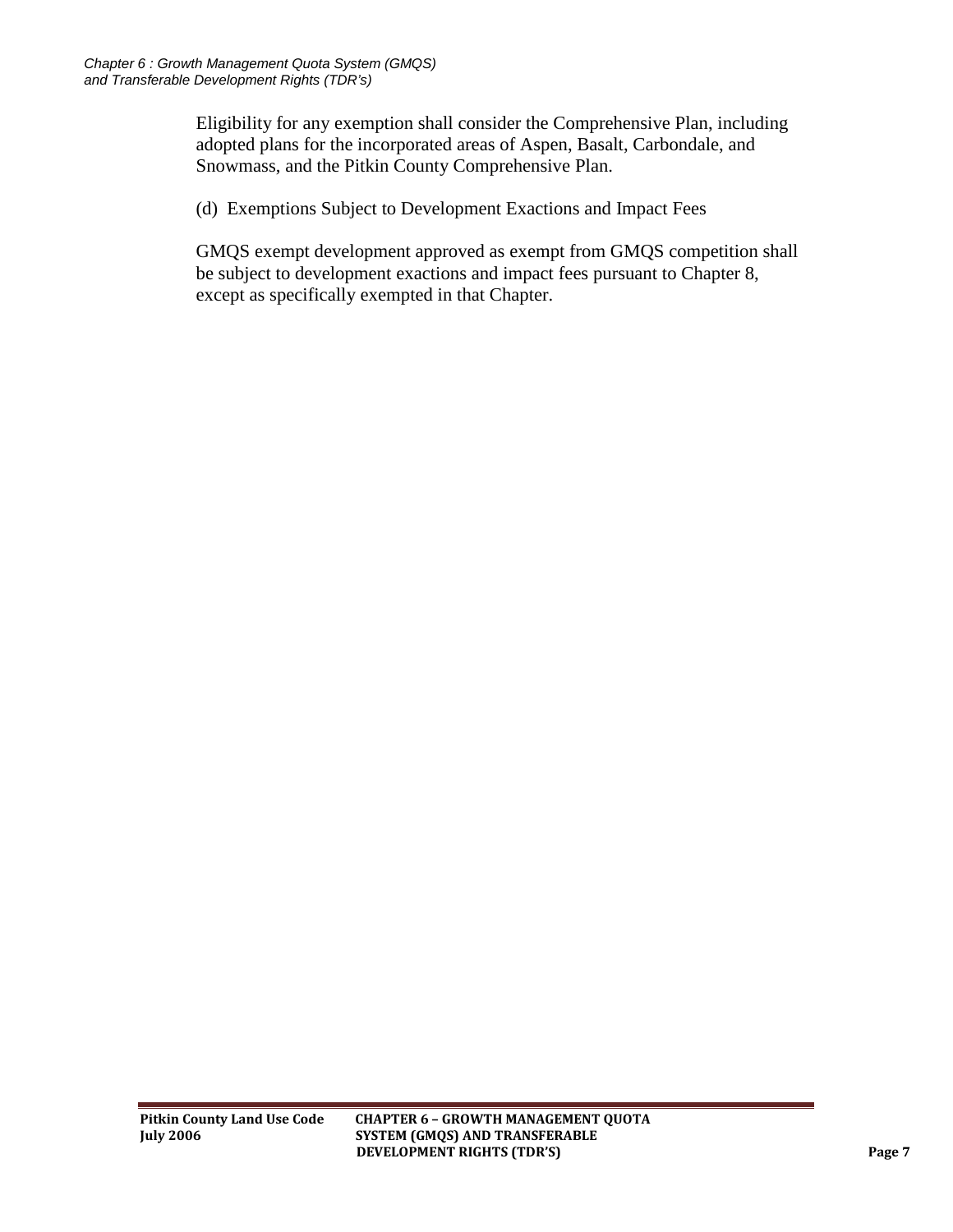Eligibility for any exemption shall consider the Comprehensive Plan, including adopted plans for the incorporated areas of Aspen, Basalt, Carbondale, and Snowmass, and the Pitkin County Comprehensive Plan.

(d) Exemptions Subject to Development Exactions and Impact Fees

GMQS exempt development approved as exempt from GMQS competition shall be subject to development exactions and impact fees pursuant to Chapter 8, except as specifically exempted in that Chapter.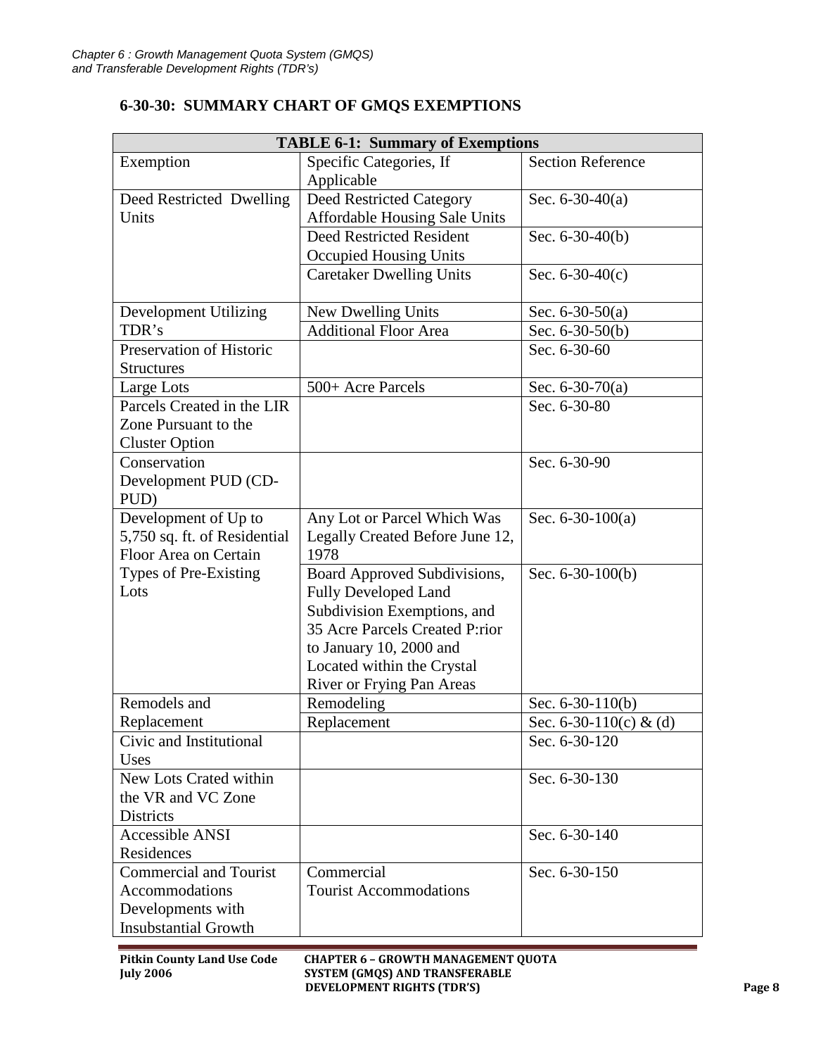### 6-30-30: SUMMARY CHART OF GMQS EXEMPTIONS

| TABLE 6-1: Summary of Exemptions | | |
|---|---|---|
| Exemption | Specific Categories, If Applicable | Section Reference |
| Deed Restricted Dwelling Units | Deed Restricted Category Affordable Housing Sale Units | Sec. 6-30-40(a) |
| | Deed Restricted Resident Occupied Housing Units | Sec. 6-30-40(b) |
| | Caretaker Dwelling Units | Sec. 6-30-40(c) |
| Development Utilizing TDR's | New Dwelling Units | Sec. 6-30-50(a) |
| | Additional Floor Area | Sec. 6-30-50(b) |
| Preservation of Historic Structures | | Sec. 6-30-60 |
| Large Lots | 500+ Acre Parcels | Sec. 6-30-70(a) |
| Parcels Created in the LIR Zone Pursuant to the Cluster Option | | Sec. 6-30-80 |
| Conservation Development PUD (CD-PUD) | | Sec. 6-30-90 |
| Development of Up to 5,750 sq. ft. of Residential Floor Area on Certain Types of Pre-Existing Lots | Any Lot or Parcel Which Was Legally Created Before June 12, 1978 | Sec. 6-30-100(a) |
| | Board Approved Subdivisions, Fully Developed Land Subdivision Exemptions, and 35 Acre Parcels Created P:rior to January 10, 2000 and Located within the Crystal River or Frying Pan Areas | Sec. 6-30-100(b) |
| Remodels and Replacement | Remodeling | Sec. 6-30-110(b) |
| | Replacement | Sec. 6-30-110(c) & (d) |
| Civic and Institutional Uses | | Sec. 6-30-120 |
| New Lots Crated within the VR and VC Zone Districts | | Sec. 6-30-130 |
| Accessible ANSI Residences | | Sec. 6-30-140 |
| Commercial and Tourist Accommodations Developments with Insubstantial Growth | Commercial<br>Tourist Accommodations | Sec. 6-30-150 |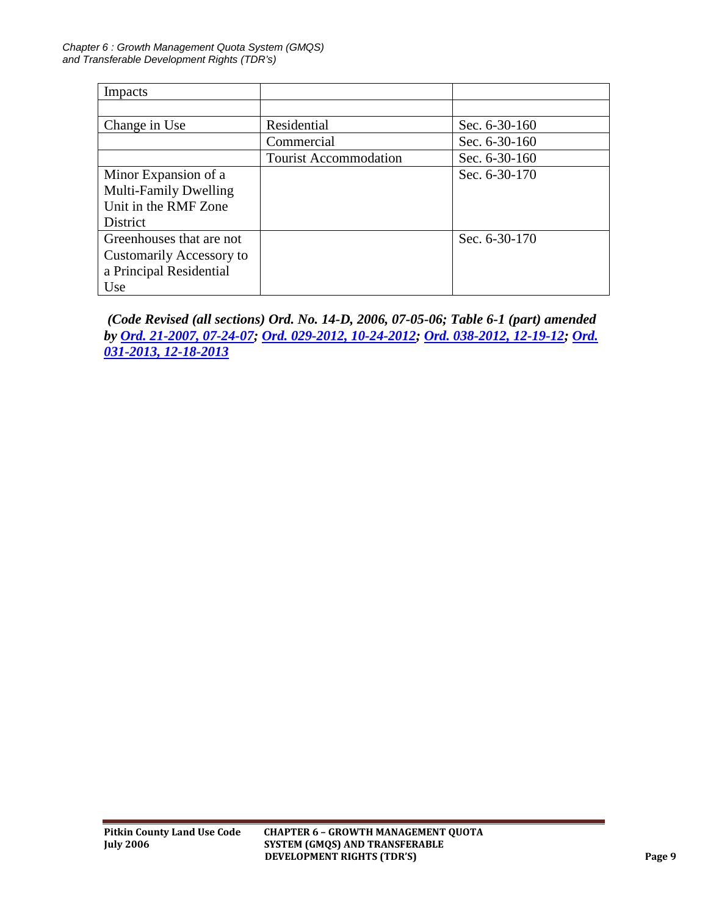| Impacts | | |
|---|---|---|
| | | |
| Change in Use | Residential | Sec. 6-30-160 |
| | Commercial | Sec. 6-30-160 |
| | Tourist Accommodation | Sec. 6-30-160 |
| Minor Expansion of a Multi-Family Dwelling Unit in the RMF Zone District | | Sec. 6-30-170 |
| Greenhouses that are not Customarily Accessory to a Principal Residential Use | | Sec. 6-30-170 |

***(Code Revised (all sections) Ord. No. 14-D, 2006, 07-05-06; Table 6-1 (part) amended by Ord. 21-2007, 07-24-07; Ord. 029-2012, 10-24-2012; Ord. 038-2012, 12-19-12; Ord. 031-2013, 12-18-2013***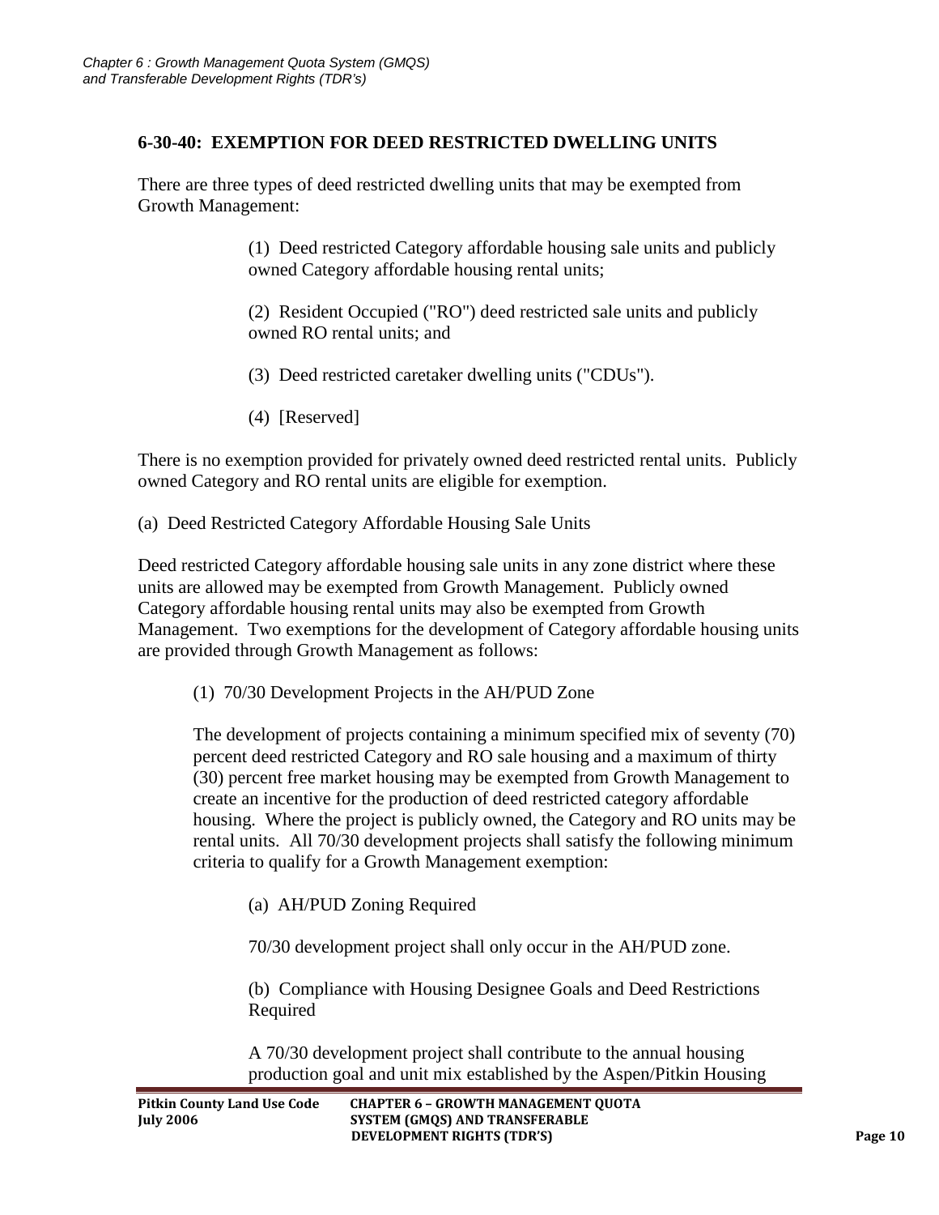### 6-30-40: EXEMPTION FOR DEED RESTRICTED DWELLING UNITS

There are three types of deed restricted dwelling units that may be exempted from Growth Management:

> (1) Deed restricted Category affordable housing sale units and publicly owned Category affordable housing rental units;
>
> (2) Resident Occupied ("RO") deed restricted sale units and publicly owned RO rental units; and
>
> (3) Deed restricted caretaker dwelling units ("CDUs").
>
> (4) [Reserved]

There is no exemption provided for privately owned deed restricted rental units. Publicly owned Category and RO rental units are eligible for exemption.

(a) Deed Restricted Category Affordable Housing Sale Units

Deed restricted Category affordable housing sale units in any zone district where these units are allowed may be exempted from Growth Management. Publicly owned Category affordable housing rental units may also be exempted from Growth Management. Two exemptions for the development of Category affordable housing units are provided through Growth Management as follows:

(1) 70/30 Development Projects in the AH/PUD Zone

The development of projects containing a minimum specified mix of seventy (70) percent deed restricted Category and RO sale housing and a maximum of thirty (30) percent free market housing may be exempted from Growth Management to create an incentive for the production of deed restricted category affordable housing. Where the project is publicly owned, the Category and RO units may be rental units. All 70/30 development projects shall satisfy the following minimum criteria to qualify for a Growth Management exemption:

(a) AH/PUD Zoning Required

70/30 development project shall only occur in the AH/PUD zone.

(b) Compliance with Housing Designee Goals and Deed Restrictions Required

A 70/30 development project shall contribute to the annual housing production goal and unit mix established by the Aspen/Pitkin Housing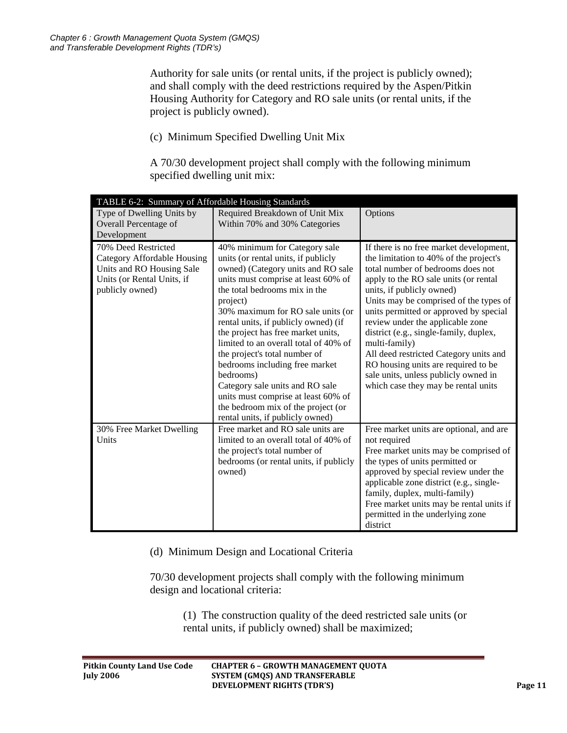Authority for sale units (or rental units, if the project is publicly owned); and shall comply with the deed restrictions required by the Aspen/Pitkin Housing Authority for Category and RO sale units (or rental units, if the project is publicly owned).

(c) Minimum Specified Dwelling Unit Mix

A 70/30 development project shall comply with the following minimum specified dwelling unit mix:

| TABLE 6-2: Summary of Affordable Housing Standards | | |
|---|---|---|
| Type of Dwelling Units by Overall Percentage of Development | Required Breakdown of Unit Mix Within 70% and 30% Categories | Options |
| 70% Deed Restricted Category Affordable Housing Units and RO Housing Sale Units (or Rental Units, if publicly owned) | 40% minimum for Category sale units (or rental units, if publicly owned) (Category units and RO sale units must comprise at least 60% of the total bedrooms mix in the project)<br>30% maximum for RO sale units (or rental units, if publicly owned) (if the project has free market units, limited to an overall total of 40% of the project's total number of bedrooms including free market bedrooms)<br>Category sale units and RO sale units must comprise at least 60% of the bedroom mix of the project (or rental units, if publicly owned) | If there is no free market development, the limitation to 40% of the project's total number of bedrooms does not apply to the RO sale units (or rental units, if publicly owned)<br>Units may be comprised of the types of units permitted or approved by special review under the applicable zone district (e.g., single-family, duplex, multi-family)<br>All deed restricted Category units and RO housing units are required to be sale units, unless publicly owned in which case they may be rental units |
| 30% Free Market Dwelling Units | Free market and RO sale units are limited to an overall total of 40% of the project's total number of bedrooms (or rental units, if publicly owned) | Free market units are optional, and are not required<br>Free market units may be comprised of the types of units permitted or approved by special review under the applicable zone district (e.g., single-family, duplex, multi-family)<br>Free market units may be rental units if permitted in the underlying zone district |

(d) Minimum Design and Locational Criteria

70/30 development projects shall comply with the following minimum design and locational criteria:

(1) The construction quality of the deed restricted sale units (or rental units, if publicly owned) shall be maximized;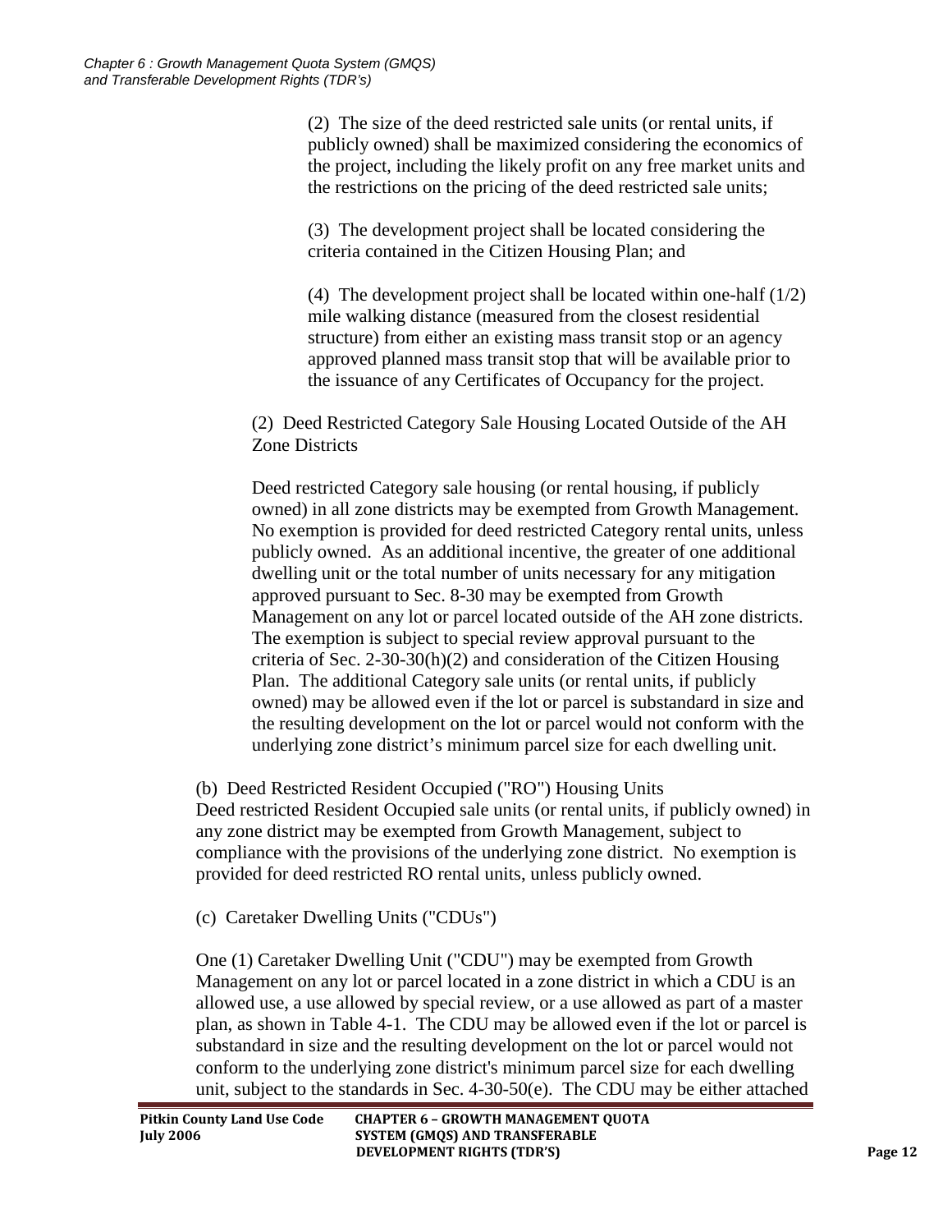(2) The size of the deed restricted sale units (or rental units, if publicly owned) shall be maximized considering the economics of the project, including the likely profit on any free market units and the restrictions on the pricing of the deed restricted sale units;

(3) The development project shall be located considering the criteria contained in the Citizen Housing Plan; and

(4) The development project shall be located within one-half (1/2) mile walking distance (measured from the closest residential structure) from either an existing mass transit stop or an agency approved planned mass transit stop that will be available prior to the issuance of any Certificates of Occupancy for the project.

(2) Deed Restricted Category Sale Housing Located Outside of the AH Zone Districts

Deed restricted Category sale housing (or rental housing, if publicly owned) in all zone districts may be exempted from Growth Management. No exemption is provided for deed restricted Category rental units, unless publicly owned. As an additional incentive, the greater of one additional dwelling unit or the total number of units necessary for any mitigation approved pursuant to Sec. 8-30 may be exempted from Growth Management on any lot or parcel located outside of the AH zone districts. The exemption is subject to special review approval pursuant to the criteria of Sec. 2-30-30(h)(2) and consideration of the Citizen Housing Plan. The additional Category sale units (or rental units, if publicly owned) may be allowed even if the lot or parcel is substandard in size and the resulting development on the lot or parcel would not conform with the underlying zone district's minimum parcel size for each dwelling unit.

(b) Deed Restricted Resident Occupied ("RO") Housing Units
Deed restricted Resident Occupied sale units (or rental units, if publicly owned) in any zone district may be exempted from Growth Management, subject to compliance with the provisions of the underlying zone district. No exemption is provided for deed restricted RO rental units, unless publicly owned.

(c) Caretaker Dwelling Units ("CDUs")

One (1) Caretaker Dwelling Unit ("CDU") may be exempted from Growth Management on any lot or parcel located in a zone district in which a CDU is an allowed use, a use allowed by special review, or a use allowed as part of a master plan, as shown in Table 4-1. The CDU may be allowed even if the lot or parcel is substandard in size and the resulting development on the lot or parcel would not conform to the underlying zone district's minimum parcel size for each dwelling unit, subject to the standards in Sec. 4-30-50(e). The CDU may be either attached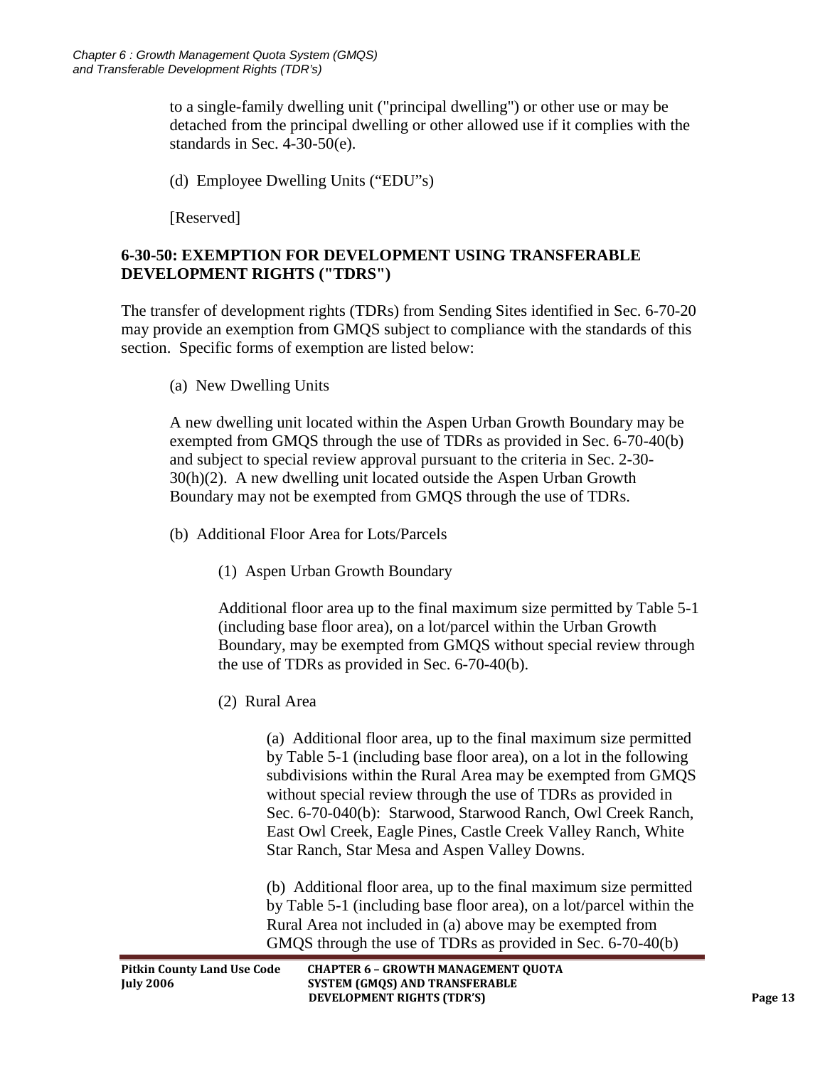to a single-family dwelling unit ("principal dwelling") or other use or may be detached from the principal dwelling or other allowed use if it complies with the standards in Sec. 4-30-50(e).

(d) Employee Dwelling Units (“EDU”s)

[Reserved]

## 6-30-50: EXEMPTION FOR DEVELOPMENT USING TRANSFERABLE DEVELOPMENT RIGHTS ("TDRS")

The transfer of development rights (TDRs) from Sending Sites identified in Sec. 6-70-20 may provide an exemption from GMQS subject to compliance with the standards of this section. Specific forms of exemption are listed below:

(a) New Dwelling Units

A new dwelling unit located within the Aspen Urban Growth Boundary may be exempted from GMQS through the use of TDRs as provided in Sec. 6-70-40(b) and subject to special review approval pursuant to the criteria in Sec. 2-30-30(h)(2). A new dwelling unit located outside the Aspen Urban Growth Boundary may not be exempted from GMQS through the use of TDRs.

(b) Additional Floor Area for Lots/Parcels

(1) Aspen Urban Growth Boundary

Additional floor area up to the final maximum size permitted by Table 5-1 (including base floor area), on a lot/parcel within the Urban Growth Boundary, may be exempted from GMQS without special review through the use of TDRs as provided in Sec. 6-70-40(b).

(2) Rural Area

(a) Additional floor area, up to the final maximum size permitted by Table 5-1 (including base floor area), on a lot in the following subdivisions within the Rural Area may be exempted from GMQS without special review through the use of TDRs as provided in Sec. 6-70-040(b): Starwood, Starwood Ranch, Owl Creek Ranch, East Owl Creek, Eagle Pines, Castle Creek Valley Ranch, White Star Ranch, Star Mesa and Aspen Valley Downs.

(b) Additional floor area, up to the final maximum size permitted by Table 5-1 (including base floor area), on a lot/parcel within the Rural Area not included in (a) above may be exempted from GMQS through the use of TDRs as provided in Sec. 6-70-40(b)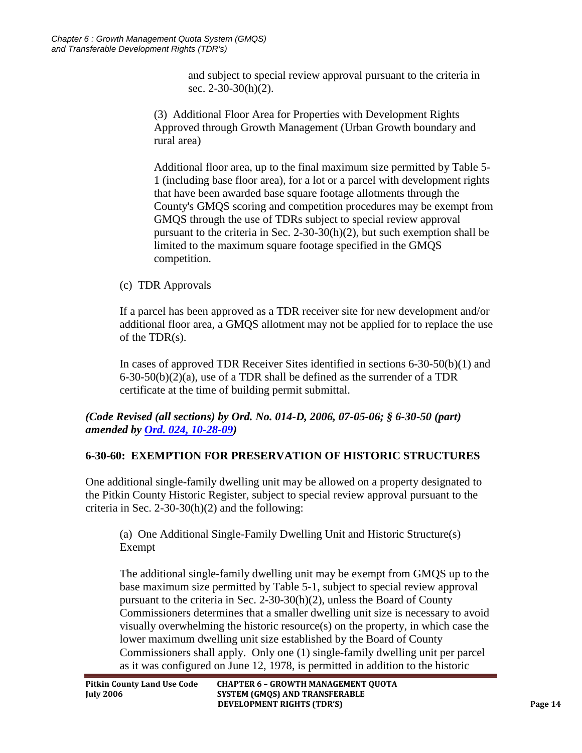and subject to special review approval pursuant to the criteria in sec. 2-30-30(h)(2).

(3) Additional Floor Area for Properties with Development Rights Approved through Growth Management (Urban Growth boundary and rural area)

Additional floor area, up to the final maximum size permitted by Table 5-1 (including base floor area), for a lot or a parcel with development rights that have been awarded base square footage allotments through the County's GMQS scoring and competition procedures may be exempt from GMQS through the use of TDRs subject to special review approval pursuant to the criteria in Sec. 2-30-30(h)(2), but such exemption shall be limited to the maximum square footage specified in the GMQS competition.

(c) TDR Approvals

If a parcel has been approved as a TDR receiver site for new development and/or additional floor area, a GMQS allotment may not be applied for to replace the use of the TDR(s).

In cases of approved TDR Receiver Sites identified in sections 6-30-50(b)(1) and 6-30-50(b)(2)(a), use of a TDR shall be defined as the surrender of a TDR certificate at the time of building permit submittal.

***(Code Revised (all sections) by Ord. No. 014-D, 2006, 07-05-06; § 6-30-50 (part) amended by Ord. 024, 10-28-09)***

## 6-30-60: EXEMPTION FOR PRESERVATION OF HISTORIC STRUCTURES

One additional single-family dwelling unit may be allowed on a property designated to the Pitkin County Historic Register, subject to special review approval pursuant to the criteria in Sec. 2-30-30(h)(2) and the following:

(a) One Additional Single-Family Dwelling Unit and Historic Structure(s) Exempt

The additional single-family dwelling unit may be exempt from GMQS up to the base maximum size permitted by Table 5-1, subject to special review approval pursuant to the criteria in Sec. 2-30-30(h)(2), unless the Board of County Commissioners determines that a smaller dwelling unit size is necessary to avoid visually overwhelming the historic resource(s) on the property, in which case the lower maximum dwelling unit size established by the Board of County Commissioners shall apply. Only one (1) single-family dwelling unit per parcel as it was configured on June 12, 1978, is permitted in addition to the historic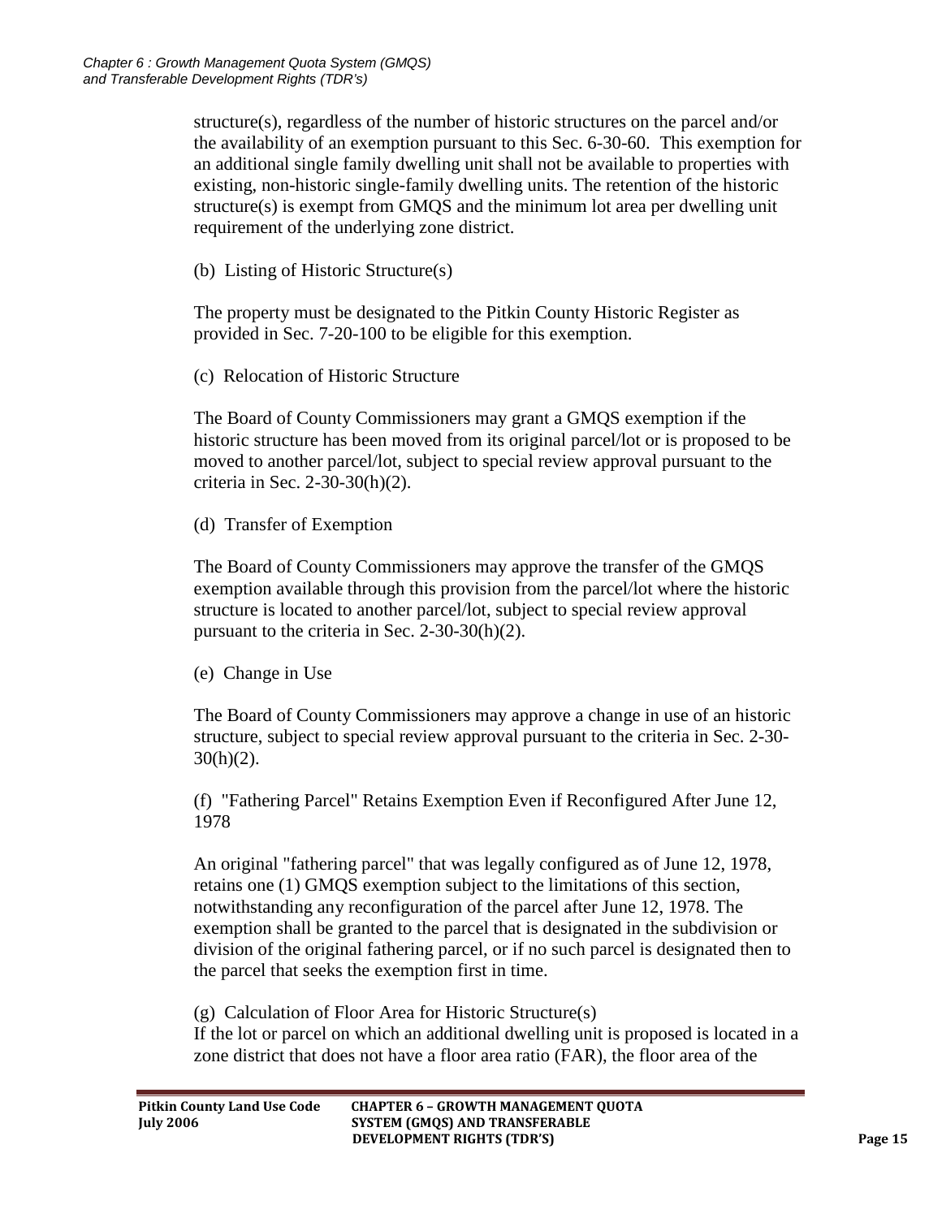structure(s), regardless of the number of historic structures on the parcel and/or the availability of an exemption pursuant to this Sec. 6-30-60. This exemption for an additional single family dwelling unit shall not be available to properties with existing, non-historic single-family dwelling units. The retention of the historic structure(s) is exempt from GMQS and the minimum lot area per dwelling unit requirement of the underlying zone district.

(b) Listing of Historic Structure(s)

The property must be designated to the Pitkin County Historic Register as provided in Sec. 7-20-100 to be eligible for this exemption.

(c) Relocation of Historic Structure

The Board of County Commissioners may grant a GMQS exemption if the historic structure has been moved from its original parcel/lot or is proposed to be moved to another parcel/lot, subject to special review approval pursuant to the criteria in Sec. 2-30-30(h)(2).

(d) Transfer of Exemption

The Board of County Commissioners may approve the transfer of the GMQS exemption available through this provision from the parcel/lot where the historic structure is located to another parcel/lot, subject to special review approval pursuant to the criteria in Sec. 2-30-30(h)(2).

(e) Change in Use

The Board of County Commissioners may approve a change in use of an historic structure, subject to special review approval pursuant to the criteria in Sec. 2-30-30(h)(2).

(f) "Fathering Parcel" Retains Exemption Even if Reconfigured After June 12, 1978

An original "fathering parcel" that was legally configured as of June 12, 1978, retains one (1) GMQS exemption subject to the limitations of this section, notwithstanding any reconfiguration of the parcel after June 12, 1978. The exemption shall be granted to the parcel that is designated in the subdivision or division of the original fathering parcel, or if no such parcel is designated then to the parcel that seeks the exemption first in time.

(g) Calculation of Floor Area for Historic Structure(s)
If the lot or parcel on which an additional dwelling unit is proposed is located in a zone district that does not have a floor area ratio (FAR), the floor area of the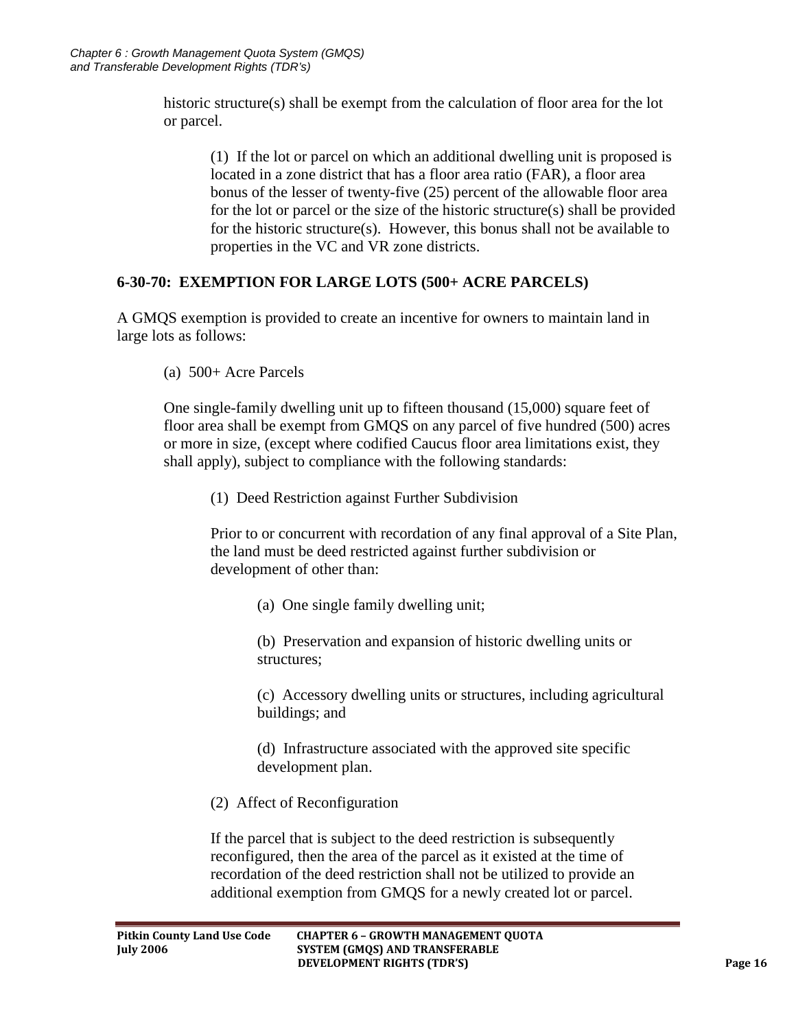historic structure(s) shall be exempt from the calculation of floor area for the lot or parcel.

(1) If the lot or parcel on which an additional dwelling unit is proposed is located in a zone district that has a floor area ratio (FAR), a floor area bonus of the lesser of twenty-five (25) percent of the allowable floor area for the lot or parcel or the size of the historic structure(s) shall be provided for the historic structure(s). However, this bonus shall not be available to properties in the VC and VR zone districts.

### 6-30-70: EXEMPTION FOR LARGE LOTS (500+ ACRE PARCELS)

A GMQS exemption is provided to create an incentive for owners to maintain land in large lots as follows:

(a) 500+ Acre Parcels

One single-family dwelling unit up to fifteen thousand (15,000) square feet of floor area shall be exempt from GMQS on any parcel of five hundred (500) acres or more in size, (except where codified Caucus floor area limitations exist, they shall apply), subject to compliance with the following standards:

(1) Deed Restriction against Further Subdivision

Prior to or concurrent with recordation of any final approval of a Site Plan, the land must be deed restricted against further subdivision or development of other than:

(a) One single family dwelling unit;

(b) Preservation and expansion of historic dwelling units or structures;

(c) Accessory dwelling units or structures, including agricultural buildings; and

(d) Infrastructure associated with the approved site specific development plan.

(2) Affect of Reconfiguration

If the parcel that is subject to the deed restriction is subsequently reconfigured, then the area of the parcel as it existed at the time of recordation of the deed restriction shall not be utilized to provide an additional exemption from GMQS for a newly created lot or parcel.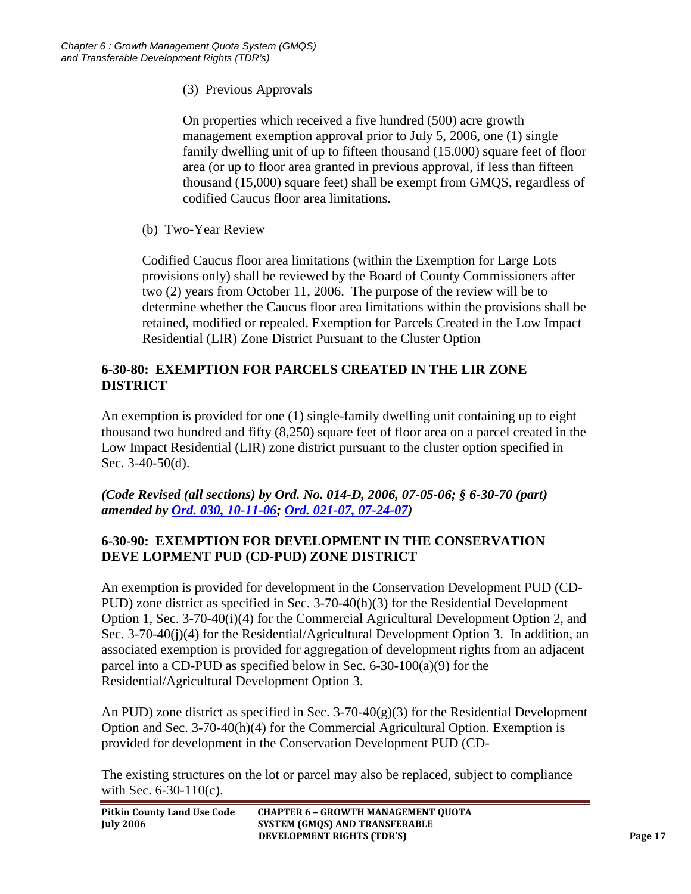(3) Previous Approvals

On properties which received a five hundred (500) acre growth management exemption approval prior to July 5, 2006, one (1) single family dwelling unit of up to fifteen thousand (15,000) square feet of floor area (or up to floor area granted in previous approval, if less than fifteen thousand (15,000) square feet) shall be exempt from GMQS, regardless of codified Caucus floor area limitations.

(b) Two-Year Review

Codified Caucus floor area limitations (within the Exemption for Large Lots provisions only) shall be reviewed by the Board of County Commissioners after two (2) years from October 11, 2006. The purpose of the review will be to determine whether the Caucus floor area limitations within the provisions shall be retained, modified or repealed. Exemption for Parcels Created in the Low Impact Residential (LIR) Zone District Pursuant to the Cluster Option

## 6-30-80: EXEMPTION FOR PARCELS CREATED IN THE LIR ZONE DISTRICT

An exemption is provided for one (1) single-family dwelling unit containing up to eight thousand two hundred and fifty (8,250) square feet of floor area on a parcel created in the Low Impact Residential (LIR) zone district pursuant to the cluster option specified in Sec. 3-40-50(d).

***(Code Revised (all sections) by Ord. No. 014-D, 2006, 07-05-06; § 6-30-70 (part) amended by Ord. 030, 10-11-06; Ord. 021-07, 07-24-07)***

## 6-30-90: EXEMPTION FOR DEVELOPMENT IN THE CONSERVATION DEVE LOPMENT PUD (CD-PUD) ZONE DISTRICT

An exemption is provided for development in the Conservation Development PUD (CD-PUD) zone district as specified in Sec. 3-70-40(h)(3) for the Residential Development Option 1, Sec. 3-70-40(i)(4) for the Commercial Agricultural Development Option 2, and Sec. 3-70-40(j)(4) for the Residential/Agricultural Development Option 3. In addition, an associated exemption is provided for aggregation of development rights from an adjacent parcel into a CD-PUD as specified below in Sec. 6-30-100(a)(9) for the Residential/Agricultural Development Option 3.

An PUD) zone district as specified in Sec. 3-70-40(g)(3) for the Residential Development Option and Sec. 3-70-40(h)(4) for the Commercial Agricultural Option. Exemption is provided for development in the Conservation Development PUD (CD-

The existing structures on the lot or parcel may also be replaced, subject to compliance with Sec. 6-30-110(c).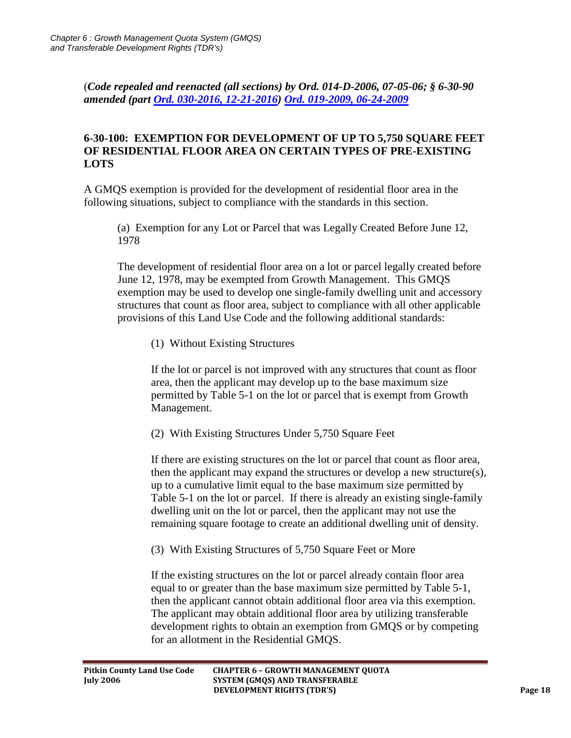(*Code repealed and reenacted (all sections) by Ord. 014-D-2006, 07-05-06; § 6-30-90 amended (part [Ord. 030-2016, 12-21-2016](#)) [Ord. 019-2009, 06-24-2009](#)*

### 6-30-100: EXEMPTION FOR DEVELOPMENT OF UP TO 5,750 SQUARE FEET OF RESIDENTIAL FLOOR AREA ON CERTAIN TYPES OF PRE-EXISTING LOTS

A GMQS exemption is provided for the development of residential floor area in the following situations, subject to compliance with the standards in this section.

(a) Exemption for any Lot or Parcel that was Legally Created Before June 12, 1978

The development of residential floor area on a lot or parcel legally created before June 12, 1978, may be exempted from Growth Management. This GMQS exemption may be used to develop one single-family dwelling unit and accessory structures that count as floor area, subject to compliance with all other applicable provisions of this Land Use Code and the following additional standards:

(1) Without Existing Structures

If the lot or parcel is not improved with any structures that count as floor area, then the applicant may develop up to the base maximum size permitted by Table 5-1 on the lot or parcel that is exempt from Growth Management.

(2) With Existing Structures Under 5,750 Square Feet

If there are existing structures on the lot or parcel that count as floor area, then the applicant may expand the structures or develop a new structure(s), up to a cumulative limit equal to the base maximum size permitted by Table 5-1 on the lot or parcel. If there is already an existing single-family dwelling unit on the lot or parcel, then the applicant may not use the remaining square footage to create an additional dwelling unit of density.

(3) With Existing Structures of 5,750 Square Feet or More

If the existing structures on the lot or parcel already contain floor area equal to or greater than the base maximum size permitted by Table 5-1, then the applicant cannot obtain additional floor area via this exemption. The applicant may obtain additional floor area by utilizing transferable development rights to obtain an exemption from GMQS or by competing for an allotment in the Residential GMQS.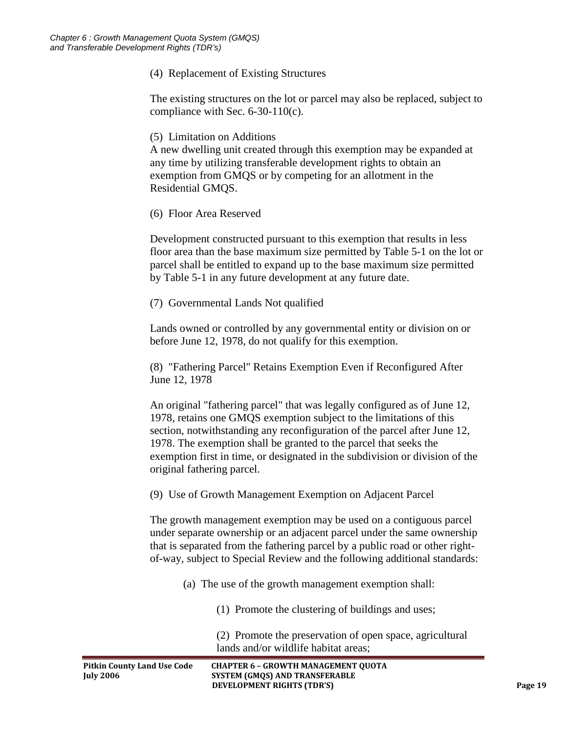(4) Replacement of Existing Structures

The existing structures on the lot or parcel may also be replaced, subject to compliance with Sec. 6-30-110(c).

(5) Limitation on Additions

A new dwelling unit created through this exemption may be expanded at any time by utilizing transferable development rights to obtain an exemption from GMQS or by competing for an allotment in the Residential GMQS.

(6) Floor Area Reserved

Development constructed pursuant to this exemption that results in less floor area than the base maximum size permitted by Table 5-1 on the lot or parcel shall be entitled to expand up to the base maximum size permitted by Table 5-1 in any future development at any future date.

(7) Governmental Lands Not qualified

Lands owned or controlled by any governmental entity or division on or before June 12, 1978, do not qualify for this exemption.

(8) "Fathering Parcel" Retains Exemption Even if Reconfigured After June 12, 1978

An original "fathering parcel" that was legally configured as of June 12, 1978, retains one GMQS exemption subject to the limitations of this section, notwithstanding any reconfiguration of the parcel after June 12, 1978. The exemption shall be granted to the parcel that seeks the exemption first in time, or designated in the subdivision or division of the original fathering parcel.

(9) Use of Growth Management Exemption on Adjacent Parcel

The growth management exemption may be used on a contiguous parcel under separate ownership or an adjacent parcel under the same ownership that is separated from the fathering parcel by a public road or other right-of-way, subject to Special Review and the following additional standards:

(a) The use of the growth management exemption shall:

(1) Promote the clustering of buildings and uses;

(2) Promote the preservation of open space, agricultural lands and/or wildlife habitat areas;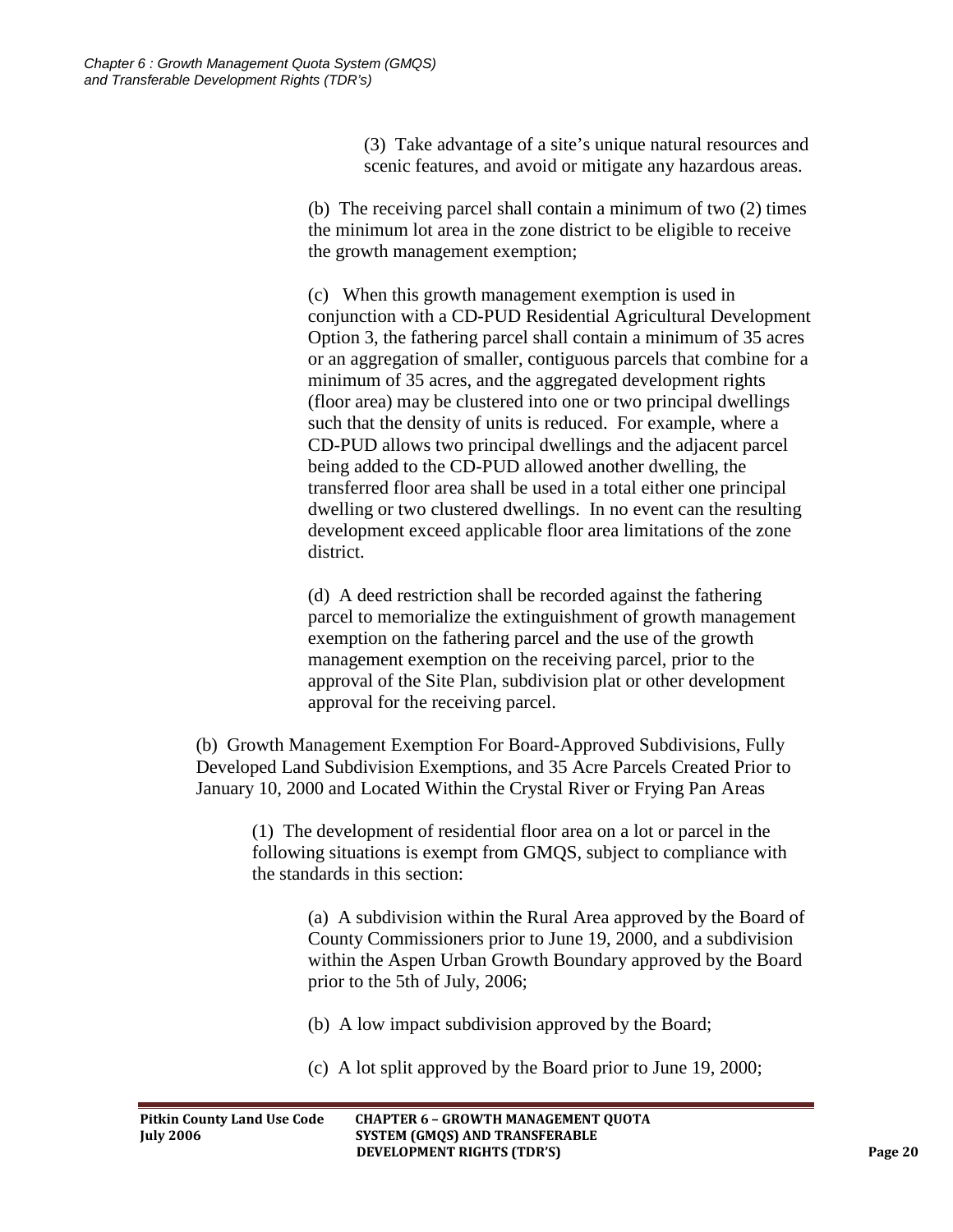(3) Take advantage of a site's unique natural resources and scenic features, and avoid or mitigate any hazardous areas.

(b) The receiving parcel shall contain a minimum of two (2) times the minimum lot area in the zone district to be eligible to receive the growth management exemption;

(c) When this growth management exemption is used in conjunction with a CD-PUD Residential Agricultural Development Option 3, the fathering parcel shall contain a minimum of 35 acres or an aggregation of smaller, contiguous parcels that combine for a minimum of 35 acres, and the aggregated development rights (floor area) may be clustered into one or two principal dwellings such that the density of units is reduced. For example, where a CD-PUD allows two principal dwellings and the adjacent parcel being added to the CD-PUD allowed another dwelling, the transferred floor area shall be used in a total either one principal dwelling or two clustered dwellings. In no event can the resulting development exceed applicable floor area limitations of the zone district.

(d) A deed restriction shall be recorded against the fathering parcel to memorialize the extinguishment of growth management exemption on the fathering parcel and the use of the growth management exemption on the receiving parcel, prior to the approval of the Site Plan, subdivision plat or other development approval for the receiving parcel.

(b) Growth Management Exemption For Board-Approved Subdivisions, Fully Developed Land Subdivision Exemptions, and 35 Acre Parcels Created Prior to January 10, 2000 and Located Within the Crystal River or Frying Pan Areas

(1) The development of residential floor area on a lot or parcel in the following situations is exempt from GMQS, subject to compliance with the standards in this section:

(a) A subdivision within the Rural Area approved by the Board of County Commissioners prior to June 19, 2000, and a subdivision within the Aspen Urban Growth Boundary approved by the Board prior to the 5th of July, 2006;

(b) A low impact subdivision approved by the Board;

(c) A lot split approved by the Board prior to June 19, 2000;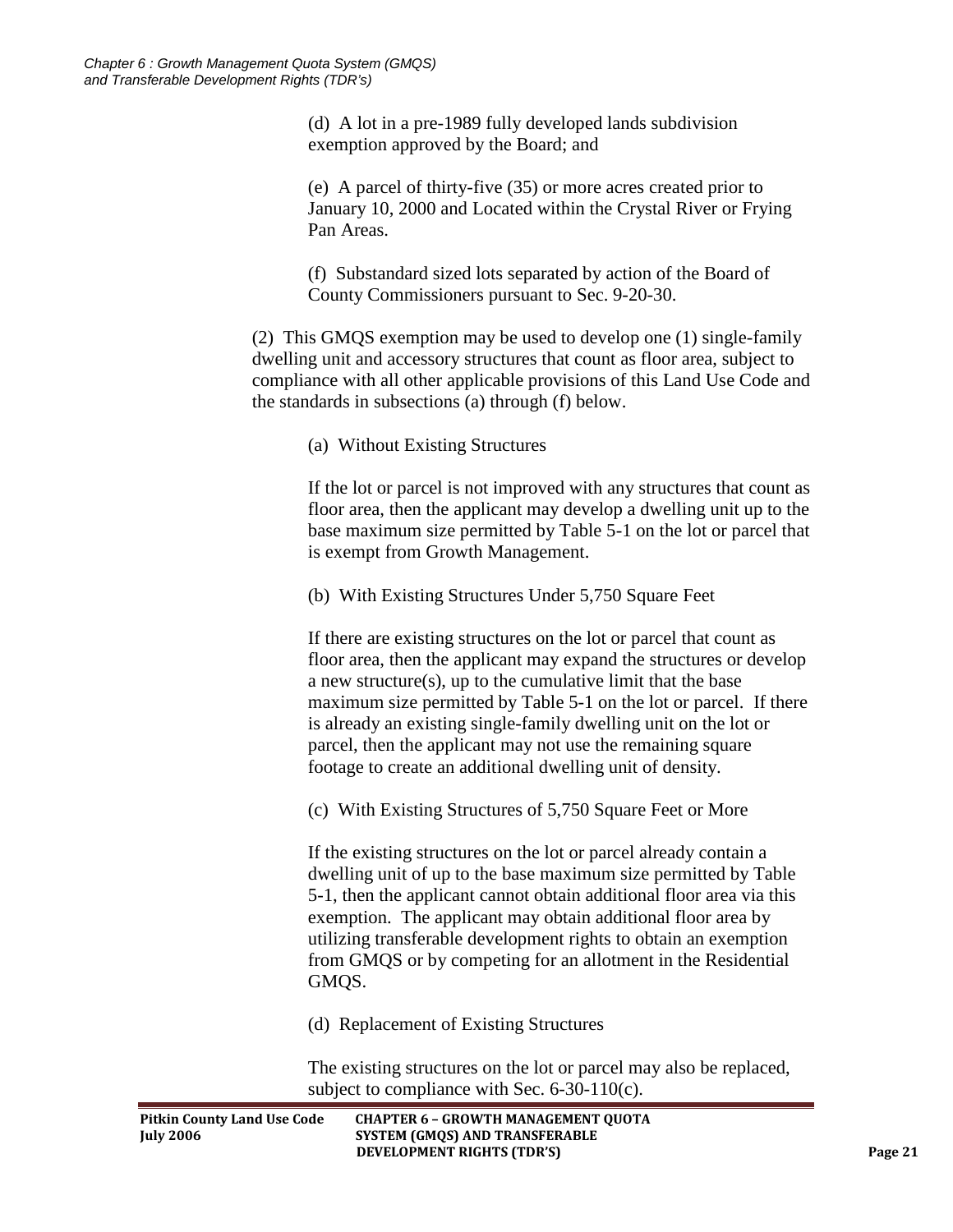(d) A lot in a pre-1989 fully developed lands subdivision exemption approved by the Board; and

(e) A parcel of thirty-five (35) or more acres created prior to January 10, 2000 and Located within the Crystal River or Frying Pan Areas.

(f) Substandard sized lots separated by action of the Board of County Commissioners pursuant to Sec. 9-20-30.

(2) This GMQS exemption may be used to develop one (1) single-family dwelling unit and accessory structures that count as floor area, subject to compliance with all other applicable provisions of this Land Use Code and the standards in subsections (a) through (f) below.

(a) Without Existing Structures

If the lot or parcel is not improved with any structures that count as floor area, then the applicant may develop a dwelling unit up to the base maximum size permitted by Table 5-1 on the lot or parcel that is exempt from Growth Management.

(b) With Existing Structures Under 5,750 Square Feet

If there are existing structures on the lot or parcel that count as floor area, then the applicant may expand the structures or develop a new structure(s), up to the cumulative limit that the base maximum size permitted by Table 5-1 on the lot or parcel. If there is already an existing single-family dwelling unit on the lot or parcel, then the applicant may not use the remaining square footage to create an additional dwelling unit of density.

(c) With Existing Structures of 5,750 Square Feet or More

If the existing structures on the lot or parcel already contain a dwelling unit of up to the base maximum size permitted by Table 5-1, then the applicant cannot obtain additional floor area via this exemption. The applicant may obtain additional floor area by utilizing transferable development rights to obtain an exemption from GMQS or by competing for an allotment in the Residential GMQS.

(d) Replacement of Existing Structures

The existing structures on the lot or parcel may also be replaced, subject to compliance with Sec. 6-30-110(c).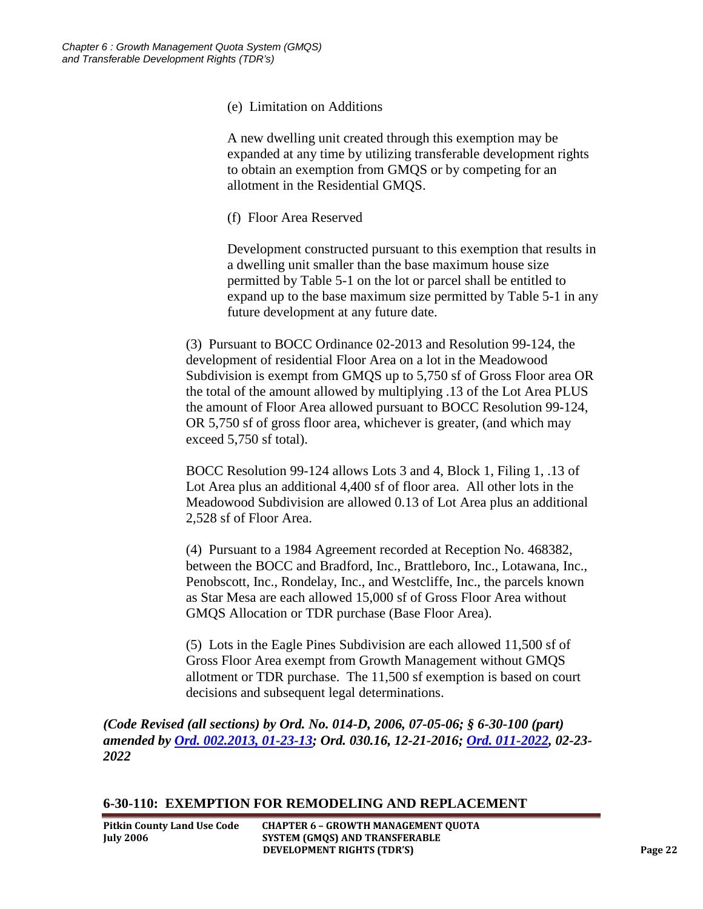(e) Limitation on Additions

A new dwelling unit created through this exemption may be expanded at any time by utilizing transferable development rights to obtain an exemption from GMQS or by competing for an allotment in the Residential GMQS.

(f) Floor Area Reserved

Development constructed pursuant to this exemption that results in a dwelling unit smaller than the base maximum house size permitted by Table 5-1 on the lot or parcel shall be entitled to expand up to the base maximum size permitted by Table 5-1 in any future development at any future date.

(3) Pursuant to BOCC Ordinance 02-2013 and Resolution 99-124, the development of residential Floor Area on a lot in the Meadowood Subdivision is exempt from GMQS up to 5,750 sf of Gross Floor area OR the total of the amount allowed by multiplying .13 of the Lot Area PLUS the amount of Floor Area allowed pursuant to BOCC Resolution 99-124, OR 5,750 sf of gross floor area, whichever is greater, (and which may exceed 5,750 sf total).

BOCC Resolution 99-124 allows Lots 3 and 4, Block 1, Filing 1, .13 of Lot Area plus an additional 4,400 sf of floor area. All other lots in the Meadowood Subdivision are allowed 0.13 of Lot Area plus an additional 2,528 sf of Floor Area.

(4) Pursuant to a 1984 Agreement recorded at Reception No. 468382, between the BOCC and Bradford, Inc., Brattleboro, Inc., Lotawana, Inc., Penobscott, Inc., Rondelay, Inc., and Westcliffe, Inc., the parcels known as Star Mesa are each allowed 15,000 sf of Gross Floor Area without GMQS Allocation or TDR purchase (Base Floor Area).

(5) Lots in the Eagle Pines Subdivision are each allowed 11,500 sf of Gross Floor Area exempt from Growth Management without GMQS allotment or TDR purchase. The 11,500 sf exemption is based on court decisions and subsequent legal determinations.

***(Code Revised (all sections) by Ord. No. 014-D, 2006, 07-05-06; § 6-30-100 (part) amended by Ord. 002.2013, 01-23-13; Ord. 030.16, 12-21-2016; Ord. 011-2022, 02-23-2022***

## 6-30-110: EXEMPTION FOR REMODELING AND REPLACEMENT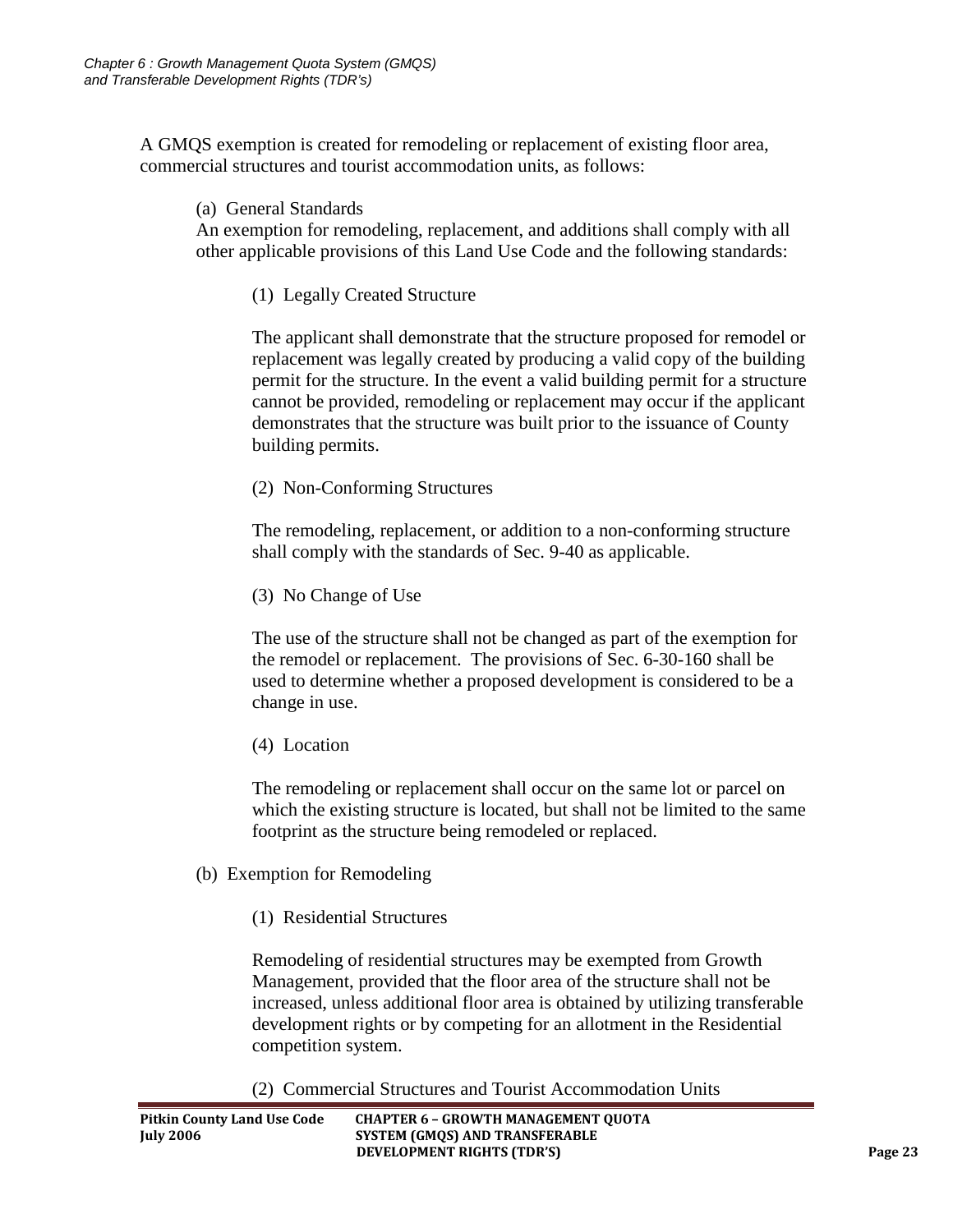A GMQS exemption is created for remodeling or replacement of existing floor area, commercial structures and tourist accommodation units, as follows:

(a) General Standards

An exemption for remodeling, replacement, and additions shall comply with all other applicable provisions of this Land Use Code and the following standards:

(1) Legally Created Structure

The applicant shall demonstrate that the structure proposed for remodel or replacement was legally created by producing a valid copy of the building permit for the structure. In the event a valid building permit for a structure cannot be provided, remodeling or replacement may occur if the applicant demonstrates that the structure was built prior to the issuance of County building permits.

(2) Non-Conforming Structures

The remodeling, replacement, or addition to a non-conforming structure shall comply with the standards of Sec. 9-40 as applicable.

(3) No Change of Use

The use of the structure shall not be changed as part of the exemption for the remodel or replacement. The provisions of Sec. 6-30-160 shall be used to determine whether a proposed development is considered to be a change in use.

(4) Location

The remodeling or replacement shall occur on the same lot or parcel on which the existing structure is located, but shall not be limited to the same footprint as the structure being remodeled or replaced.

(b) Exemption for Remodeling

(1) Residential Structures

Remodeling of residential structures may be exempted from Growth Management, provided that the floor area of the structure shall not be increased, unless additional floor area is obtained by utilizing transferable development rights or by competing for an allotment in the Residential competition system.

(2) Commercial Structures and Tourist Accommodation Units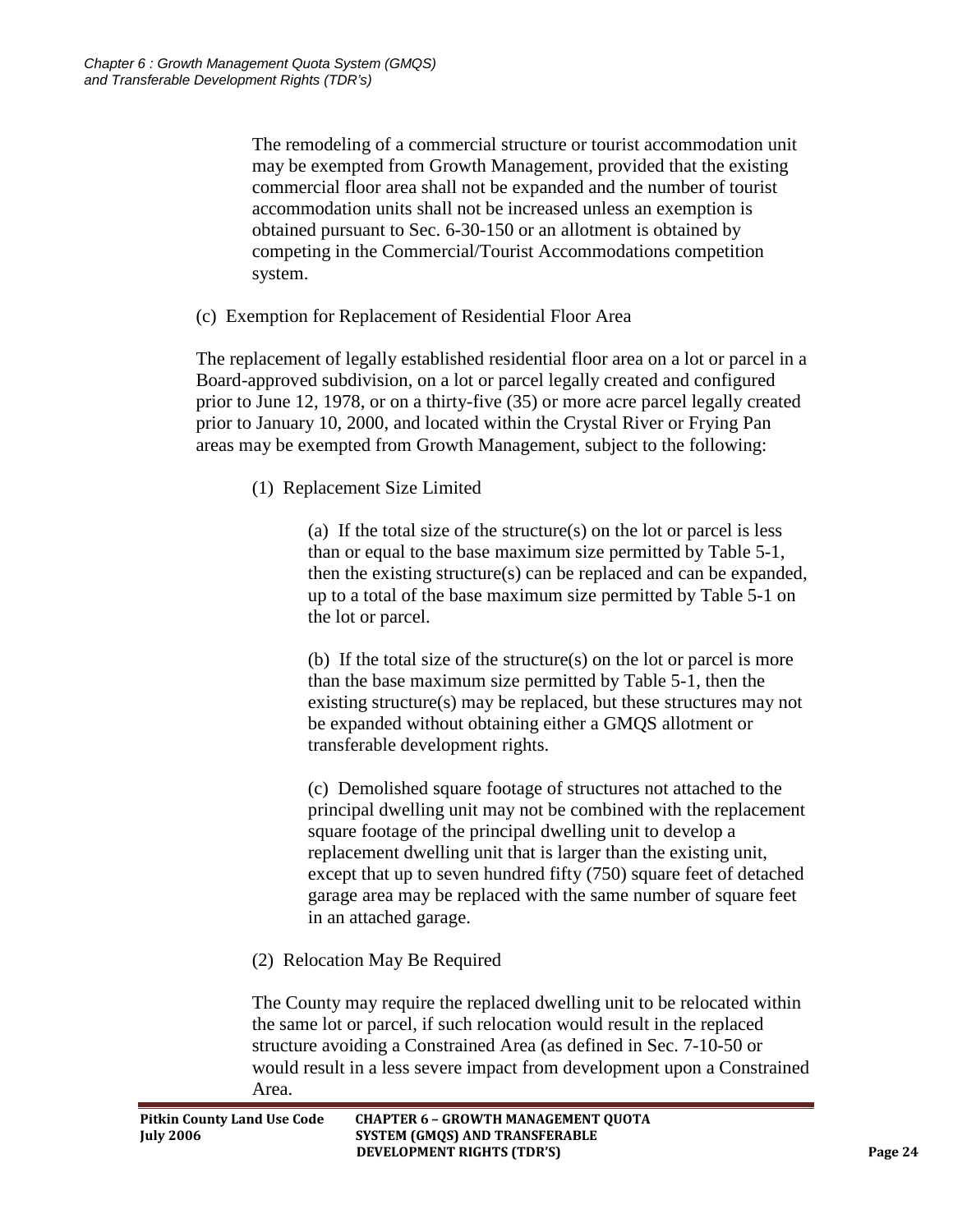The remodeling of a commercial structure or tourist accommodation unit may be exempted from Growth Management, provided that the existing commercial floor area shall not be expanded and the number of tourist accommodation units shall not be increased unless an exemption is obtained pursuant to Sec. 6-30-150 or an allotment is obtained by competing in the Commercial/Tourist Accommodations competition system.

(c) Exemption for Replacement of Residential Floor Area

The replacement of legally established residential floor area on a lot or parcel in a Board-approved subdivision, on a lot or parcel legally created and configured prior to June 12, 1978, or on a thirty-five (35) or more acre parcel legally created prior to January 10, 2000, and located within the Crystal River or Frying Pan areas may be exempted from Growth Management, subject to the following:

(1) Replacement Size Limited

(a) If the total size of the structure(s) on the lot or parcel is less than or equal to the base maximum size permitted by Table 5-1, then the existing structure(s) can be replaced and can be expanded, up to a total of the base maximum size permitted by Table 5-1 on the lot or parcel.

(b) If the total size of the structure(s) on the lot or parcel is more than the base maximum size permitted by Table 5-1, then the existing structure(s) may be replaced, but these structures may not be expanded without obtaining either a GMQS allotment or transferable development rights.

(c) Demolished square footage of structures not attached to the principal dwelling unit may not be combined with the replacement square footage of the principal dwelling unit to develop a replacement dwelling unit that is larger than the existing unit, except that up to seven hundred fifty (750) square feet of detached garage area may be replaced with the same number of square feet in an attached garage.

(2) Relocation May Be Required

The County may require the replaced dwelling unit to be relocated within the same lot or parcel, if such relocation would result in the replaced structure avoiding a Constrained Area (as defined in Sec. 7-10-50 or would result in a less severe impact from development upon a Constrained Area.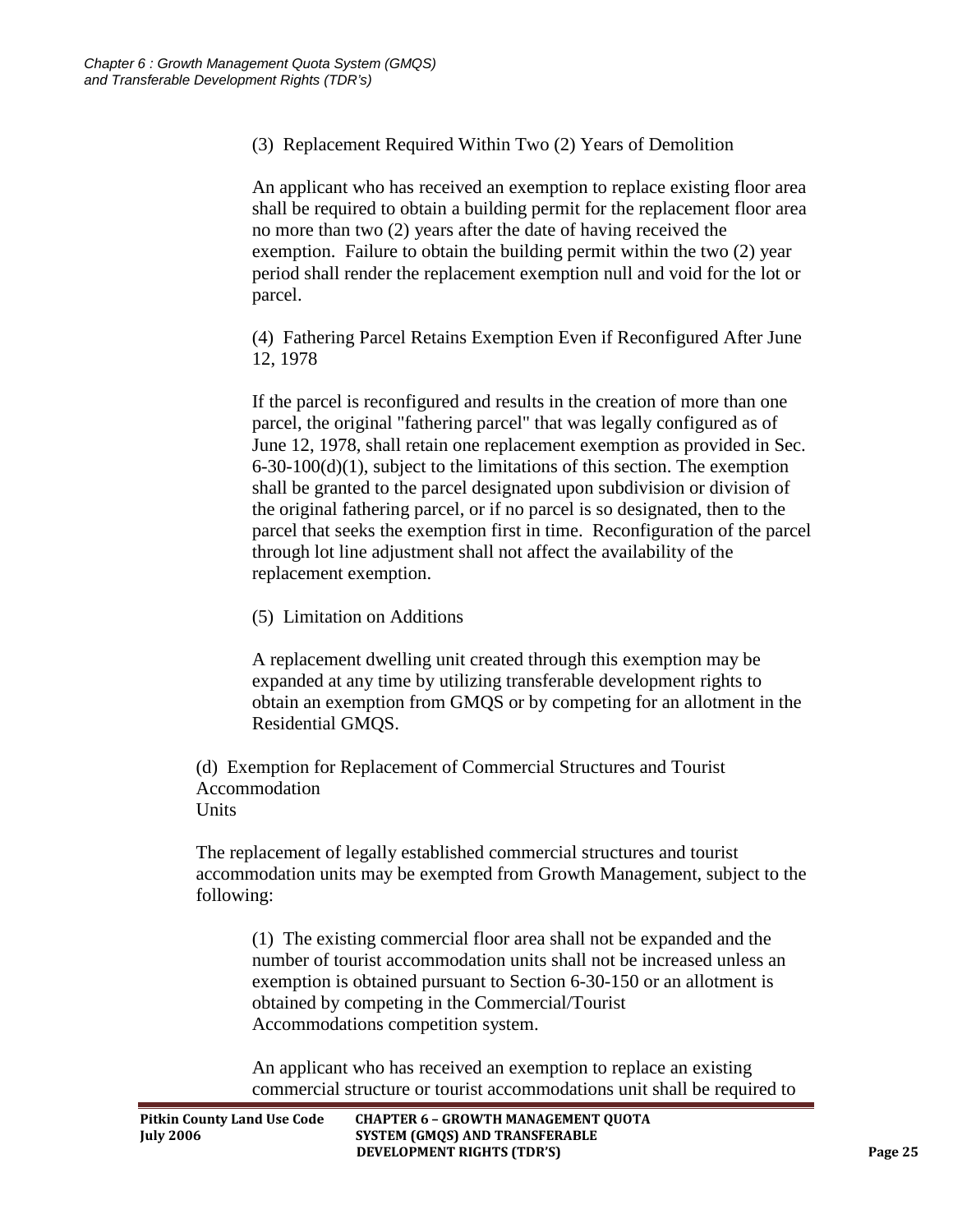(3) Replacement Required Within Two (2) Years of Demolition

An applicant who has received an exemption to replace existing floor area shall be required to obtain a building permit for the replacement floor area no more than two (2) years after the date of having received the exemption. Failure to obtain the building permit within the two (2) year period shall render the replacement exemption null and void for the lot or parcel.

(4) Fathering Parcel Retains Exemption Even if Reconfigured After June 12, 1978

If the parcel is reconfigured and results in the creation of more than one parcel, the original "fathering parcel" that was legally configured as of June 12, 1978, shall retain one replacement exemption as provided in Sec. 6-30-100(d)(1), subject to the limitations of this section. The exemption shall be granted to the parcel designated upon subdivision or division of the original fathering parcel, or if no parcel is so designated, then to the parcel that seeks the exemption first in time. Reconfiguration of the parcel through lot line adjustment shall not affect the availability of the replacement exemption.

(5) Limitation on Additions

A replacement dwelling unit created through this exemption may be expanded at any time by utilizing transferable development rights to obtain an exemption from GMQS or by competing for an allotment in the Residential GMQS.

(d) Exemption for Replacement of Commercial Structures and Tourist Accommodation Units

The replacement of legally established commercial structures and tourist accommodation units may be exempted from Growth Management, subject to the following:

(1) The existing commercial floor area shall not be expanded and the number of tourist accommodation units shall not be increased unless an exemption is obtained pursuant to Section 6-30-150 or an allotment is obtained by competing in the Commercial/Tourist Accommodations competition system.

An applicant who has received an exemption to replace an existing commercial structure or tourist accommodations unit shall be required to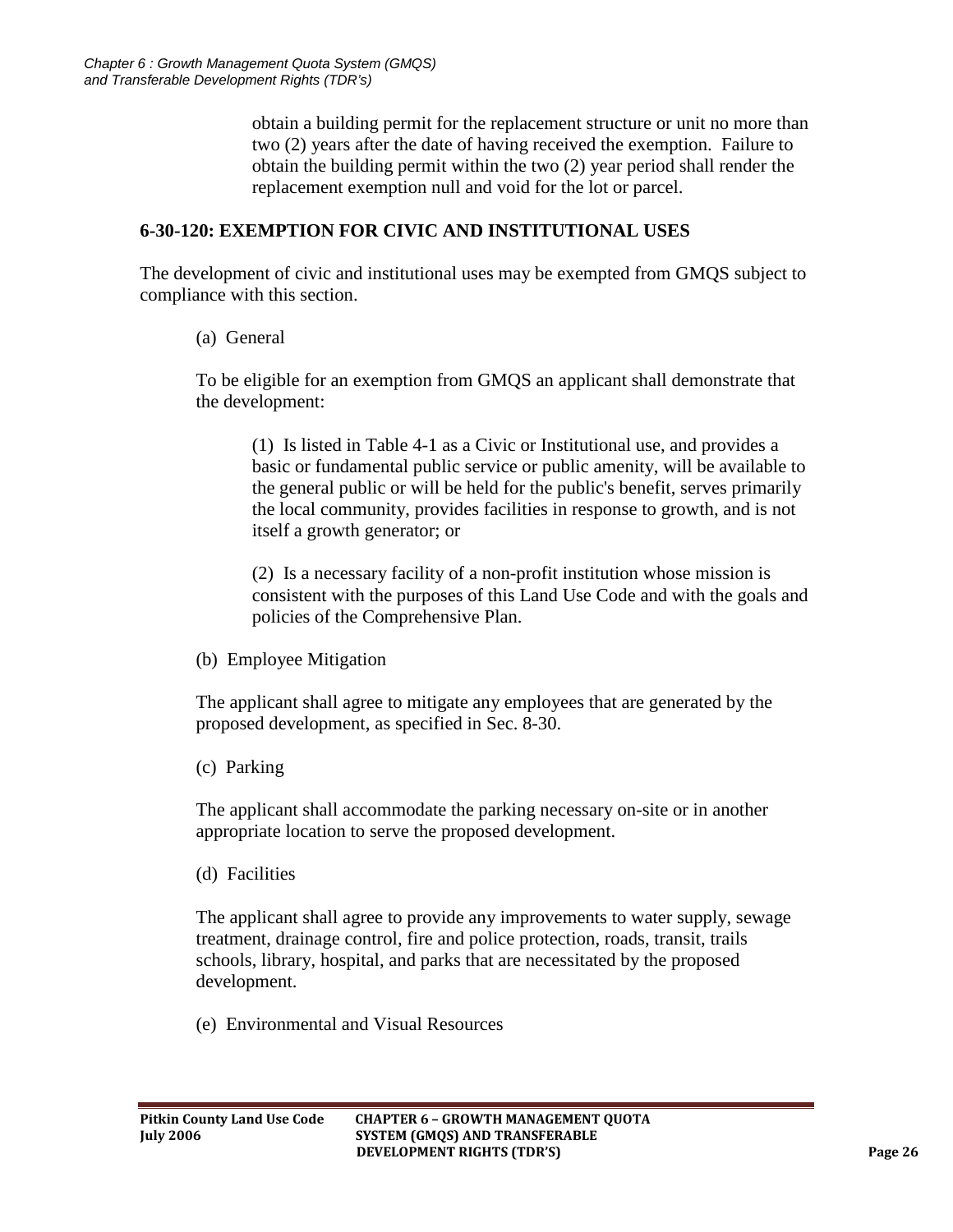obtain a building permit for the replacement structure or unit no more than two (2) years after the date of having received the exemption. Failure to obtain the building permit within the two (2) year period shall render the replacement exemption null and void for the lot or parcel.

## 6-30-120: EXEMPTION FOR CIVIC AND INSTITUTIONAL USES

The development of civic and institutional uses may be exempted from GMQS subject to compliance with this section.

(a) General

To be eligible for an exemption from GMQS an applicant shall demonstrate that the development:

(1) Is listed in Table 4-1 as a Civic or Institutional use, and provides a basic or fundamental public service or public amenity, will be available to the general public or will be held for the public's benefit, serves primarily the local community, provides facilities in response to growth, and is not itself a growth generator; or

(2) Is a necessary facility of a non-profit institution whose mission is consistent with the purposes of this Land Use Code and with the goals and policies of the Comprehensive Plan.

(b) Employee Mitigation

The applicant shall agree to mitigate any employees that are generated by the proposed development, as specified in Sec. 8-30.

(c) Parking

The applicant shall accommodate the parking necessary on-site or in another appropriate location to serve the proposed development.

(d) Facilities

The applicant shall agree to provide any improvements to water supply, sewage treatment, drainage control, fire and police protection, roads, transit, trails schools, library, hospital, and parks that are necessitated by the proposed development.

(e) Environmental and Visual Resources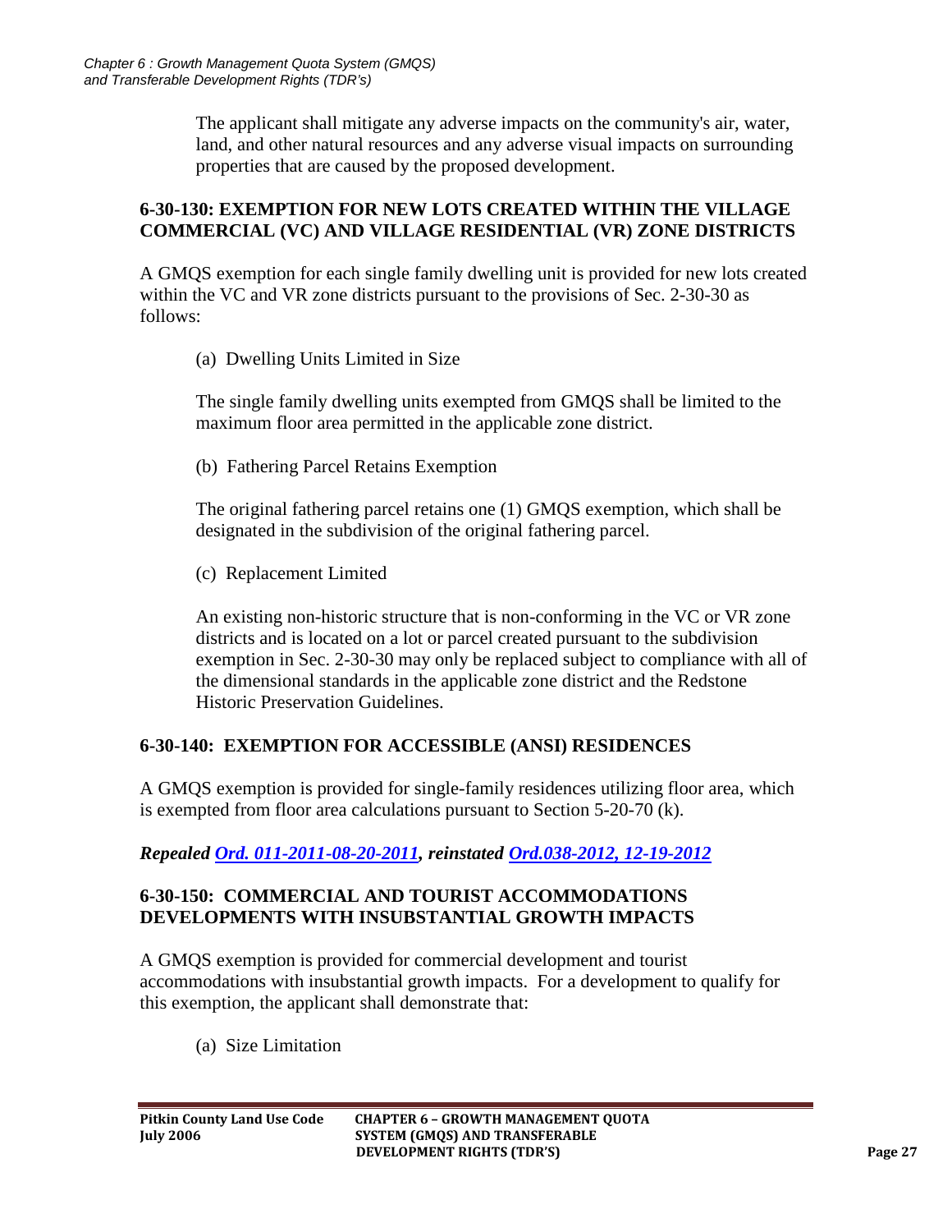The applicant shall mitigate any adverse impacts on the community's air, water, land, and other natural resources and any adverse visual impacts on surrounding properties that are caused by the proposed development.

## 6-30-130: EXEMPTION FOR NEW LOTS CREATED WITHIN THE VILLAGE COMMERCIAL (VC) AND VILLAGE RESIDENTIAL (VR) ZONE DISTRICTS

A GMQS exemption for each single family dwelling unit is provided for new lots created within the VC and VR zone districts pursuant to the provisions of Sec. 2-30-30 as follows:

(a) Dwelling Units Limited in Size

The single family dwelling units exempted from GMQS shall be limited to the maximum floor area permitted in the applicable zone district.

(b) Fathering Parcel Retains Exemption

The original fathering parcel retains one (1) GMQS exemption, which shall be designated in the subdivision of the original fathering parcel.

(c) Replacement Limited

An existing non-historic structure that is non-conforming in the VC or VR zone districts and is located on a lot or parcel created pursuant to the subdivision exemption in Sec. 2-30-30 may only be replaced subject to compliance with all of the dimensional standards in the applicable zone district and the Redstone Historic Preservation Guidelines.

## 6-30-140: EXEMPTION FOR ACCESSIBLE (ANSI) RESIDENCES

A GMQS exemption is provided for single-family residences utilizing floor area, which is exempted from floor area calculations pursuant to Section 5-20-70 (k).

***Repealed Ord. 011-2011-08-20-2011, reinstated Ord.038-2012, 12-19-2012***

## 6-30-150: COMMERCIAL AND TOURIST ACCOMMODATIONS DEVELOPMENTS WITH INSUBSTANTIAL GROWTH IMPACTS

A GMQS exemption is provided for commercial development and tourist accommodations with insubstantial growth impacts. For a development to qualify for this exemption, the applicant shall demonstrate that:

(a) Size Limitation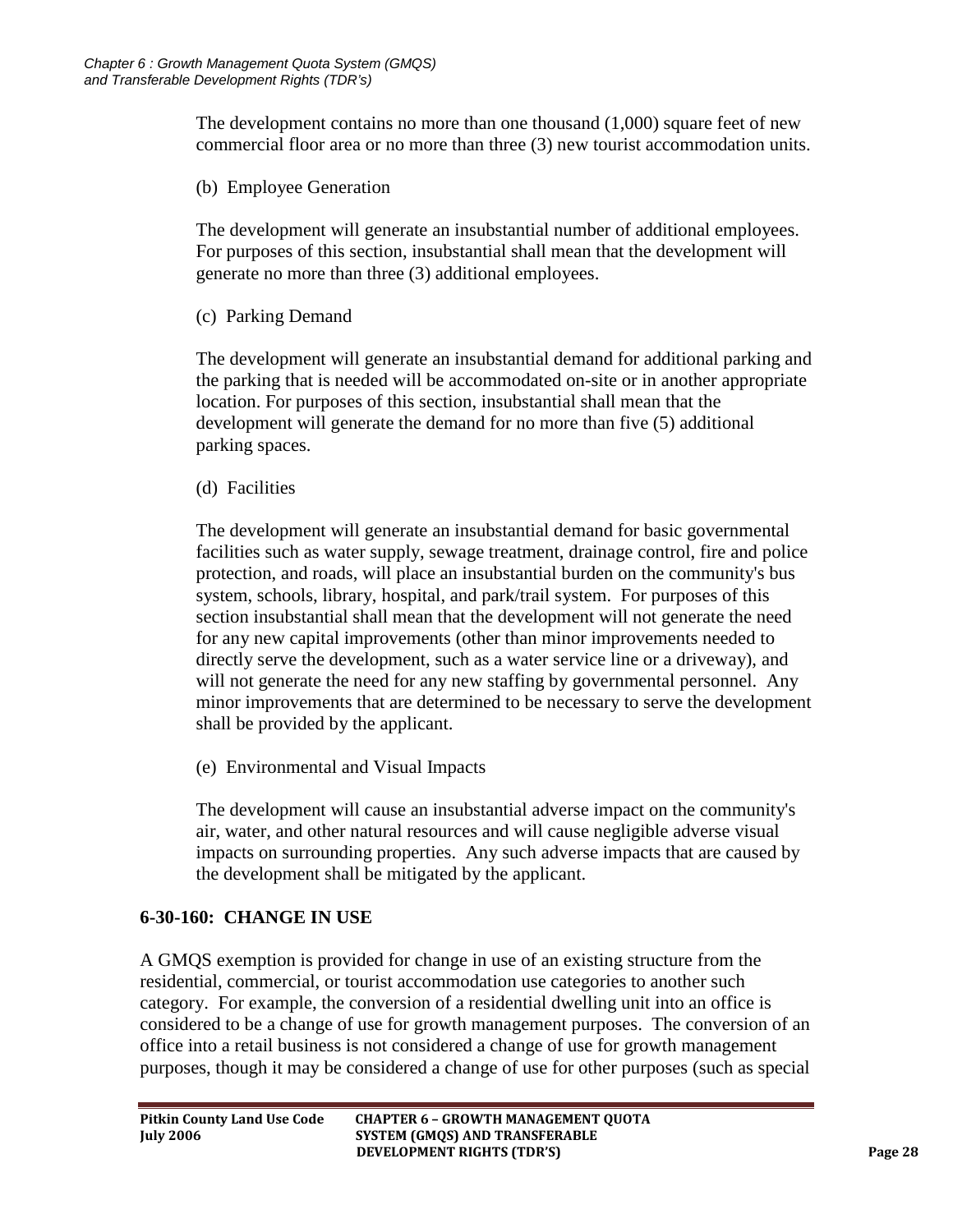The development contains no more than one thousand (1,000) square feet of new commercial floor area or no more than three (3) new tourist accommodation units.

(b) Employee Generation

The development will generate an insubstantial number of additional employees. For purposes of this section, insubstantial shall mean that the development will generate no more than three (3) additional employees.

(c) Parking Demand

The development will generate an insubstantial demand for additional parking and the parking that is needed will be accommodated on-site or in another appropriate location. For purposes of this section, insubstantial shall mean that the development will generate the demand for no more than five (5) additional parking spaces.

(d) Facilities

The development will generate an insubstantial demand for basic governmental facilities such as water supply, sewage treatment, drainage control, fire and police protection, and roads, will place an insubstantial burden on the community's bus system, schools, library, hospital, and park/trail system. For purposes of this section insubstantial shall mean that the development will not generate the need for any new capital improvements (other than minor improvements needed to directly serve the development, such as a water service line or a driveway), and will not generate the need for any new staffing by governmental personnel. Any minor improvements that are determined to be necessary to serve the development shall be provided by the applicant.

(e) Environmental and Visual Impacts

The development will cause an insubstantial adverse impact on the community's air, water, and other natural resources and will cause negligible adverse visual impacts on surrounding properties. Any such adverse impacts that are caused by the development shall be mitigated by the applicant.

## 6-30-160: CHANGE IN USE

A GMQS exemption is provided for change in use of an existing structure from the residential, commercial, or tourist accommodation use categories to another such category. For example, the conversion of a residential dwelling unit into an office is considered to be a change of use for growth management purposes. The conversion of an office into a retail business is not considered a change of use for growth management purposes, though it may be considered a change of use for other purposes (such as special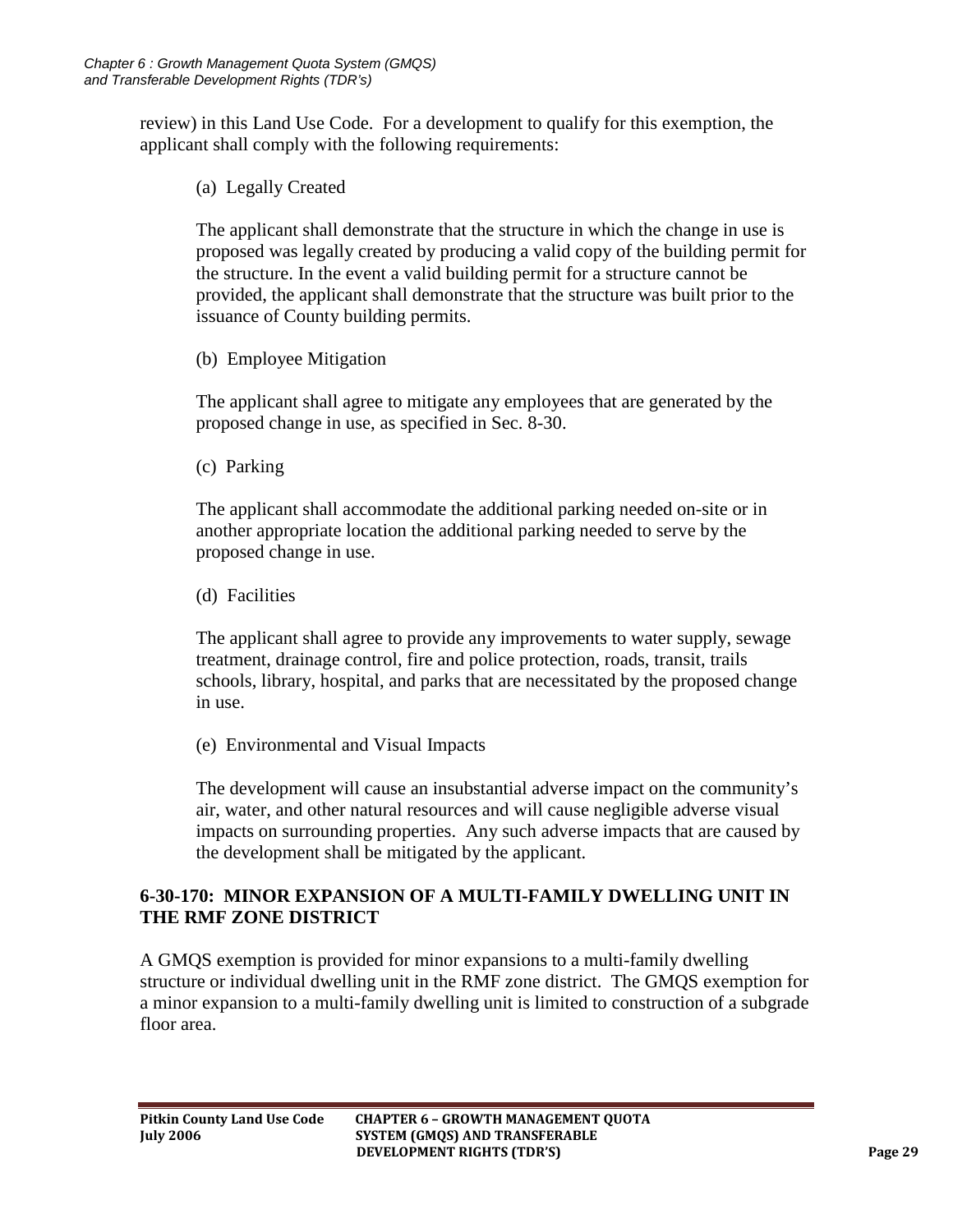review) in this Land Use Code. For a development to qualify for this exemption, the applicant shall comply with the following requirements:

(a) Legally Created

The applicant shall demonstrate that the structure in which the change in use is proposed was legally created by producing a valid copy of the building permit for the structure. In the event a valid building permit for a structure cannot be provided, the applicant shall demonstrate that the structure was built prior to the issuance of County building permits.

(b) Employee Mitigation

The applicant shall agree to mitigate any employees that are generated by the proposed change in use, as specified in Sec. 8-30.

(c) Parking

The applicant shall accommodate the additional parking needed on-site or in another appropriate location the additional parking needed to serve by the proposed change in use.

(d) Facilities

The applicant shall agree to provide any improvements to water supply, sewage treatment, drainage control, fire and police protection, roads, transit, trails schools, library, hospital, and parks that are necessitated by the proposed change in use.

(e) Environmental and Visual Impacts

The development will cause an insubstantial adverse impact on the community's air, water, and other natural resources and will cause negligible adverse visual impacts on surrounding properties. Any such adverse impacts that are caused by the development shall be mitigated by the applicant.

## 6-30-170: MINOR EXPANSION OF A MULTI-FAMILY DWELLING UNIT IN THE RMF ZONE DISTRICT

A GMQS exemption is provided for minor expansions to a multi-family dwelling structure or individual dwelling unit in the RMF zone district. The GMQS exemption for a minor expansion to a multi-family dwelling unit is limited to construction of a subgrade floor area.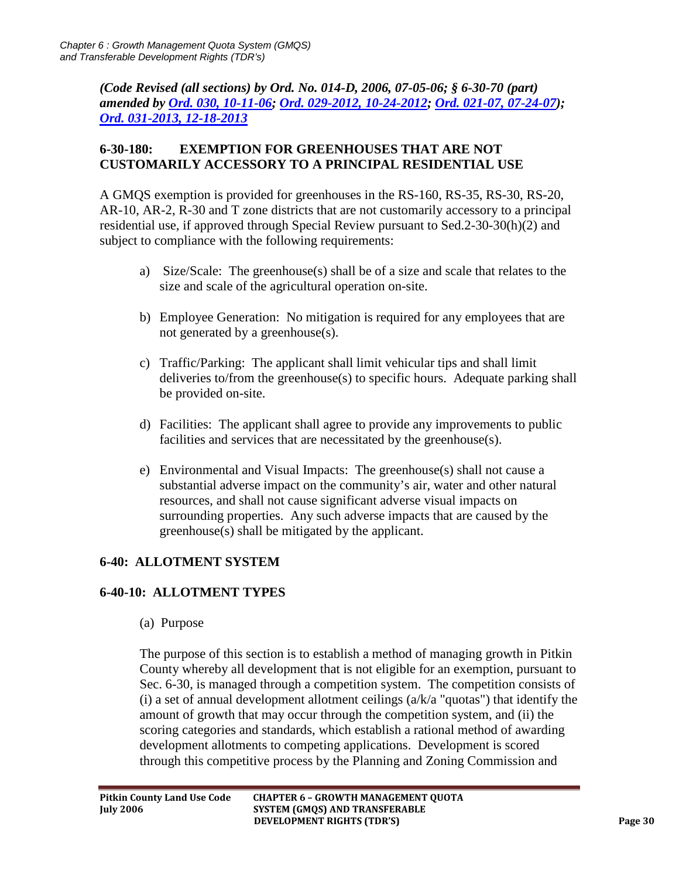*(Code Revised (all sections) by Ord. No. 014-D, 2006, 07-05-06; § 6-30-70 (part) amended by Ord. 030, 10-11-06; Ord. 029-2012, 10-24-2012; Ord. 021-07, 07-24-07); Ord. 031-2013, 12-18-2013*

### 6-30-180: EXEMPTION FOR GREENHOUSES THAT ARE NOT CUSTOMARILY ACCESSORY TO A PRINCIPAL RESIDENTIAL USE

A GMQS exemption is provided for greenhouses in the RS-160, RS-35, RS-30, RS-20, AR-10, AR-2, R-30 and T zone districts that are not customarily accessory to a principal residential use, if approved through Special Review pursuant to Sed.2-30-30(h)(2) and subject to compliance with the following requirements:

a) Size/Scale: The greenhouse(s) shall be of a size and scale that relates to the size and scale of the agricultural operation on-site.

b) Employee Generation: No mitigation is required for any employees that are not generated by a greenhouse(s).

c) Traffic/Parking: The applicant shall limit vehicular tips and shall limit deliveries to/from the greenhouse(s) to specific hours. Adequate parking shall be provided on-site.

d) Facilities: The applicant shall agree to provide any improvements to public facilities and services that are necessitated by the greenhouse(s).

e) Environmental and Visual Impacts: The greenhouse(s) shall not cause a substantial adverse impact on the community's air, water and other natural resources, and shall not cause significant adverse visual impacts on surrounding properties. Any such adverse impacts that are caused by the greenhouse(s) shall be mitigated by the applicant.

## 6-40: ALLOTMENT SYSTEM

### 6-40-10: ALLOTMENT TYPES

(a) Purpose

The purpose of this section is to establish a method of managing growth in Pitkin County whereby all development that is not eligible for an exemption, pursuant to Sec. 6-30, is managed through a competition system. The competition consists of (i) a set of annual development allotment ceilings (a/k/a "quotas") that identify the amount of growth that may occur through the competition system, and (ii) the scoring categories and standards, which establish a rational method of awarding development allotments to competing applications. Development is scored through this competitive process by the Planning and Zoning Commission and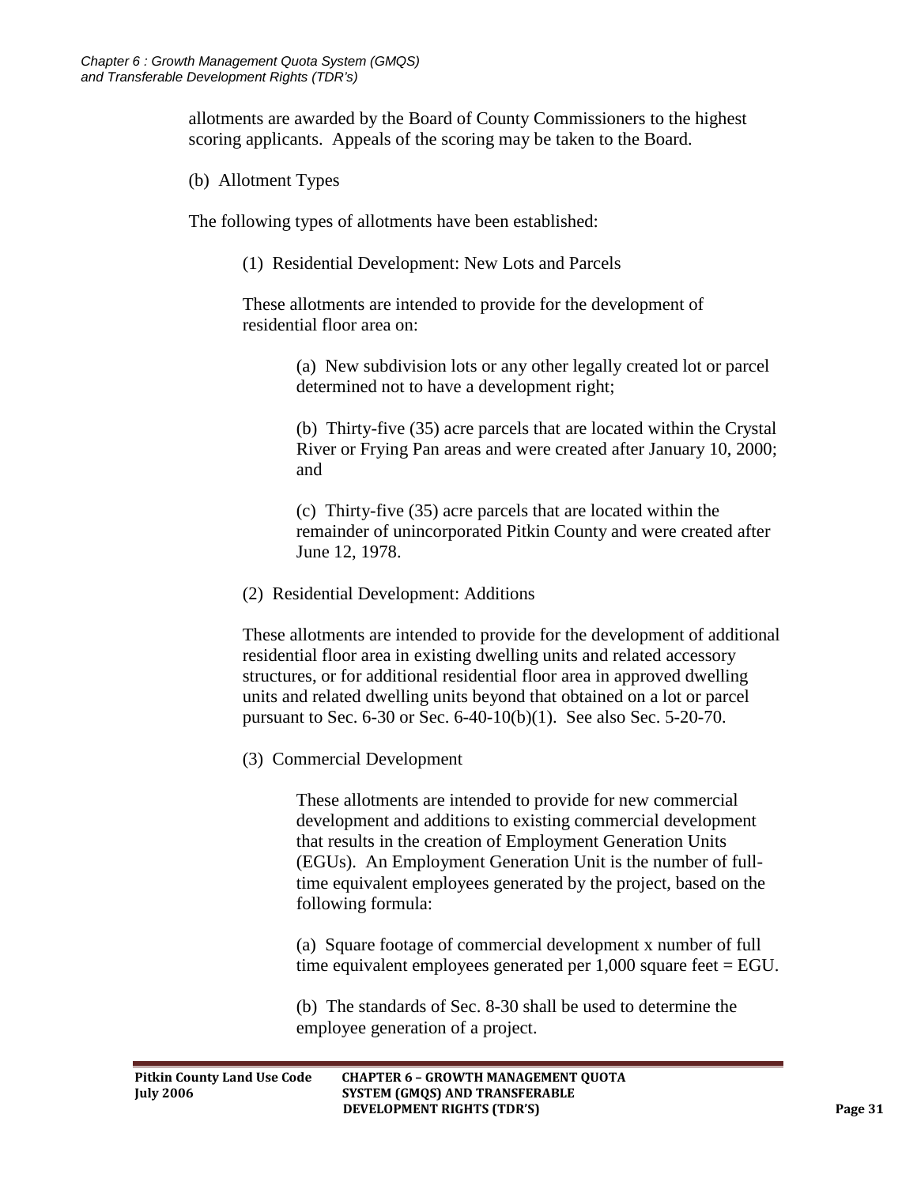allotments are awarded by the Board of County Commissioners to the highest scoring applicants. Appeals of the scoring may be taken to the Board.

(b) Allotment Types

The following types of allotments have been established:

(1) Residential Development: New Lots and Parcels

These allotments are intended to provide for the development of residential floor area on:

(a) New subdivision lots or any other legally created lot or parcel determined not to have a development right;

(b) Thirty-five (35) acre parcels that are located within the Crystal River or Frying Pan areas and were created after January 10, 2000; and

(c) Thirty-five (35) acre parcels that are located within the remainder of unincorporated Pitkin County and were created after June 12, 1978.

(2) Residential Development: Additions

These allotments are intended to provide for the development of additional residential floor area in existing dwelling units and related accessory structures, or for additional residential floor area in approved dwelling units and related dwelling units beyond that obtained on a lot or parcel pursuant to Sec. 6-30 or Sec. 6-40-10(b)(1). See also Sec. 5-20-70.

(3) Commercial Development

These allotments are intended to provide for new commercial development and additions to existing commercial development that results in the creation of Employment Generation Units (EGUs). An Employment Generation Unit is the number of full-time equivalent employees generated by the project, based on the following formula:

(a) Square footage of commercial development x number of full time equivalent employees generated per 1,000 square feet = EGU.

(b) The standards of Sec. 8-30 shall be used to determine the employee generation of a project.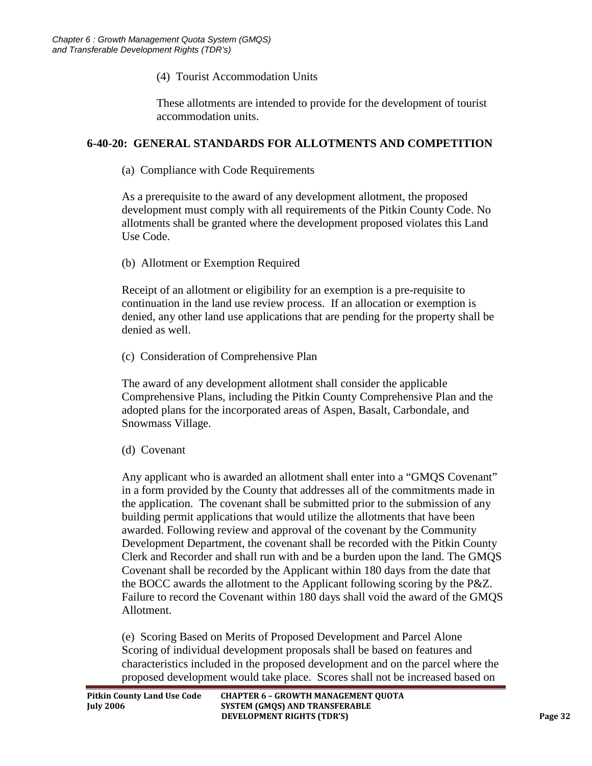(4) Tourist Accommodation Units

These allotments are intended to provide for the development of tourist accommodation units.

### 6-40-20: GENERAL STANDARDS FOR ALLOTMENTS AND COMPETITION

(a) Compliance with Code Requirements

As a prerequisite to the award of any development allotment, the proposed development must comply with all requirements of the Pitkin County Code. No allotments shall be granted where the development proposed violates this Land Use Code.

(b) Allotment or Exemption Required

Receipt of an allotment or eligibility for an exemption is a pre-requisite to continuation in the land use review process. If an allocation or exemption is denied, any other land use applications that are pending for the property shall be denied as well.

(c) Consideration of Comprehensive Plan

The award of any development allotment shall consider the applicable Comprehensive Plans, including the Pitkin County Comprehensive Plan and the adopted plans for the incorporated areas of Aspen, Basalt, Carbondale, and Snowmass Village.

(d) Covenant

Any applicant who is awarded an allotment shall enter into a "GMQS Covenant" in a form provided by the County that addresses all of the commitments made in the application. The covenant shall be submitted prior to the submission of any building permit applications that would utilize the allotments that have been awarded. Following review and approval of the covenant by the Community Development Department, the covenant shall be recorded with the Pitkin County Clerk and Recorder and shall run with and be a burden upon the land. The GMQS Covenant shall be recorded by the Applicant within 180 days from the date that the BOCC awards the allotment to the Applicant following scoring by the P&Z. Failure to record the Covenant within 180 days shall void the award of the GMQS Allotment.

(e) Scoring Based on Merits of Proposed Development and Parcel Alone
Scoring of individual development proposals shall be based on features and characteristics included in the proposed development and on the parcel where the proposed development would take place. Scores shall not be increased based on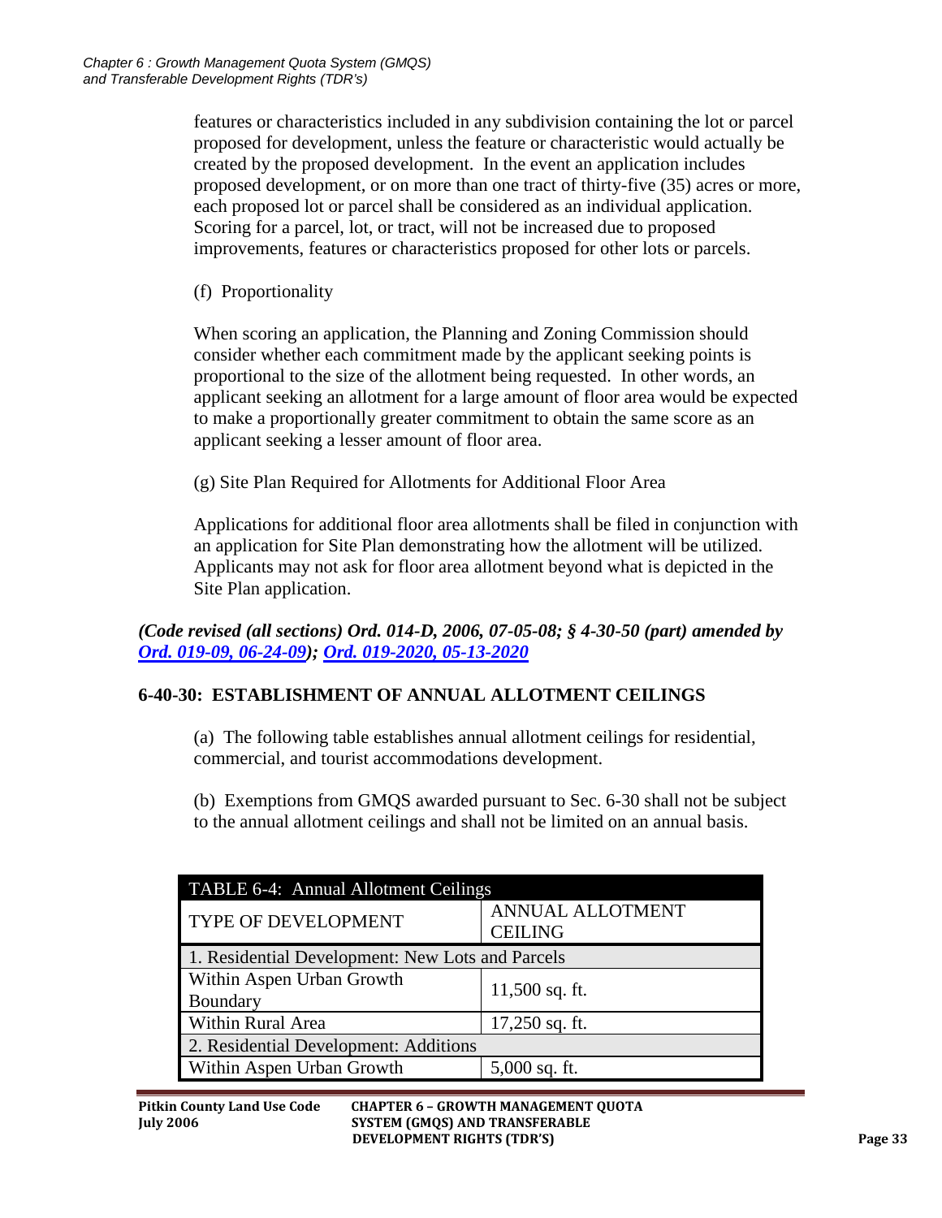features or characteristics included in any subdivision containing the lot or parcel proposed for development, unless the feature or characteristic would actually be created by the proposed development. In the event an application includes proposed development, or on more than one tract of thirty-five (35) acres or more, each proposed lot or parcel shall be considered as an individual application. Scoring for a parcel, lot, or tract, will not be increased due to proposed improvements, features or characteristics proposed for other lots or parcels.

(f) Proportionality

When scoring an application, the Planning and Zoning Commission should consider whether each commitment made by the applicant seeking points is proportional to the size of the allotment being requested. In other words, an applicant seeking an allotment for a large amount of floor area would be expected to make a proportionally greater commitment to obtain the same score as an applicant seeking a lesser amount of floor area.

(g) Site Plan Required for Allotments for Additional Floor Area

Applications for additional floor area allotments shall be filed in conjunction with an application for Site Plan demonstrating how the allotment will be utilized. Applicants may not ask for floor area allotment beyond what is depicted in the Site Plan application.

***(Code revised (all sections) Ord. 014-D, 2006, 07-05-08; § 4-30-50 (part) amended by Ord. 019-09, 06-24-09); Ord. 019-2020, 05-13-2020***

## 6-40-30: ESTABLISHMENT OF ANNUAL ALLOTMENT CEILINGS

(a) The following table establishes annual allotment ceilings for residential, commercial, and tourist accommodations development.

(b) Exemptions from GMQS awarded pursuant to Sec. 6-30 shall not be subject to the annual allotment ceilings and shall not be limited on an annual basis.

| TABLE 6-4: Annual Allotment Ceilings | |
|---|---|
| TYPE OF DEVELOPMENT | ANNUAL ALLOTMENT CEILING |
| 1. Residential Development: New Lots and Parcels | |
| Within Aspen Urban Growth Boundary | 11,500 sq. ft. |
| Within Rural Area | 17,250 sq. ft. |
| 2. Residential Development: Additions | |
| Within Aspen Urban Growth | 5,000 sq. ft. |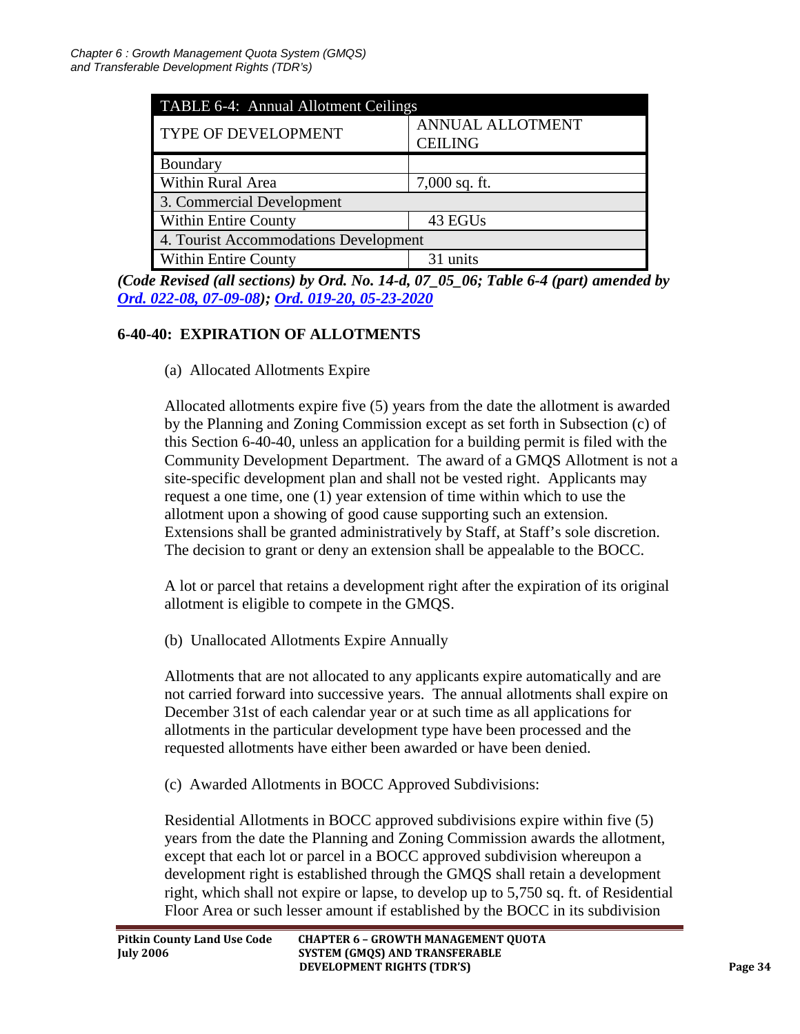| TABLE 6-4: Annual Allotment Ceilings | |
|---|---|
| TYPE OF DEVELOPMENT | ANNUAL ALLOTMENT CEILING |
| Boundary | |
| Within Rural Area | 7,000 sq. ft. |
| 3. Commercial Development | |
| Within Entire County | 43 EGUs |
| 4. Tourist Accommodations Development | |
| Within Entire County | 31 units |

***(Code Revised (all sections) by Ord. No. 14-d, 07_05_06; Table 6-4 (part) amended by Ord. 022-08, 07-09-08); Ord. 019-20, 05-23-2020***

### 6-40-40: EXPIRATION OF ALLOTMENTS

(a) Allocated Allotments Expire

Allocated allotments expire five (5) years from the date the allotment is awarded by the Planning and Zoning Commission except as set forth in Subsection (c) of this Section 6-40-40, unless an application for a building permit is filed with the Community Development Department. The award of a GMQS Allotment is not a site-specific development plan and shall not be vested right. Applicants may request a one time, one (1) year extension of time within which to use the allotment upon a showing of good cause supporting such an extension. Extensions shall be granted administratively by Staff, at Staff's sole discretion. The decision to grant or deny an extension shall be appealable to the BOCC.

A lot or parcel that retains a development right after the expiration of its original allotment is eligible to compete in the GMQS.

(b) Unallocated Allotments Expire Annually

Allotments that are not allocated to any applicants expire automatically and are not carried forward into successive years. The annual allotments shall expire on December 31st of each calendar year or at such time as all applications for allotments in the particular development type have been processed and the requested allotments have either been awarded or have been denied.

(c) Awarded Allotments in BOCC Approved Subdivisions:

Residential Allotments in BOCC approved subdivisions expire within five (5) years from the date the Planning and Zoning Commission awards the allotment, except that each lot or parcel in a BOCC approved subdivision whereupon a development right is established through the GMQS shall retain a development right, which shall not expire or lapse, to develop up to 5,750 sq. ft. of Residential Floor Area or such lesser amount if established by the BOCC in its subdivision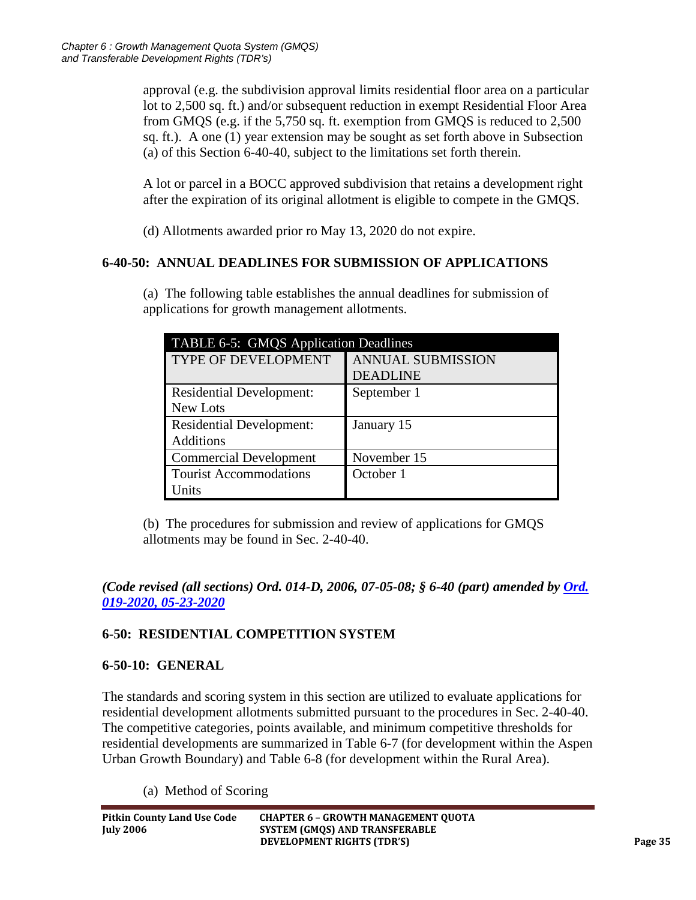approval (e.g. the subdivision approval limits residential floor area on a particular lot to 2,500 sq. ft.) and/or subsequent reduction in exempt Residential Floor Area from GMQS (e.g. if the 5,750 sq. ft. exemption from GMQS is reduced to 2,500 sq. ft.). A one (1) year extension may be sought as set forth above in Subsection (a) of this Section 6-40-40, subject to the limitations set forth therein.

A lot or parcel in a BOCC approved subdivision that retains a development right after the expiration of its original allotment is eligible to compete in the GMQS.

(d) Allotments awarded prior ro May 13, 2020 do not expire.

### 6-40-50: ANNUAL DEADLINES FOR SUBMISSION OF APPLICATIONS

(a) The following table establishes the annual deadlines for submission of applications for growth management allotments.

| TABLE 6-5: GMQS Application Deadlines | |
|---|---|
| TYPE OF DEVELOPMENT | ANNUAL SUBMISSION DEADLINE |
| Residential Development: New Lots | September 1 |
| Residential Development: Additions | January 15 |
| Commercial Development | November 15 |
| Tourist Accommodations Units | October 1 |

(b) The procedures for submission and review of applications for GMQS allotments may be found in Sec. 2-40-40.

***(Code revised (all sections) Ord. 014-D, 2006, 07-05-08; § 6-40 (part) amended by Ord. 019-2020, 05-23-2020***

## 6-50: RESIDENTIAL COMPETITION SYSTEM

### 6-50-10: GENERAL

The standards and scoring system in this section are utilized to evaluate applications for residential development allotments submitted pursuant to the procedures in Sec. 2-40-40. The competitive categories, points available, and minimum competitive thresholds for residential developments are summarized in Table 6-7 (for development within the Aspen Urban Growth Boundary) and Table 6-8 (for development within the Rural Area).

(a) Method of Scoring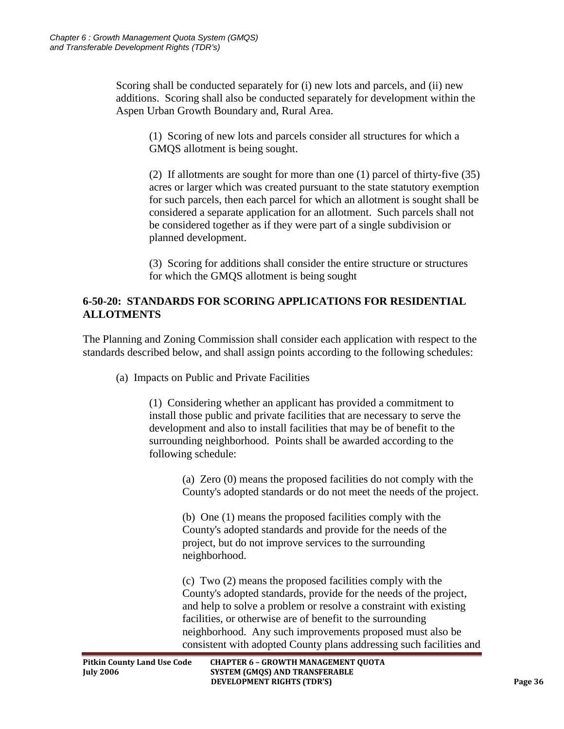Scoring shall be conducted separately for (i) new lots and parcels, and (ii) new additions. Scoring shall also be conducted separately for development within the Aspen Urban Growth Boundary and, Rural Area.

(1) Scoring of new lots and parcels consider all structures for which a GMQS allotment is being sought.

(2) If allotments are sought for more than one (1) parcel of thirty-five (35) acres or larger which was created pursuant to the state statutory exemption for such parcels, then each parcel for which an allotment is sought shall be considered a separate application for an allotment. Such parcels shall not be considered together as if they were part of a single subdivision or planned development.

(3) Scoring for additions shall consider the entire structure or structures for which the GMQS allotment is being sought

## 6-50-20: STANDARDS FOR SCORING APPLICATIONS FOR RESIDENTIAL ALLOTMENTS

The Planning and Zoning Commission shall consider each application with respect to the standards described below, and shall assign points according to the following schedules:

(a) Impacts on Public and Private Facilities

(1) Considering whether an applicant has provided a commitment to install those public and private facilities that are necessary to serve the development and also to install facilities that may be of benefit to the surrounding neighborhood. Points shall be awarded according to the following schedule:

(a) Zero (0) means the proposed facilities do not comply with the County's adopted standards or do not meet the needs of the project.

(b) One (1) means the proposed facilities comply with the County's adopted standards and provide for the needs of the project, but do not improve services to the surrounding neighborhood.

(c) Two (2) means the proposed facilities comply with the County's adopted standards, provide for the needs of the project, and help to solve a problem or resolve a constraint with existing facilities, or otherwise are of benefit to the surrounding neighborhood. Any such improvements proposed must also be consistent with adopted County plans addressing such facilities and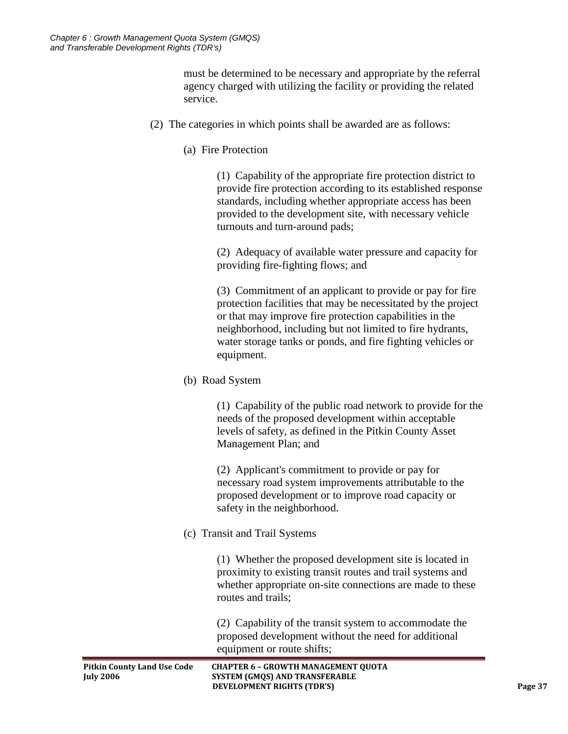must be determined to be necessary and appropriate by the referral agency charged with utilizing the facility or providing the related service.

(2) The categories in which points shall be awarded are as follows:

(a) Fire Protection

(1) Capability of the appropriate fire protection district to provide fire protection according to its established response standards, including whether appropriate access has been provided to the development site, with necessary vehicle turnouts and turn-around pads;

(2) Adequacy of available water pressure and capacity for providing fire-fighting flows; and

(3) Commitment of an applicant to provide or pay for fire protection facilities that may be necessitated by the project or that may improve fire protection capabilities in the neighborhood, including but not limited to fire hydrants, water storage tanks or ponds, and fire fighting vehicles or equipment.

(b) Road System

(1) Capability of the public road network to provide for the needs of the proposed development within acceptable levels of safety, as defined in the Pitkin County Asset Management Plan; and

(2) Applicant's commitment to provide or pay for necessary road system improvements attributable to the proposed development or to improve road capacity or safety in the neighborhood.

(c) Transit and Trail Systems

(1) Whether the proposed development site is located in proximity to existing transit routes and trail systems and whether appropriate on-site connections are made to these routes and trails;

(2) Capability of the transit system to accommodate the proposed development without the need for additional equipment or route shifts;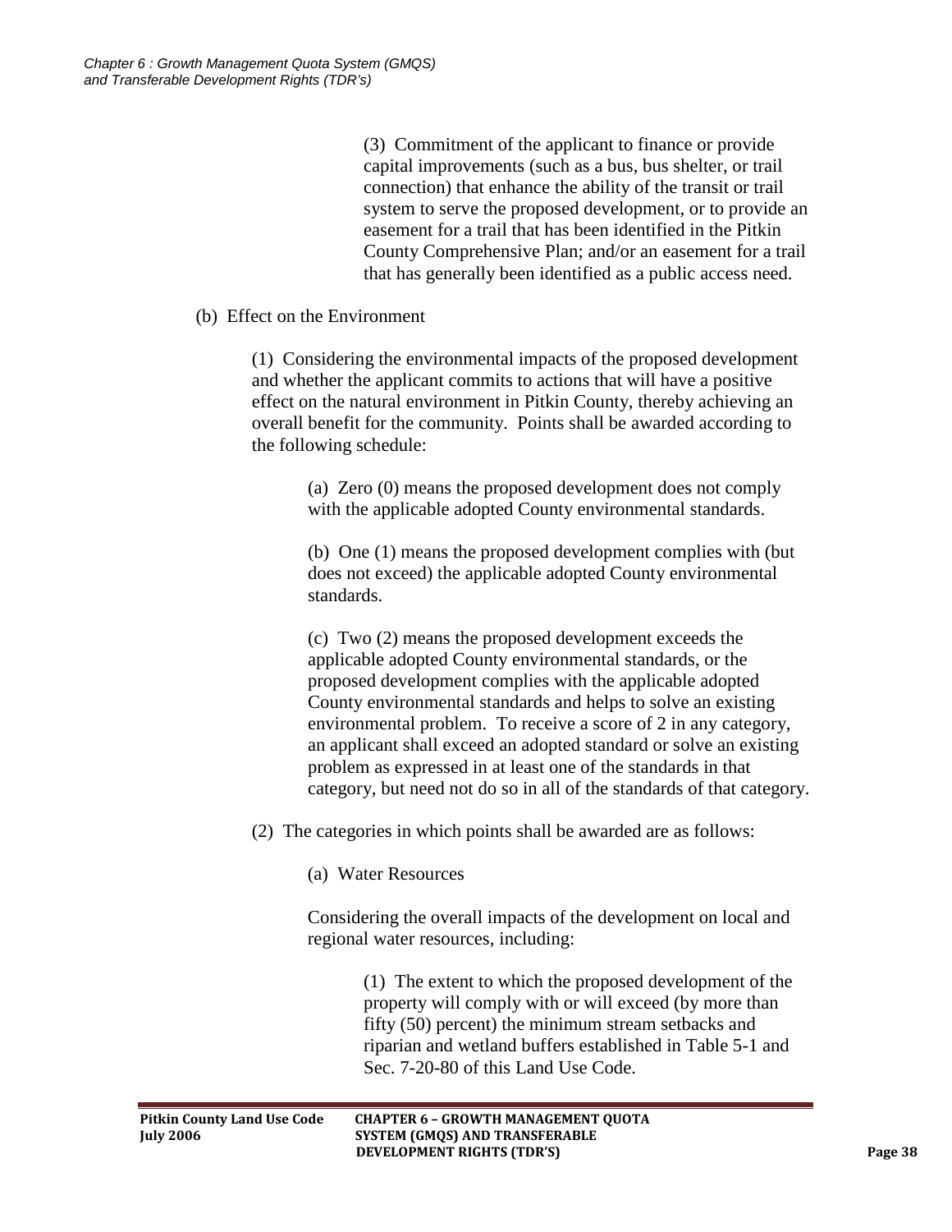(3) Commitment of the applicant to finance or provide capital improvements (such as a bus, bus shelter, or trail connection) that enhance the ability of the transit or trail system to serve the proposed development, or to provide an easement for a trail that has been identified in the Pitkin County Comprehensive Plan; and/or an easement for a trail that has generally been identified as a public access need.

(b) Effect on the Environment

(1) Considering the environmental impacts of the proposed development and whether the applicant commits to actions that will have a positive effect on the natural environment in Pitkin County, thereby achieving an overall benefit for the community. Points shall be awarded according to the following schedule:

(a) Zero (0) means the proposed development does not comply with the applicable adopted County environmental standards.

(b) One (1) means the proposed development complies with (but does not exceed) the applicable adopted County environmental standards.

(c) Two (2) means the proposed development exceeds the applicable adopted County environmental standards, or the proposed development complies with the applicable adopted County environmental standards and helps to solve an existing environmental problem. To receive a score of 2 in any category, an applicant shall exceed an adopted standard or solve an existing problem as expressed in at least one of the standards in that category, but need not do so in all of the standards of that category.

(2) The categories in which points shall be awarded are as follows:

(a) Water Resources

Considering the overall impacts of the development on local and regional water resources, including:

(1) The extent to which the proposed development of the property will comply with or will exceed (by more than fifty (50) percent) the minimum stream setbacks and riparian and wetland buffers established in Table 5-1 and Sec. 7-20-80 of this Land Use Code.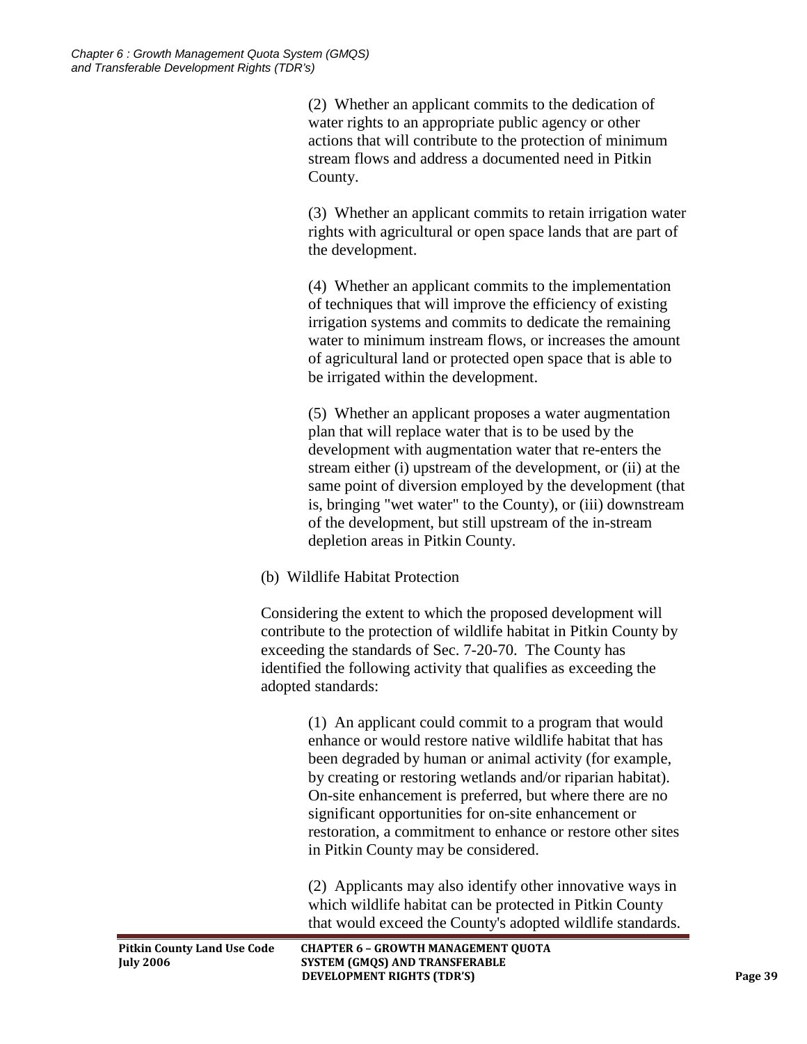(2) Whether an applicant commits to the dedication of water rights to an appropriate public agency or other actions that will contribute to the protection of minimum stream flows and address a documented need in Pitkin County.

(3) Whether an applicant commits to retain irrigation water rights with agricultural or open space lands that are part of the development.

(4) Whether an applicant commits to the implementation of techniques that will improve the efficiency of existing irrigation systems and commits to dedicate the remaining water to minimum instream flows, or increases the amount of agricultural land or protected open space that is able to be irrigated within the development.

(5) Whether an applicant proposes a water augmentation plan that will replace water that is to be used by the development with augmentation water that re-enters the stream either (i) upstream of the development, or (ii) at the same point of diversion employed by the development (that is, bringing "wet water" to the County), or (iii) downstream of the development, but still upstream of the in-stream depletion areas in Pitkin County.

(b) Wildlife Habitat Protection

Considering the extent to which the proposed development will contribute to the protection of wildlife habitat in Pitkin County by exceeding the standards of Sec. 7-20-70. The County has identified the following activity that qualifies as exceeding the adopted standards:

(1) An applicant could commit to a program that would enhance or would restore native wildlife habitat that has been degraded by human or animal activity (for example, by creating or restoring wetlands and/or riparian habitat). On-site enhancement is preferred, but where there are no significant opportunities for on-site enhancement or restoration, a commitment to enhance or restore other sites in Pitkin County may be considered.

(2) Applicants may also identify other innovative ways in which wildlife habitat can be protected in Pitkin County that would exceed the County's adopted wildlife standards.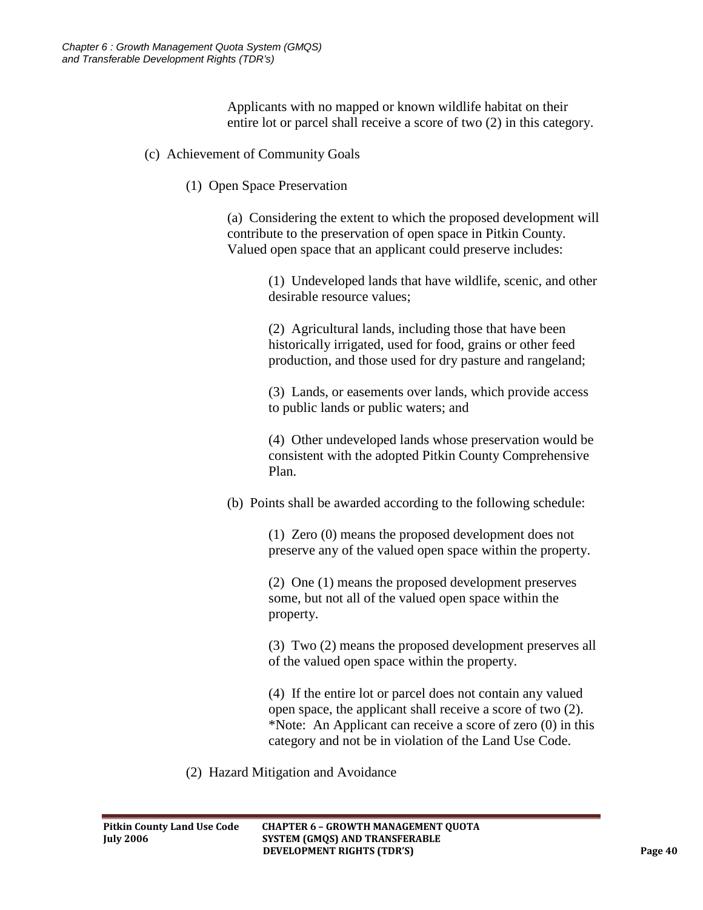Applicants with no mapped or known wildlife habitat on their entire lot or parcel shall receive a score of two (2) in this category.

(c) Achievement of Community Goals

(1) Open Space Preservation

(a) Considering the extent to which the proposed development will contribute to the preservation of open space in Pitkin County. Valued open space that an applicant could preserve includes:

(1) Undeveloped lands that have wildlife, scenic, and other desirable resource values;

(2) Agricultural lands, including those that have been historically irrigated, used for food, grains or other feed production, and those used for dry pasture and rangeland;

(3) Lands, or easements over lands, which provide access to public lands or public waters; and

(4) Other undeveloped lands whose preservation would be consistent with the adopted Pitkin County Comprehensive Plan.

(b) Points shall be awarded according to the following schedule:

(1) Zero (0) means the proposed development does not preserve any of the valued open space within the property.

(2) One (1) means the proposed development preserves some, but not all of the valued open space within the property.

(3) Two (2) means the proposed development preserves all of the valued open space within the property.

(4) If the entire lot or parcel does not contain any valued open space, the applicant shall receive a score of two (2). *Note: An Applicant can receive a score of zero (0) in this category and not be in violation of the Land Use Code.

(2) Hazard Mitigation and Avoidance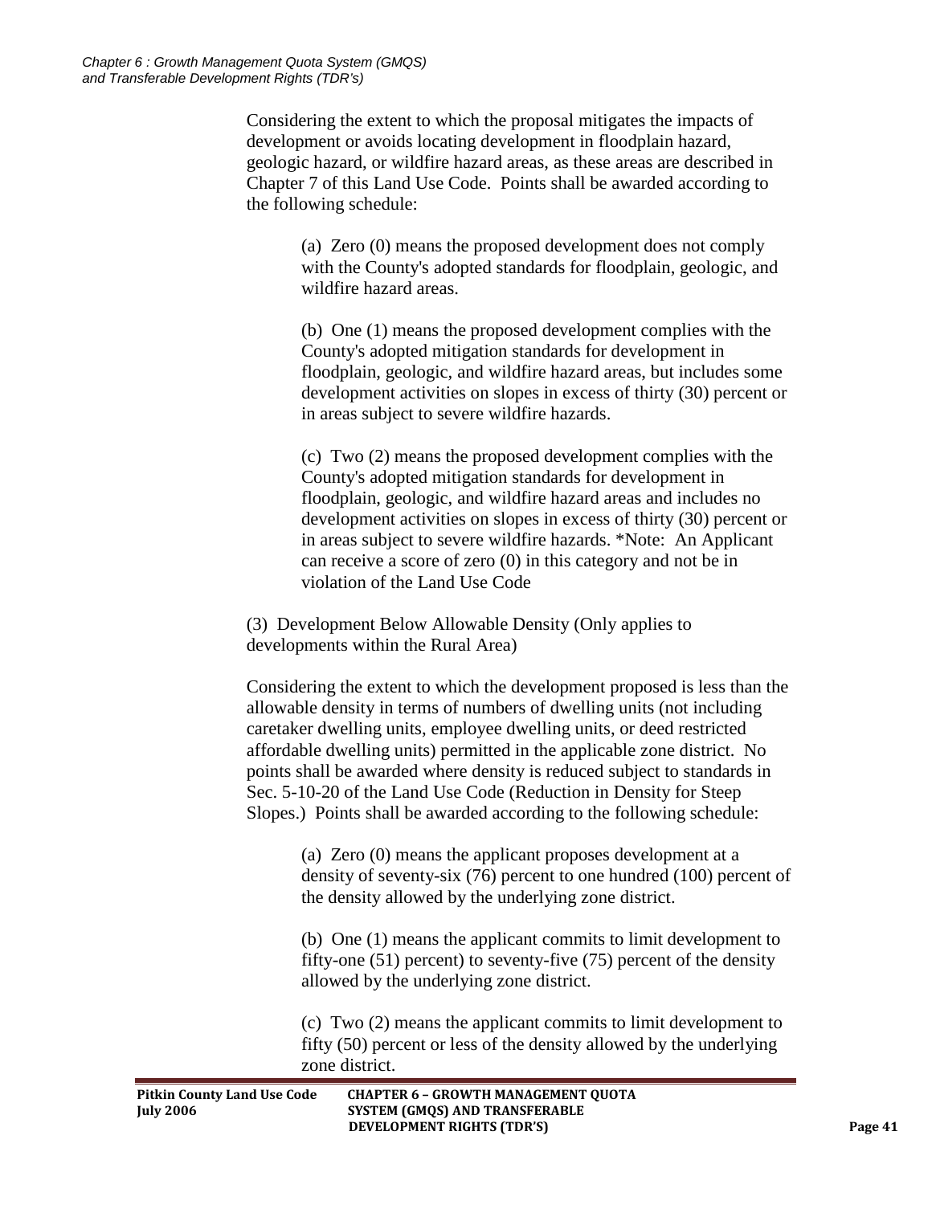Considering the extent to which the proposal mitigates the impacts of development or avoids locating development in floodplain hazard, geologic hazard, or wildfire hazard areas, as these areas are described in Chapter 7 of this Land Use Code. Points shall be awarded according to the following schedule:

(a) Zero (0) means the proposed development does not comply with the County's adopted standards for floodplain, geologic, and wildfire hazard areas.

(b) One (1) means the proposed development complies with the County's adopted mitigation standards for development in floodplain, geologic, and wildfire hazard areas, but includes some development activities on slopes in excess of thirty (30) percent or in areas subject to severe wildfire hazards.

(c) Two (2) means the proposed development complies with the County's adopted mitigation standards for development in floodplain, geologic, and wildfire hazard areas and includes no development activities on slopes in excess of thirty (30) percent or in areas subject to severe wildfire hazards. *Note: An Applicant can receive a score of zero (0) in this category and not be in violation of the Land Use Code

(3) Development Below Allowable Density (Only applies to developments within the Rural Area)

Considering the extent to which the development proposed is less than the allowable density in terms of numbers of dwelling units (not including caretaker dwelling units, employee dwelling units, or deed restricted affordable dwelling units) permitted in the applicable zone district. No points shall be awarded where density is reduced subject to standards in Sec. 5-10-20 of the Land Use Code (Reduction in Density for Steep Slopes.) Points shall be awarded according to the following schedule:

(a) Zero (0) means the applicant proposes development at a density of seventy-six (76) percent to one hundred (100) percent of the density allowed by the underlying zone district.

(b) One (1) means the applicant commits to limit development to fifty-one (51) percent) to seventy-five (75) percent of the density allowed by the underlying zone district.

(c) Two (2) means the applicant commits to limit development to fifty (50) percent or less of the density allowed by the underlying zone district.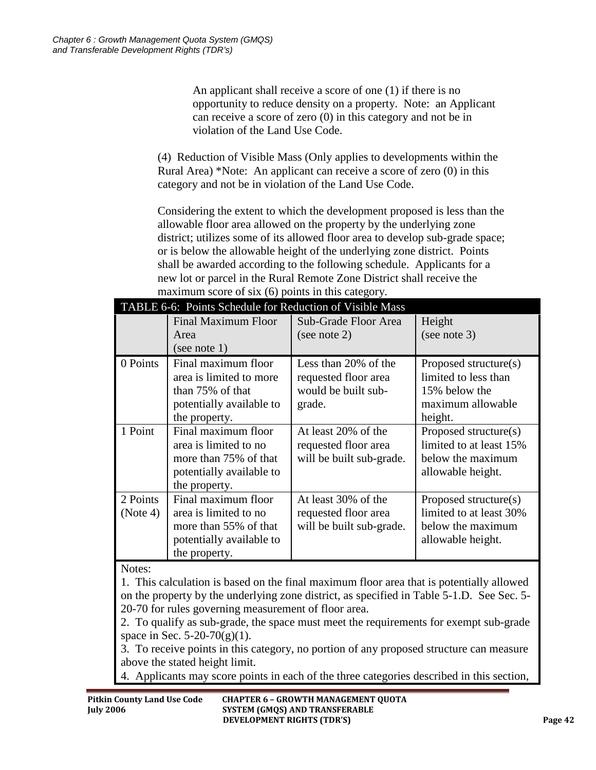An applicant shall receive a score of one (1) if there is no opportunity to reduce density on a property. Note: an Applicant can receive a score of zero (0) in this category and not be in violation of the Land Use Code.

(4) Reduction of Visible Mass (Only applies to developments within the Rural Area) *Note: An applicant can receive a score of zero (0) in this category and not be in violation of the Land Use Code.

Considering the extent to which the development proposed is less than the allowable floor area allowed on the property by the underlying zone district; utilizes some of its allowed floor area to develop sub-grade space; or is below the allowable height of the underlying zone district. Points shall be awarded according to the following schedule. Applicants for a new lot or parcel in the Rural Remote Zone District shall receive the maximum score of six (6) points in this category.

**TABLE 6-6: Points Schedule for Reduction of Visible Mass**

| | Final Maximum Floor Area (see note 1) | Sub-Grade Floor Area (see note 2) | Height (see note 3) |
|---|---|---|---|
| 0 Points | Final maximum floor area is limited to more than 75% of that potentially available to the property. | Less than 20% of the requested floor area would be built sub-grade. | Proposed structure(s) limited to less than 15% below the maximum allowable height. |
| 1 Point | Final maximum floor area is limited to no more than 75% of that potentially available to the property. | At least 20% of the requested floor area will be built sub-grade. | Proposed structure(s) limited to at least 15% below the maximum allowable height. |
| 2 Points (Note 4) | Final maximum floor area is limited to no more than 55% of that potentially available to the property. | At least 30% of the requested floor area will be built sub-grade. | Proposed structure(s) limited to at least 30% below the maximum allowable height. |

Notes:

1. This calculation is based on the final maximum floor area that is potentially allowed on the property by the underlying zone district, as specified in Table 5-1.D. See Sec. 5-20-70 for rules governing measurement of floor area.
2. To qualify as sub-grade, the space must meet the requirements for exempt sub-grade space in Sec. 5-20-70(g)(1).
3. To receive points in this category, no portion of any proposed structure can measure above the stated height limit.
4. Applicants may score points in each of the three categories described in this section,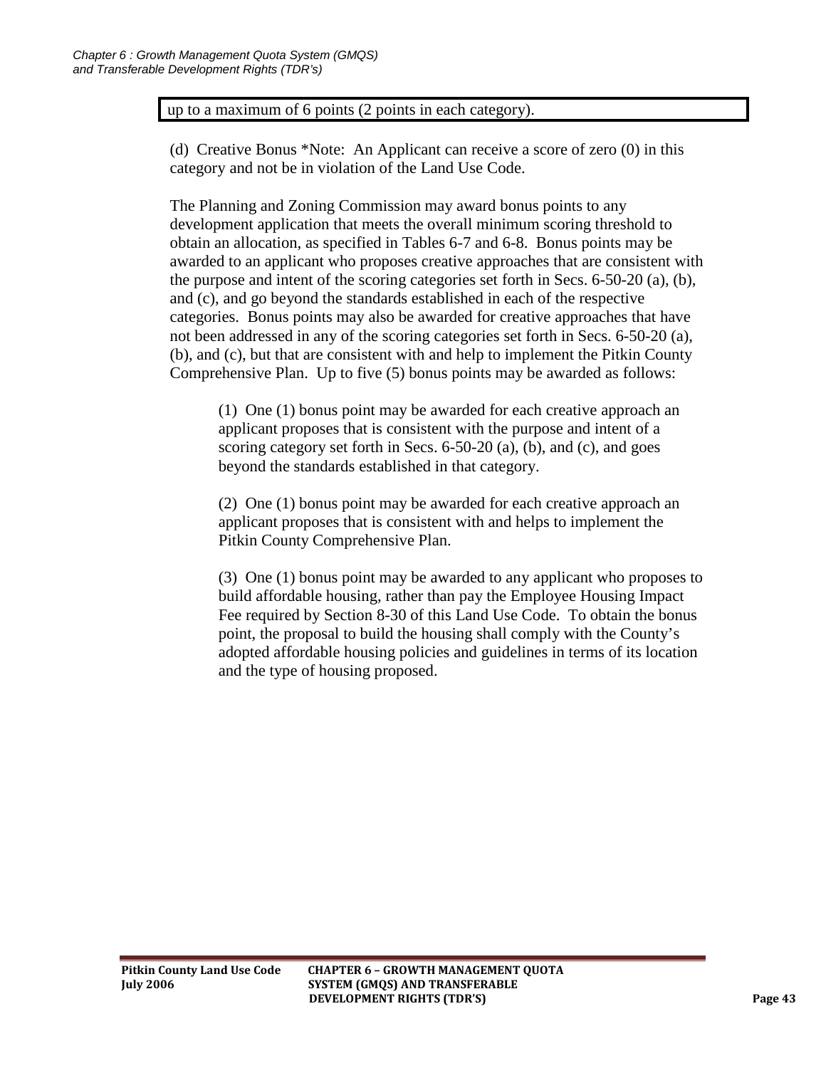| up to a maximum of 6 points (2 points in each category). |
|---|

(d) Creative Bonus *Note: An Applicant can receive a score of zero (0) in this category and not be in violation of the Land Use Code.

The Planning and Zoning Commission may award bonus points to any development application that meets the overall minimum scoring threshold to obtain an allocation, as specified in Tables 6-7 and 6-8. Bonus points may be awarded to an applicant who proposes creative approaches that are consistent with the purpose and intent of the scoring categories set forth in Secs. 6-50-20 (a), (b), and (c), and go beyond the standards established in each of the respective categories. Bonus points may also be awarded for creative approaches that have not been addressed in any of the scoring categories set forth in Secs. 6-50-20 (a), (b), and (c), but that are consistent with and help to implement the Pitkin County Comprehensive Plan. Up to five (5) bonus points may be awarded as follows:

(1) One (1) bonus point may be awarded for each creative approach an applicant proposes that is consistent with the purpose and intent of a scoring category set forth in Secs. 6-50-20 (a), (b), and (c), and goes beyond the standards established in that category.

(2) One (1) bonus point may be awarded for each creative approach an applicant proposes that is consistent with and helps to implement the Pitkin County Comprehensive Plan.

(3) One (1) bonus point may be awarded to any applicant who proposes to build affordable housing, rather than pay the Employee Housing Impact Fee required by Section 8-30 of this Land Use Code. To obtain the bonus point, the proposal to build the housing shall comply with the County's adopted affordable housing policies and guidelines in terms of its location and the type of housing proposed.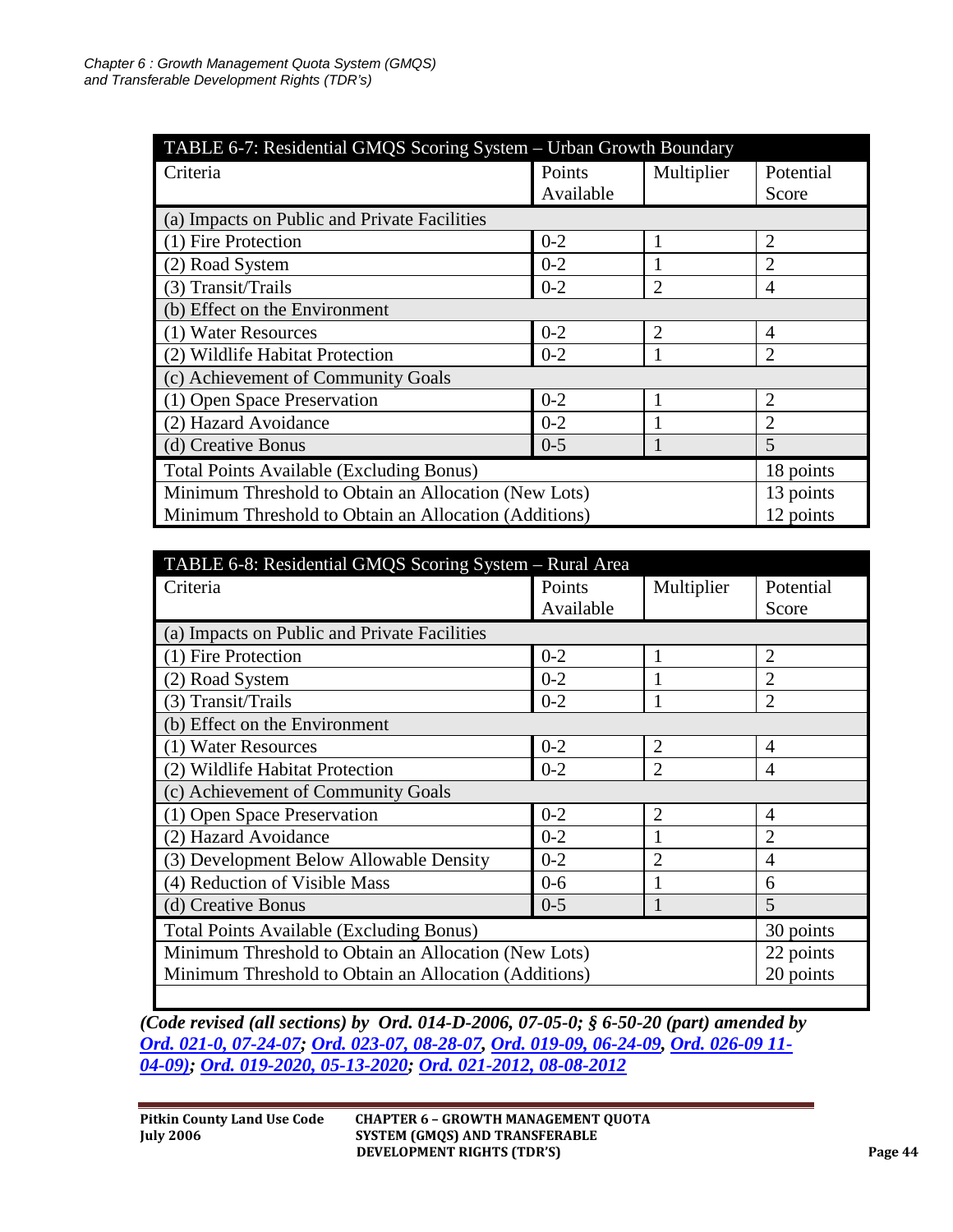| TABLE 6-7: Residential GMQS Scoring System – Urban Growth Boundary | | | |
|---|---|---|---|
| Criteria | Points Available | Multiplier | Potential Score |
| (a) Impacts on Public and Private Facilities | | | |
| (1) Fire Protection | 0-2 | 1 | 2 |
| (2) Road System | 0-2 | 1 | 2 |
| (3) Transit/Trails | 0-2 | 2 | 4 |
| (b) Effect on the Environment | | | |
| (1) Water Resources | 0-2 | 2 | 4 |
| (2) Wildlife Habitat Protection | 0-2 | 1 | 2 |
| (c) Achievement of Community Goals | | | |
| (1) Open Space Preservation | 0-2 | 1 | 2 |
| (2) Hazard Avoidance | 0-2 | 1 | 2 |
| (d) Creative Bonus | 0-5 | 1 | 5 |
| Total Points Available (Excluding Bonus) | | | 18 points |
| Minimum Threshold to Obtain an Allocation (New Lots) | | | 13 points |
| Minimum Threshold to Obtain an Allocation (Additions) | | | 12 points |

| TABLE 6-8: Residential GMQS Scoring System – Rural Area | | | |
|---|---|---|---|
| Criteria | Points Available | Multiplier | Potential Score |
| (a) Impacts on Public and Private Facilities | | | |
| (1) Fire Protection | 0-2 | 1 | 2 |
| (2) Road System | 0-2 | 1 | 2 |
| (3) Transit/Trails | 0-2 | 1 | 2 |
| (b) Effect on the Environment | | | |
| (1) Water Resources | 0-2 | 2 | 4 |
| (2) Wildlife Habitat Protection | 0-2 | 2 | 4 |
| (c) Achievement of Community Goals | | | |
| (1) Open Space Preservation | 0-2 | 2 | 4 |
| (2) Hazard Avoidance | 0-2 | 1 | 2 |
| (3) Development Below Allowable Density | 0-2 | 2 | 4 |
| (4) Reduction of Visible Mass | 0-6 | 1 | 6 |
| (d) Creative Bonus | 0-5 | 1 | 5 |
| Total Points Available (Excluding Bonus) | | | 30 points |
| Minimum Threshold to Obtain an Allocation (New Lots) | | | 22 points |
| Minimum Threshold to Obtain an Allocation (Additions) | | | 20 points |

***(Code revised (all sections) by Ord. 014-D-2006, 07-05-0; § 6-50-20 (part) amended by Ord. 021-0, 07-24-07; Ord. 023-07, 08-28-07, Ord. 019-09, 06-24-09, Ord. 026-09 11-04-09); Ord. 019-2020, 05-13-2020; Ord. 021-2012, 08-08-2012***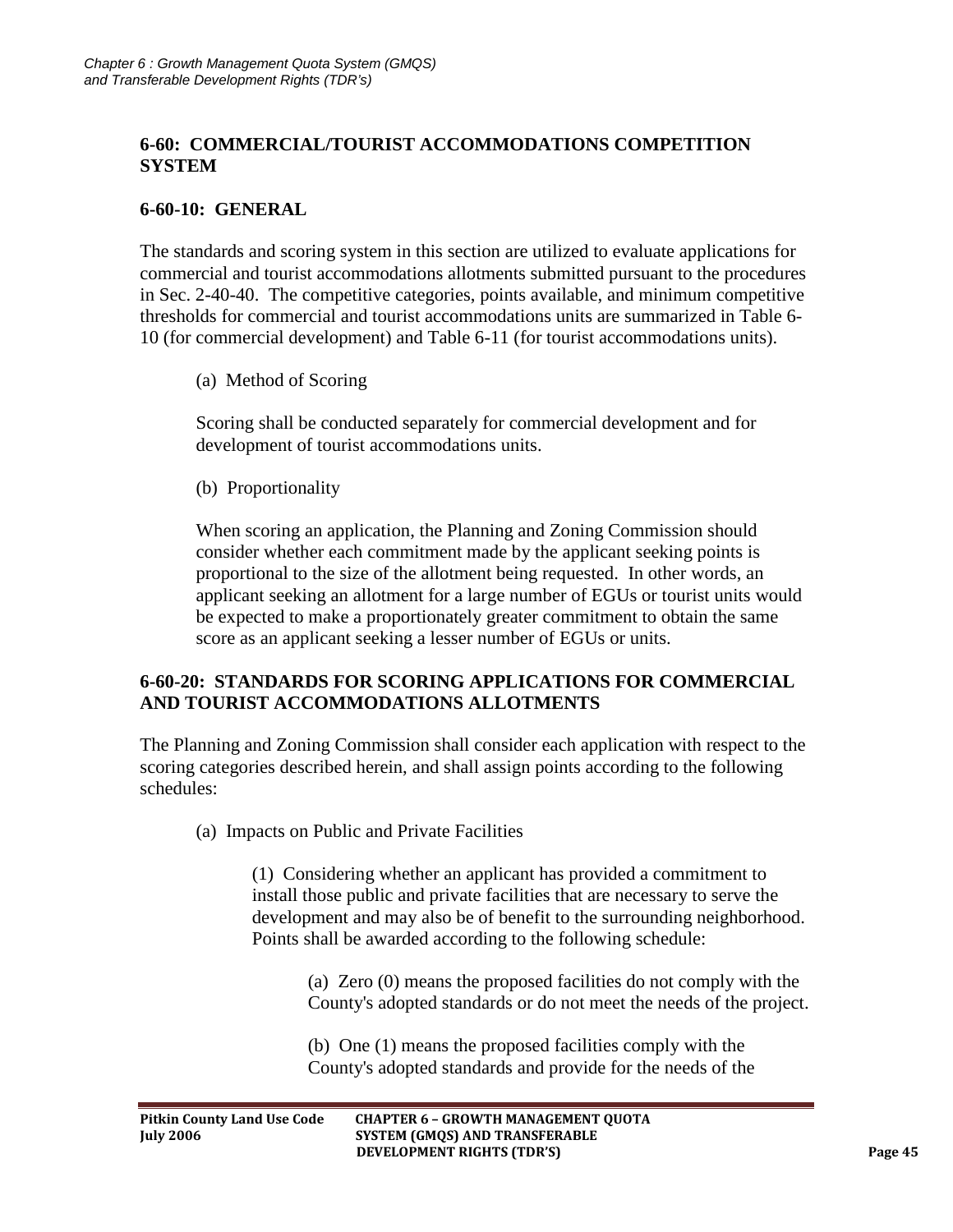## 6-60: COMMERCIAL/TOURIST ACCOMMODATIONS COMPETITION SYSTEM

### 6-60-10: GENERAL

The standards and scoring system in this section are utilized to evaluate applications for commercial and tourist accommodations allotments submitted pursuant to the procedures in Sec. 2-40-40. The competitive categories, points available, and minimum competitive thresholds for commercial and tourist accommodations units are summarized in Table 6-10 (for commercial development) and Table 6-11 (for tourist accommodations units).

(a) Method of Scoring

Scoring shall be conducted separately for commercial development and for development of tourist accommodations units.

(b) Proportionality

When scoring an application, the Planning and Zoning Commission should consider whether each commitment made by the applicant seeking points is proportional to the size of the allotment being requested. In other words, an applicant seeking an allotment for a large number of EGUs or tourist units would be expected to make a proportionately greater commitment to obtain the same score as an applicant seeking a lesser number of EGUs or units.

### 6-60-20: STANDARDS FOR SCORING APPLICATIONS FOR COMMERCIAL AND TOURIST ACCOMMODATIONS ALLOTMENTS

The Planning and Zoning Commission shall consider each application with respect to the scoring categories described herein, and shall assign points according to the following schedules:

(a) Impacts on Public and Private Facilities

(1) Considering whether an applicant has provided a commitment to install those public and private facilities that are necessary to serve the development and may also be of benefit to the surrounding neighborhood. Points shall be awarded according to the following schedule:

(a) Zero (0) means the proposed facilities do not comply with the County's adopted standards or do not meet the needs of the project.

(b) One (1) means the proposed facilities comply with the County's adopted standards and provide for the needs of the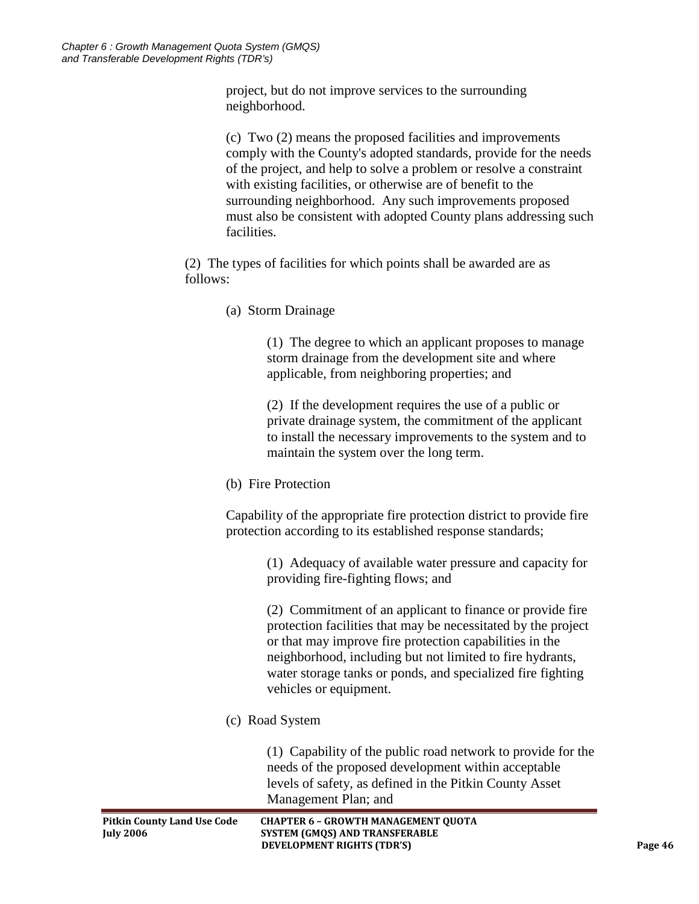project, but do not improve services to the surrounding neighborhood.

(c) Two (2) means the proposed facilities and improvements comply with the County's adopted standards, provide for the needs of the project, and help to solve a problem or resolve a constraint with existing facilities, or otherwise are of benefit to the surrounding neighborhood. Any such improvements proposed must also be consistent with adopted County plans addressing such facilities.

(2) The types of facilities for which points shall be awarded are as follows:

(a) Storm Drainage

(1) The degree to which an applicant proposes to manage storm drainage from the development site and where applicable, from neighboring properties; and

(2) If the development requires the use of a public or private drainage system, the commitment of the applicant to install the necessary improvements to the system and to maintain the system over the long term.

(b) Fire Protection

Capability of the appropriate fire protection district to provide fire protection according to its established response standards;

(1) Adequacy of available water pressure and capacity for providing fire-fighting flows; and

(2) Commitment of an applicant to finance or provide fire protection facilities that may be necessitated by the project or that may improve fire protection capabilities in the neighborhood, including but not limited to fire hydrants, water storage tanks or ponds, and specialized fire fighting vehicles or equipment.

(c) Road System

(1) Capability of the public road network to provide for the needs of the proposed development within acceptable levels of safety, as defined in the Pitkin County Asset Management Plan; and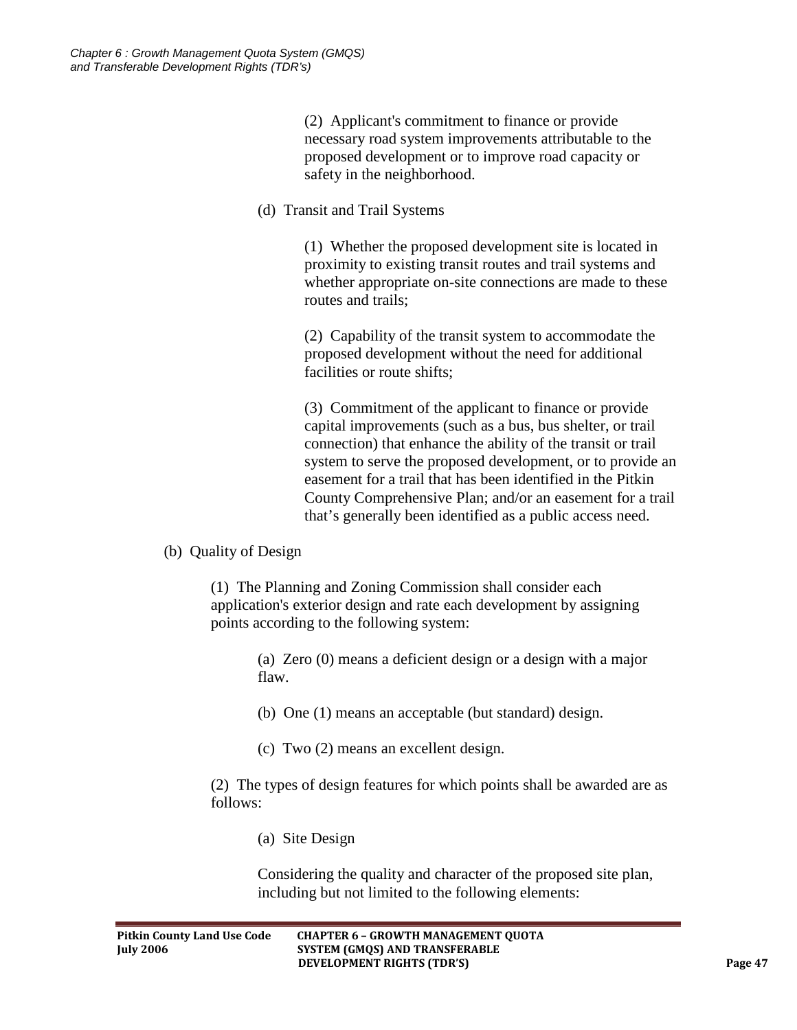(2) Applicant's commitment to finance or provide necessary road system improvements attributable to the proposed development or to improve road capacity or safety in the neighborhood.

(d) Transit and Trail Systems

(1) Whether the proposed development site is located in proximity to existing transit routes and trail systems and whether appropriate on-site connections are made to these routes and trails;

(2) Capability of the transit system to accommodate the proposed development without the need for additional facilities or route shifts;

(3) Commitment of the applicant to finance or provide capital improvements (such as a bus, bus shelter, or trail connection) that enhance the ability of the transit or trail system to serve the proposed development, or to provide an easement for a trail that has been identified in the Pitkin County Comprehensive Plan; and/or an easement for a trail that's generally been identified as a public access need.

(b) Quality of Design

(1) The Planning and Zoning Commission shall consider each application's exterior design and rate each development by assigning points according to the following system:

(a) Zero (0) means a deficient design or a design with a major flaw.

(b) One (1) means an acceptable (but standard) design.

(c) Two (2) means an excellent design.

(2) The types of design features for which points shall be awarded are as follows:

(a) Site Design

Considering the quality and character of the proposed site plan, including but not limited to the following elements: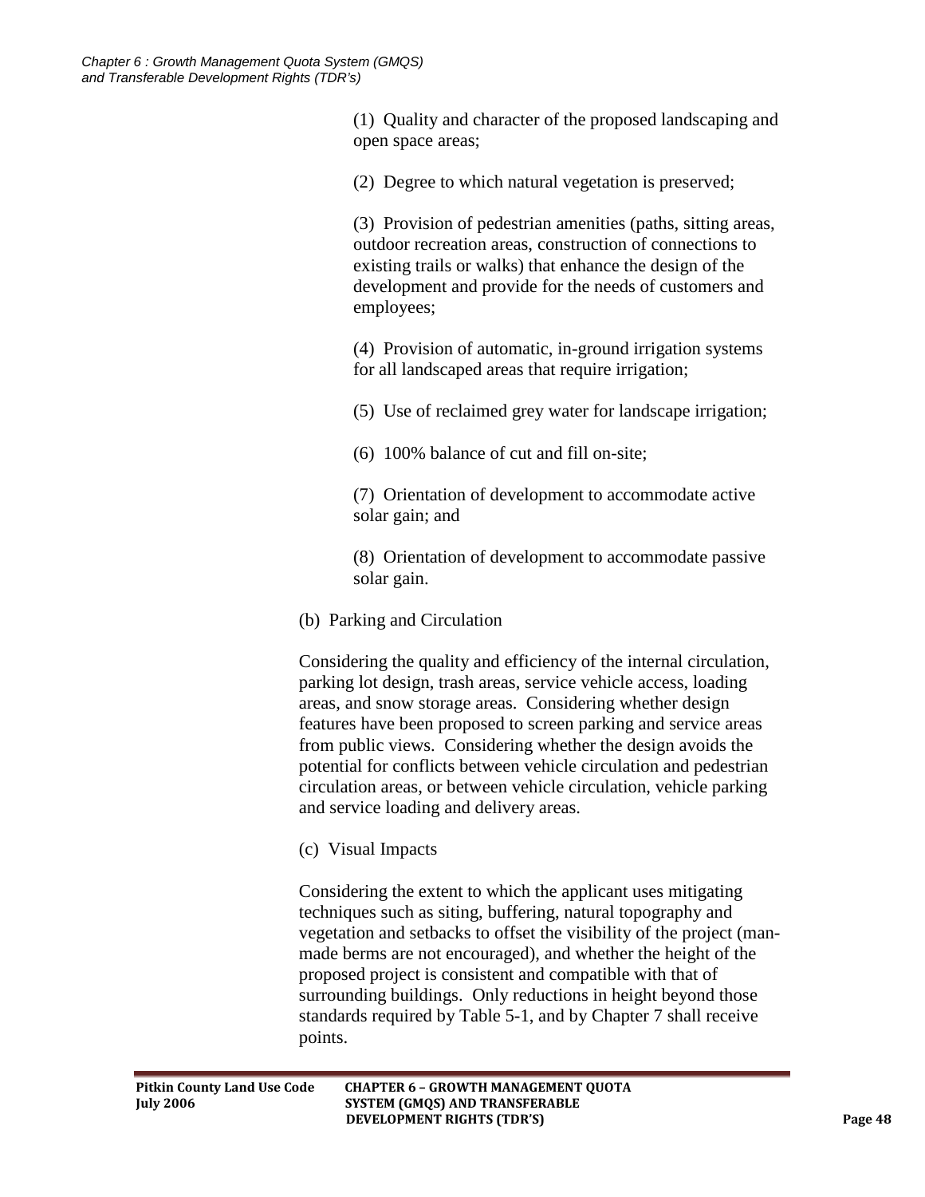(1) Quality and character of the proposed landscaping and open space areas;

(2) Degree to which natural vegetation is preserved;

(3) Provision of pedestrian amenities (paths, sitting areas, outdoor recreation areas, construction of connections to existing trails or walks) that enhance the design of the development and provide for the needs of customers and employees;

(4) Provision of automatic, in-ground irrigation systems for all landscaped areas that require irrigation;

(5) Use of reclaimed grey water for landscape irrigation;

(6) 100% balance of cut and fill on-site;

(7) Orientation of development to accommodate active solar gain; and

(8) Orientation of development to accommodate passive solar gain.

(b) Parking and Circulation

Considering the quality and efficiency of the internal circulation, parking lot design, trash areas, service vehicle access, loading areas, and snow storage areas. Considering whether design features have been proposed to screen parking and service areas from public views. Considering whether the design avoids the potential for conflicts between vehicle circulation and pedestrian circulation areas, or between vehicle circulation, vehicle parking and service loading and delivery areas.

(c) Visual Impacts

Considering the extent to which the applicant uses mitigating techniques such as siting, buffering, natural topography and vegetation and setbacks to offset the visibility of the project (man-made berms are not encouraged), and whether the height of the proposed project is consistent and compatible with that of surrounding buildings. Only reductions in height beyond those standards required by Table 5-1, and by Chapter 7 shall receive points.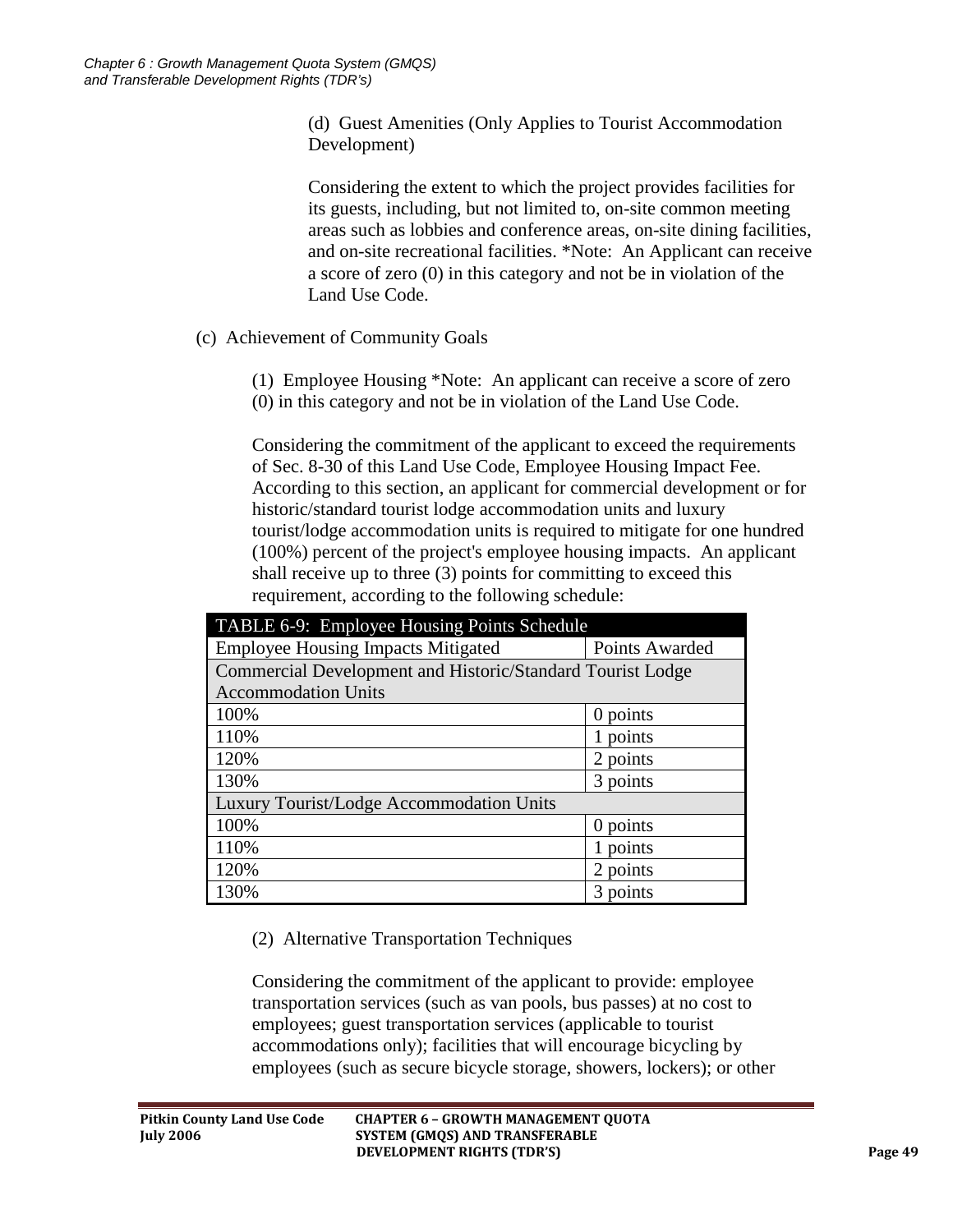(d) Guest Amenities (Only Applies to Tourist Accommodation Development)

Considering the extent to which the project provides facilities for its guests, including, but not limited to, on-site common meeting areas such as lobbies and conference areas, on-site dining facilities, and on-site recreational facilities. *Note: An Applicant can receive a score of zero (0) in this category and not be in violation of the Land Use Code.

(c) Achievement of Community Goals

(1) Employee Housing *Note: An applicant can receive a score of zero (0) in this category and not be in violation of the Land Use Code.

Considering the commitment of the applicant to exceed the requirements of Sec. 8-30 of this Land Use Code, Employee Housing Impact Fee. According to this section, an applicant for commercial development or for historic/standard tourist lodge accommodation units and luxury tourist/lodge accommodation units is required to mitigate for one hundred (100%) percent of the project's employee housing impacts. An applicant shall receive up to three (3) points for committing to exceed this requirement, according to the following schedule:

| TABLE 6-9: Employee Housing Points Schedule | |
|---|---|
| Employee Housing Impacts Mitigated | Points Awarded |
| Commercial Development and Historic/Standard Tourist Lodge Accommodation Units | |
| 100% | 0 points |
| 110% | 1 points |
| 120% | 2 points |
| 130% | 3 points |
| Luxury Tourist/Lodge Accommodation Units | |
| 100% | 0 points |
| 110% | 1 points |
| 120% | 2 points |
| 130% | 3 points |

(2) Alternative Transportation Techniques

Considering the commitment of the applicant to provide: employee transportation services (such as van pools, bus passes) at no cost to employees; guest transportation services (applicable to tourist accommodations only); facilities that will encourage bicycling by employees (such as secure bicycle storage, showers, lockers); or other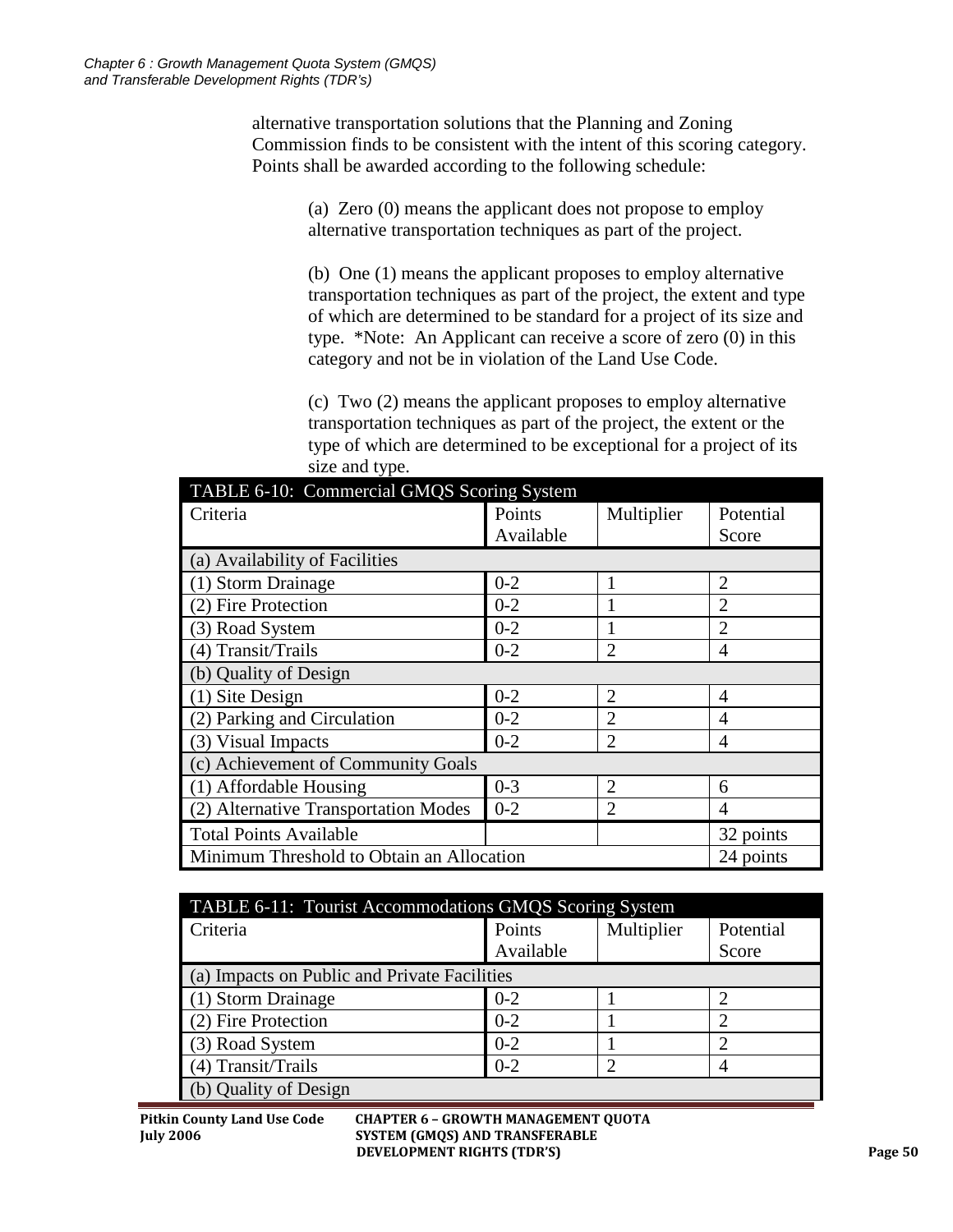alternative transportation solutions that the Planning and Zoning Commission finds to be consistent with the intent of this scoring category. Points shall be awarded according to the following schedule:

(a) Zero (0) means the applicant does not propose to employ alternative transportation techniques as part of the project.

(b) One (1) means the applicant proposes to employ alternative transportation techniques as part of the project, the extent and type of which are determined to be standard for a project of its size and type. *Note: An Applicant can receive a score of zero (0) in this category and not be in violation of the Land Use Code.

(c) Two (2) means the applicant proposes to employ alternative transportation techniques as part of the project, the extent or the type of which are determined to be exceptional for a project of its size and type.

| TABLE 6-10: Commercial GMQS Scoring System | | | |
|---|---|---|---|
| Criteria | Points Available | Multiplier | Potential Score |
| (a) Availability of Facilities | | | |
| (1) Storm Drainage | 0-2 | 1 | 2 |
| (2) Fire Protection | 0-2 | 1 | 2 |
| (3) Road System | 0-2 | 1 | 2 |
| (4) Transit/Trails | 0-2 | 2 | 4 |
| (b) Quality of Design | | | |
| (1) Site Design | 0-2 | 2 | 4 |
| (2) Parking and Circulation | 0-2 | 2 | 4 |
| (3) Visual Impacts | 0-2 | 2 | 4 |
| (c) Achievement of Community Goals | | | |
| (1) Affordable Housing | 0-3 | 2 | 6 |
| (2) Alternative Transportation Modes | 0-2 | 2 | 4 |
| Total Points Available | | | 32 points |
| Minimum Threshold to Obtain an Allocation | | | 24 points |

| TABLE 6-11: Tourist Accommodations GMQS Scoring System | | | |
|---|---|---|---|
| Criteria | Points Available | Multiplier | Potential Score |
| (a) Impacts on Public and Private Facilities | | | |
| (1) Storm Drainage | 0-2 | 1 | 2 |
| (2) Fire Protection | 0-2 | 1 | 2 |
| (3) Road System | 0-2 | 1 | 2 |
| (4) Transit/Trails | 0-2 | 2 | 4 |
| (b) Quality of Design | | | |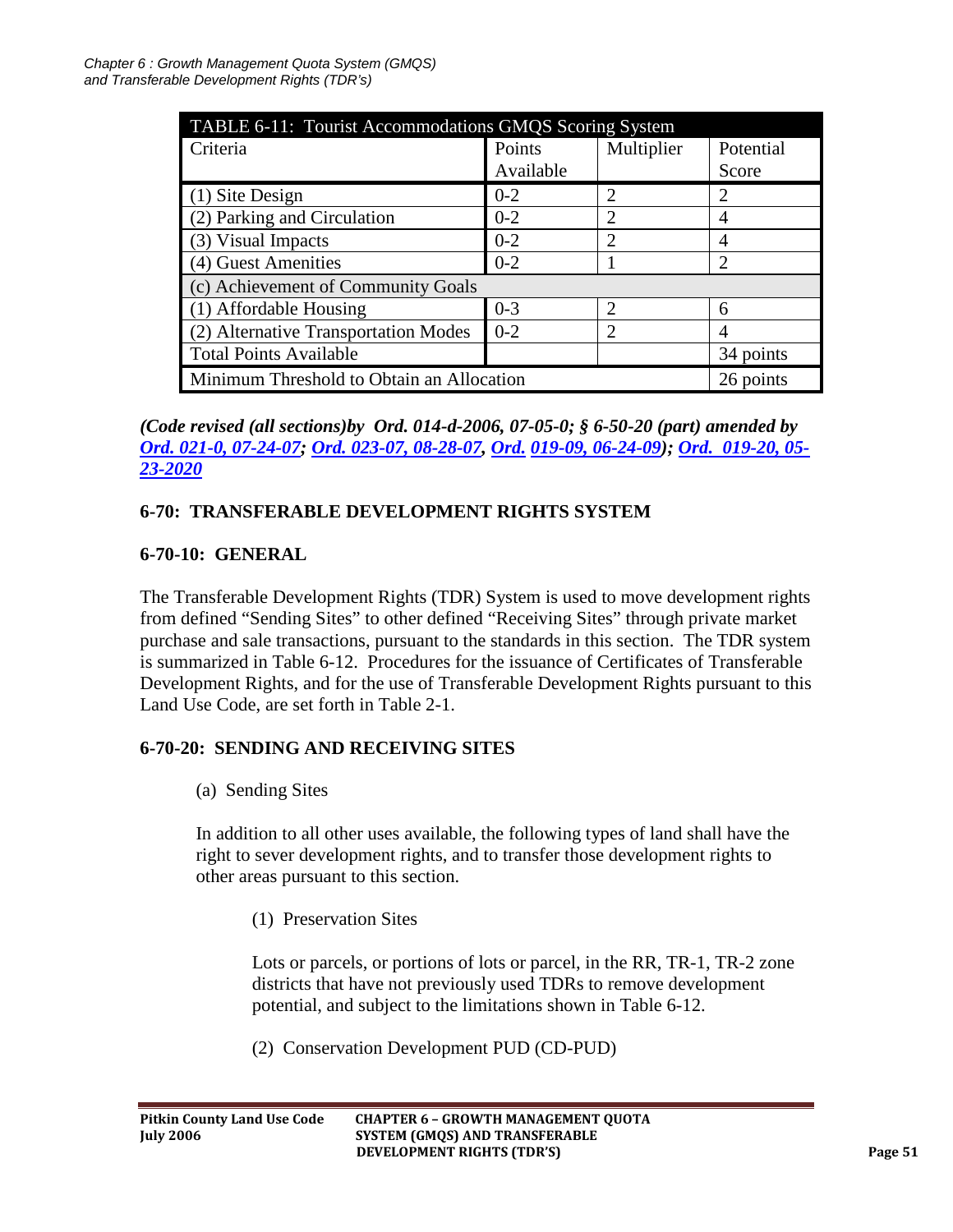| TABLE 6-11: Tourist Accommodations GMQS Scoring System | | | |
|---|---|---|---|
| Criteria | Points Available | Multiplier | Potential Score |
| (1) Site Design | 0-2 | 2 | 2 |
| (2) Parking and Circulation | 0-2 | 2 | 4 |
| (3) Visual Impacts | 0-2 | 2 | 4 |
| (4) Guest Amenities | 0-2 | 1 | 2 |
| (c) Achievement of Community Goals | | | |
| (1) Affordable Housing | 0-3 | 2 | 6 |
| (2) Alternative Transportation Modes | 0-2 | 2 | 4 |
| Total Points Available | | | 34 points |
| Minimum Threshold to Obtain an Allocation | | | 26 points |

***(Code revised (all sections)by Ord. 014-d-2006, 07-05-0; § 6-50-20 (part) amended by Ord. 021-0, 07-24-07; Ord. 023-07, 08-28-07, Ord. 019-09, 06-24-09); Ord. 019-20, 05-23-2020***

### 6-70: TRANSFERABLE DEVELOPMENT RIGHTS SYSTEM

### 6-70-10: GENERAL

The Transferable Development Rights (TDR) System is used to move development rights from defined "Sending Sites" to other defined "Receiving Sites" through private market purchase and sale transactions, pursuant to the standards in this section. The TDR system is summarized in Table 6-12. Procedures for the issuance of Certificates of Transferable Development Rights, and for the use of Transferable Development Rights pursuant to this Land Use Code, are set forth in Table 2-1.

### 6-70-20: SENDING AND RECEIVING SITES

(a) Sending Sites

In addition to all other uses available, the following types of land shall have the right to sever development rights, and to transfer those development rights to other areas pursuant to this section.

(1) Preservation Sites

Lots or parcels, or portions of lots or parcel, in the RR, TR-1, TR-2 zone districts that have not previously used TDRs to remove development potential, and subject to the limitations shown in Table 6-12.

(2) Conservation Development PUD (CD-PUD)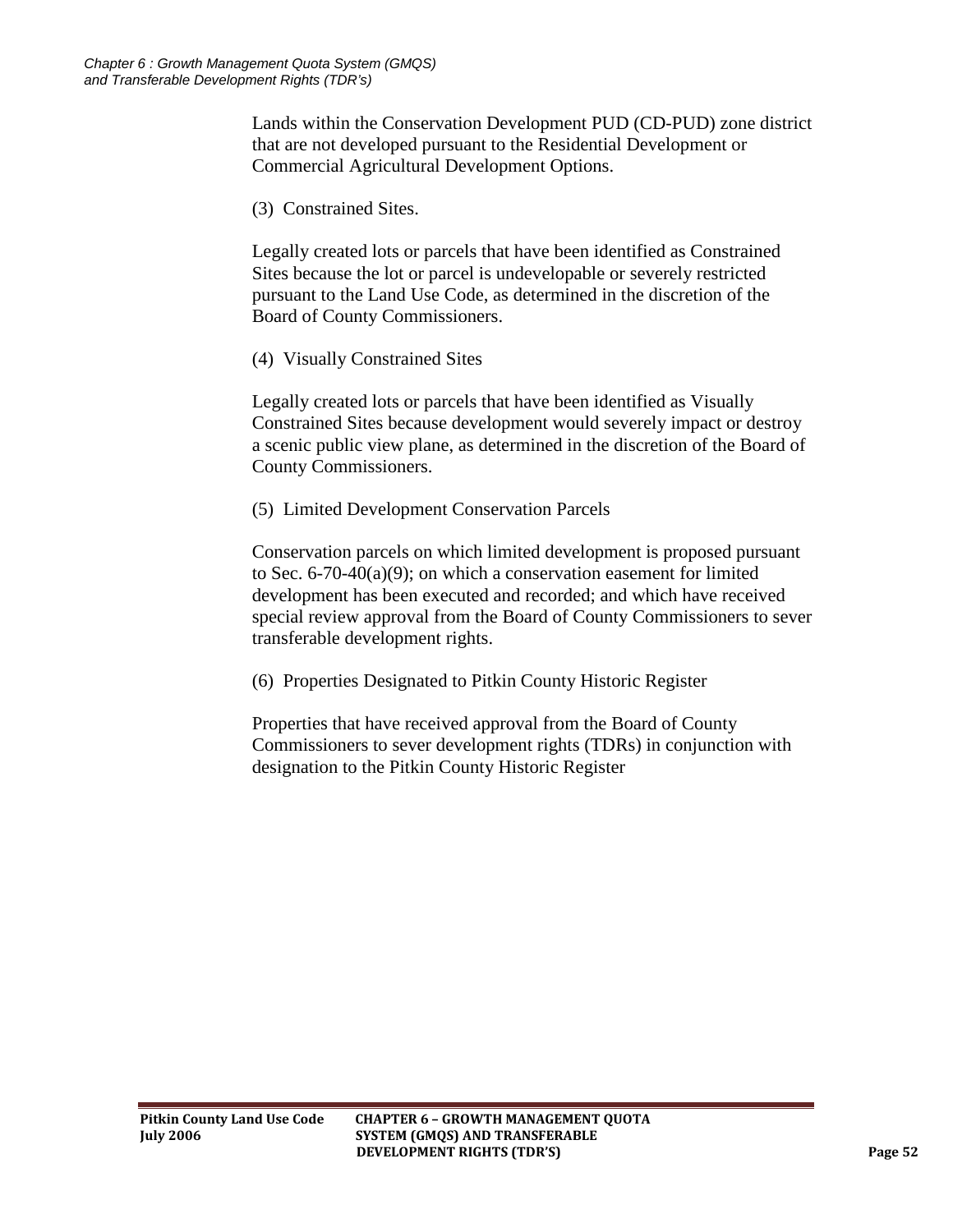Lands within the Conservation Development PUD (CD-PUD) zone district that are not developed pursuant to the Residential Development or Commercial Agricultural Development Options.

(3) Constrained Sites.

Legally created lots or parcels that have been identified as Constrained Sites because the lot or parcel is undevelopable or severely restricted pursuant to the Land Use Code, as determined in the discretion of the Board of County Commissioners.

(4) Visually Constrained Sites

Legally created lots or parcels that have been identified as Visually Constrained Sites because development would severely impact or destroy a scenic public view plane, as determined in the discretion of the Board of County Commissioners.

(5) Limited Development Conservation Parcels

Conservation parcels on which limited development is proposed pursuant to Sec. 6-70-40(a)(9); on which a conservation easement for limited development has been executed and recorded; and which have received special review approval from the Board of County Commissioners to sever transferable development rights.

(6) Properties Designated to Pitkin County Historic Register

Properties that have received approval from the Board of County Commissioners to sever development rights (TDRs) in conjunction with designation to the Pitkin County Historic Register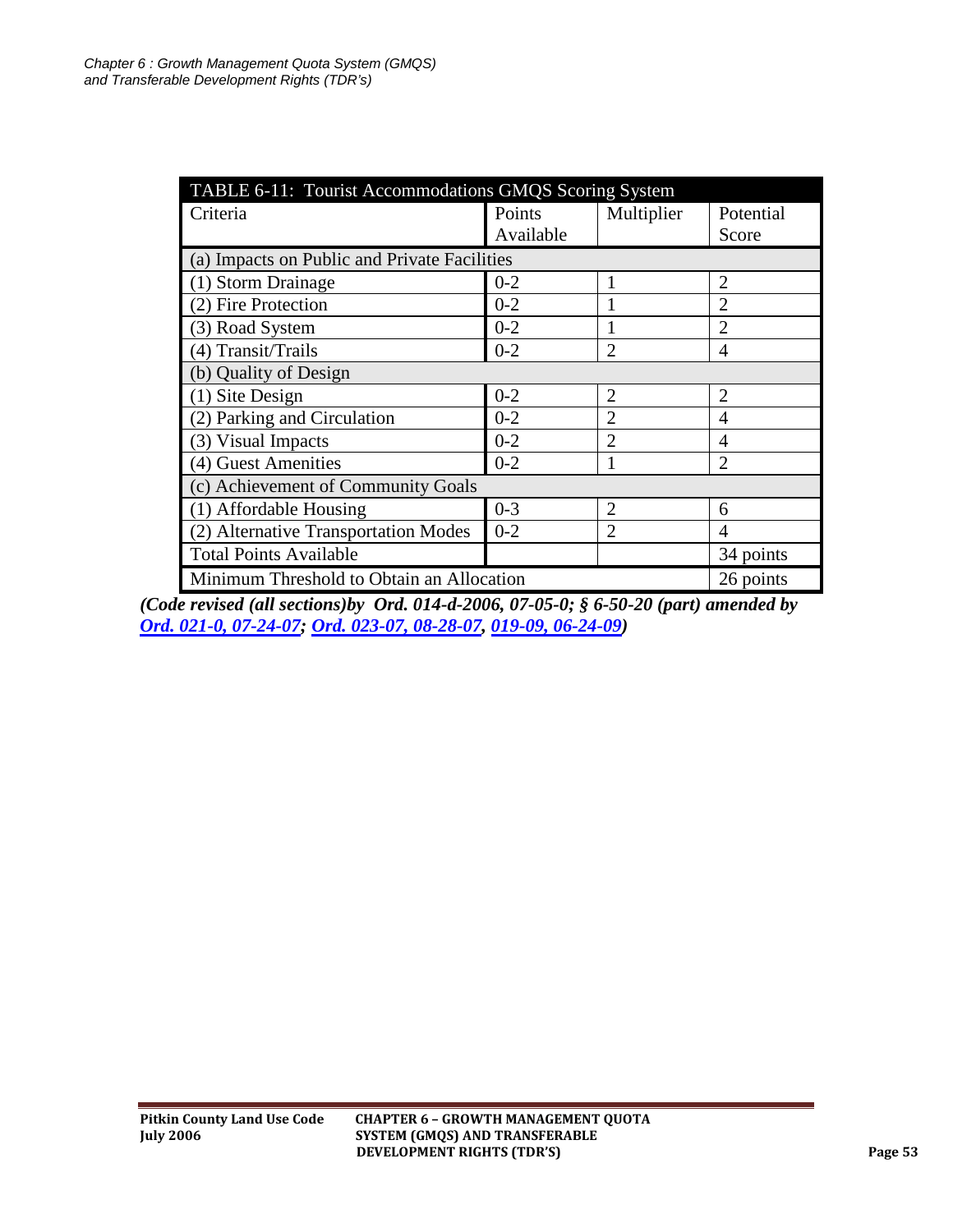| TABLE 6-11: Tourist Accommodations GMQS Scoring System | | | |
|---|---|---|---|
| Criteria | Points Available | Multiplier | Potential Score |
| (a) Impacts on Public and Private Facilities | | | |
| (1) Storm Drainage | 0-2 | 1 | 2 |
| (2) Fire Protection | 0-2 | 1 | 2 |
| (3) Road System | 0-2 | 1 | 2 |
| (4) Transit/Trails | 0-2 | 2 | 4 |
| (b) Quality of Design | | | |
| (1) Site Design | 0-2 | 2 | 2 |
| (2) Parking and Circulation | 0-2 | 2 | 4 |
| (3) Visual Impacts | 0-2 | 2 | 4 |
| (4) Guest Amenities | 0-2 | 1 | 2 |
| (c) Achievement of Community Goals | | | |
| (1) Affordable Housing | 0-3 | 2 | 6 |
| (2) Alternative Transportation Modes | 0-2 | 2 | 4 |
| Total Points Available | | | 34 points |
| Minimum Threshold to Obtain an Allocation | | | 26 points |

***(Code revised (all sections)by Ord. 014-d-2006, 07-05-0; § 6-50-20 (part) amended by Ord. 021-0, 07-24-07; Ord. 023-07, 08-28-07, 019-09, 06-24-09)***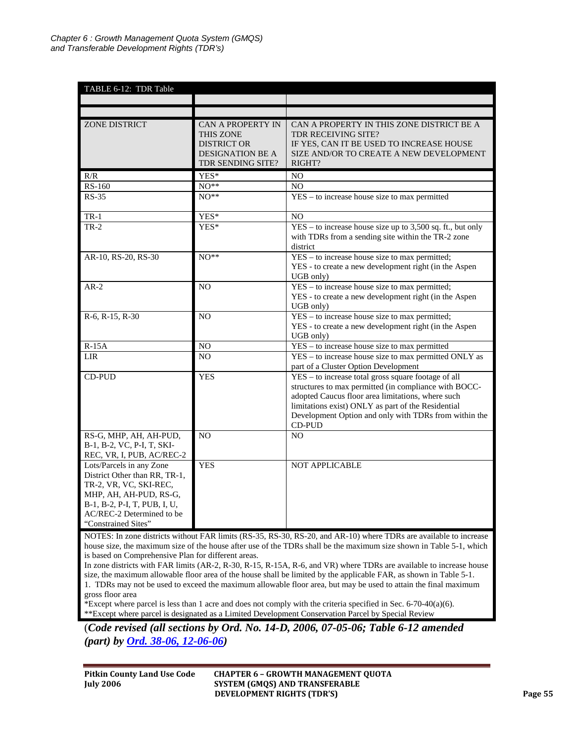TABLE 6-12: TDR Table

| ZONE DISTRICT | CAN A PROPERTY IN THIS ZONE DISTRICT OR DESIGNATION BE A TDR SENDING SITE? | CAN A PROPERTY IN THIS ZONE DISTRICT BE A TDR RECEIVING SITE? IF YES, CAN IT BE USED TO INCREASE HOUSE SIZE AND/OR TO CREATE A NEW DEVELOPMENT RIGHT? |
|---|---|---|
| R/R | YES* | NO |
| RS-160 | NO** | NO |
| RS-35 | NO** | YES – to increase house size to max permitted |
| TR-1 | YES* | NO |
| TR-2 | YES* | YES – to increase house size up to 3,500 sq. ft., but only with TDRs from a sending site within the TR-2 zone district |
| AR-10, RS-20, RS-30 | NO** | YES – to increase house size to max permitted; YES - to create a new development right (in the Aspen UGB only) |
| AR-2 | NO | YES – to increase house size to max permitted; YES - to create a new development right (in the Aspen UGB only) |
| R-6, R-15, R-30 | NO | YES – to increase house size to max permitted; YES - to create a new development right (in the Aspen UGB only) |
| R-15A | NO | YES – to increase house size to max permitted |
| LIR | NO | YES – to increase house size to max permitted ONLY as part of a Cluster Option Development |
| CD-PUD | YES | YES – to increase total gross square footage of all structures to max permitted (in compliance with BOCC-adopted Caucus floor area limitations, where such limitations exist) ONLY as part of the Residential Development Option and only with TDRs from within the CD-PUD |
| RS-G, MHP, AH, AH-PUD, B-1, B-2, VC, P-I, T, SKI-REC, VR, I, PUB, AC/REC-2 | NO | NO |
| Lots/Parcels in any Zone District Other than RR, TR-1, TR-2, VR, VC, SKI-REC, MHP, AH, AH-PUD, RS-G, B-1, B-2, P-I, T, PUB, I, U, AC/REC-2 Determined to be "Constrained Sites" | YES | NOT APPLICABLE |

NOTES: In zone districts without FAR limits (RS-35, RS-30, RS-20, and AR-10) where TDRs are available to increase house size, the maximum size of the house after use of the TDRs shall be the maximum size shown in Table 5-1, which is based on Comprehensive Plan for different areas.
In zone districts with FAR limits (AR-2, R-30, R-15, R-15A, R-6, and VR) where TDRs are available to increase house size, the maximum allowable floor area of the house shall be limited by the applicable FAR, as shown in Table 5-1.
1. TDRs may not be used to exceed the maximum allowable floor area, but may be used to attain the final maximum gross floor area
*Except where parcel is less than 1 acre and does not comply with the criteria specified in Sec. 6-70-40(a)(6).
**Except where parcel is designated as a Limited Development Conservation Parcel by Special Review

(***Code revised (all sections by Ord. No. 14-D, 2006, 07-05-06; Table 6-12 amended (part) by [Ord. 38-06, 12-06-06](#)***)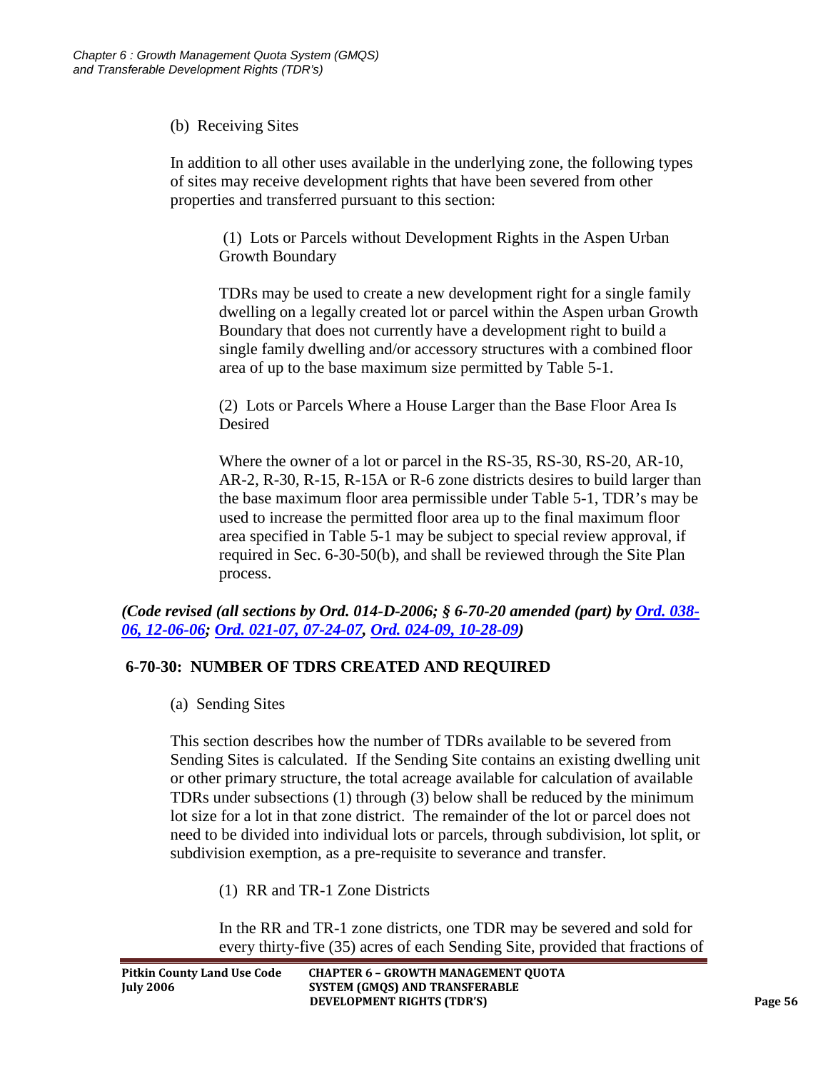(b) Receiving Sites

In addition to all other uses available in the underlying zone, the following types of sites may receive development rights that have been severed from other properties and transferred pursuant to this section:

(1) Lots or Parcels without Development Rights in the Aspen Urban Growth Boundary

TDRs may be used to create a new development right for a single family dwelling on a legally created lot or parcel within the Aspen urban Growth Boundary that does not currently have a development right to build a single family dwelling and/or accessory structures with a combined floor area of up to the base maximum size permitted by Table 5-1.

(2) Lots or Parcels Where a House Larger than the Base Floor Area Is Desired

Where the owner of a lot or parcel in the RS-35, RS-30, RS-20, AR-10, AR-2, R-30, R-15, R-15A or R-6 zone districts desires to build larger than the base maximum floor area permissible under Table 5-1, TDR's may be used to increase the permitted floor area up to the final maximum floor area specified in Table 5-1 may be subject to special review approval, if required in Sec. 6-30-50(b), and shall be reviewed through the Site Plan process.

***(Code revised (all sections by Ord. 014-D-2006; § 6-70-20 amended (part) by Ord. 038-06, 12-06-06; Ord. 021-07, 07-24-07, Ord. 024-09, 10-28-09)***

## 6-70-30: NUMBER OF TDRS CREATED AND REQUIRED

(a) Sending Sites

This section describes how the number of TDRs available to be severed from Sending Sites is calculated. If the Sending Site contains an existing dwelling unit or other primary structure, the total acreage available for calculation of available TDRs under subsections (1) through (3) below shall be reduced by the minimum lot size for a lot in that zone district. The remainder of the lot or parcel does not need to be divided into individual lots or parcels, through subdivision, lot split, or subdivision exemption, as a pre-requisite to severance and transfer.

(1) RR and TR-1 Zone Districts

In the RR and TR-1 zone districts, one TDR may be severed and sold for every thirty-five (35) acres of each Sending Site, provided that fractions of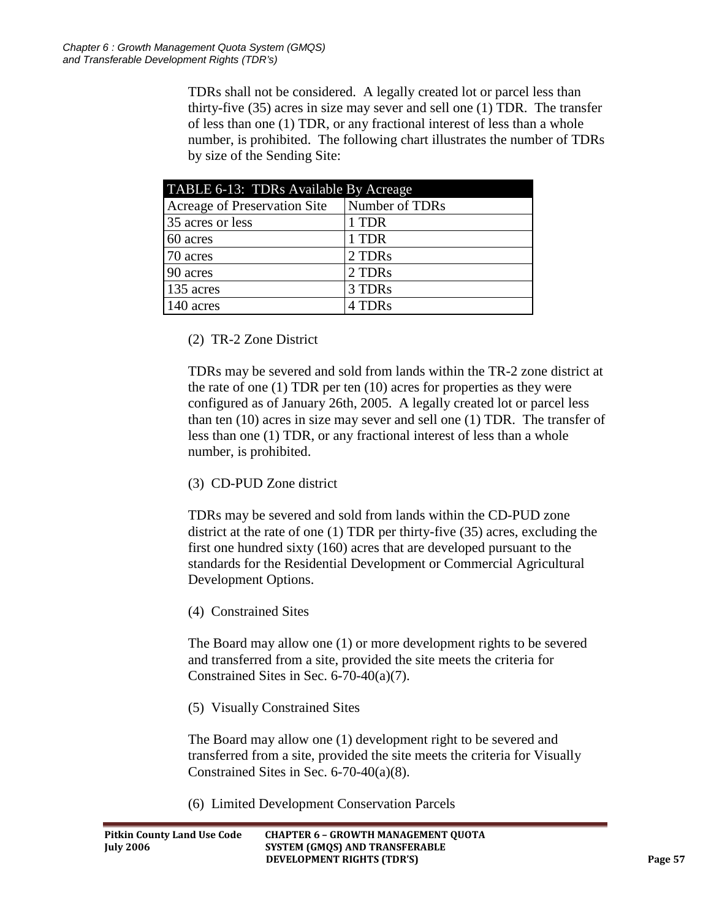TDRs shall not be considered. A legally created lot or parcel less than thirty-five (35) acres in size may sever and sell one (1) TDR. The transfer of less than one (1) TDR, or any fractional interest of less than a whole number, is prohibited. The following chart illustrates the number of TDRs by size of the Sending Site:

| TABLE 6-13: TDRs Available By Acreage | |
|---|---|
| Acreage of Preservation Site | Number of TDRs |
| 35 acres or less | 1 TDR |
| 60 acres | 1 TDR |
| 70 acres | 2 TDRs |
| 90 acres | 2 TDRs |
| 135 acres | 3 TDRs |
| 140 acres | 4 TDRs |

(2) TR-2 Zone District

TDRs may be severed and sold from lands within the TR-2 zone district at the rate of one (1) TDR per ten (10) acres for properties as they were configured as of January 26th, 2005. A legally created lot or parcel less than ten (10) acres in size may sever and sell one (1) TDR. The transfer of less than one (1) TDR, or any fractional interest of less than a whole number, is prohibited.

(3) CD-PUD Zone district

TDRs may be severed and sold from lands within the CD-PUD zone district at the rate of one (1) TDR per thirty-five (35) acres, excluding the first one hundred sixty (160) acres that are developed pursuant to the standards for the Residential Development or Commercial Agricultural Development Options.

(4) Constrained Sites

The Board may allow one (1) or more development rights to be severed and transferred from a site, provided the site meets the criteria for Constrained Sites in Sec. 6-70-40(a)(7).

(5) Visually Constrained Sites

The Board may allow one (1) development right to be severed and transferred from a site, provided the site meets the criteria for Visually Constrained Sites in Sec. 6-70-40(a)(8).

(6) Limited Development Conservation Parcels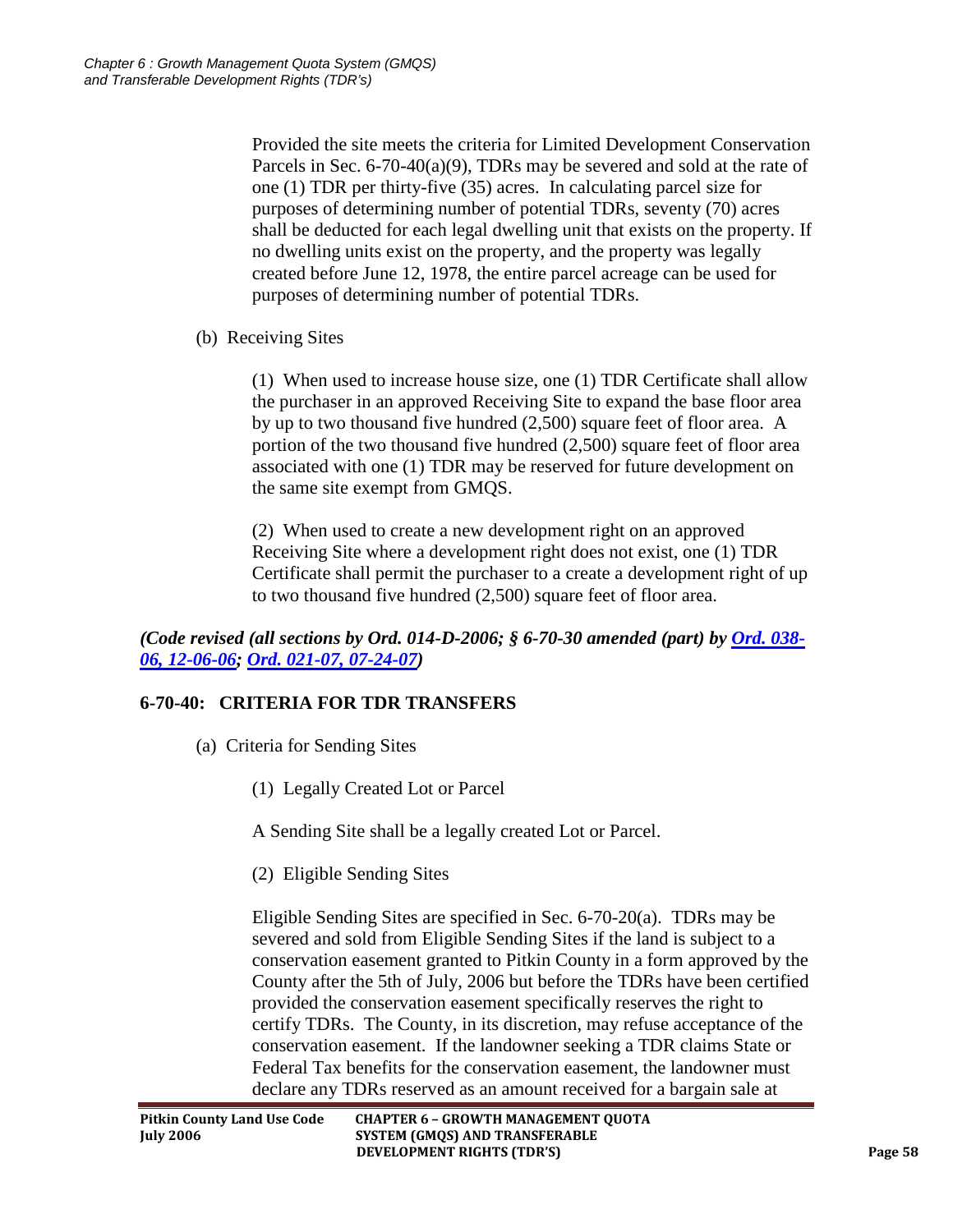Provided the site meets the criteria for Limited Development Conservation Parcels in Sec. 6-70-40(a)(9), TDRs may be severed and sold at the rate of one (1) TDR per thirty-five (35) acres. In calculating parcel size for purposes of determining number of potential TDRs, seventy (70) acres shall be deducted for each legal dwelling unit that exists on the property. If no dwelling units exist on the property, and the property was legally created before June 12, 1978, the entire parcel acreage can be used for purposes of determining number of potential TDRs.

(b) Receiving Sites

(1) When used to increase house size, one (1) TDR Certificate shall allow the purchaser in an approved Receiving Site to expand the base floor area by up to two thousand five hundred (2,500) square feet of floor area. A portion of the two thousand five hundred (2,500) square feet of floor area associated with one (1) TDR may be reserved for future development on the same site exempt from GMQS.

(2) When used to create a new development right on an approved Receiving Site where a development right does not exist, one (1) TDR Certificate shall permit the purchaser to a create a development right of up to two thousand five hundred (2,500) square feet of floor area.

***(Code revised (all sections by Ord. 014-D-2006; § 6-70-30 amended (part) by Ord. 038-06, 12-06-06; Ord. 021-07, 07-24-07)***

## 6-70-40: CRITERIA FOR TDR TRANSFERS

(a) Criteria for Sending Sites

(1) Legally Created Lot or Parcel

A Sending Site shall be a legally created Lot or Parcel.

(2) Eligible Sending Sites

Eligible Sending Sites are specified in Sec. 6-70-20(a). TDRs may be severed and sold from Eligible Sending Sites if the land is subject to a conservation easement granted to Pitkin County in a form approved by the County after the 5th of July, 2006 but before the TDRs have been certified provided the conservation easement specifically reserves the right to certify TDRs. The County, in its discretion, may refuse acceptance of the conservation easement. If the landowner seeking a TDR claims State or Federal Tax benefits for the conservation easement, the landowner must declare any TDRs reserved as an amount received for a bargain sale at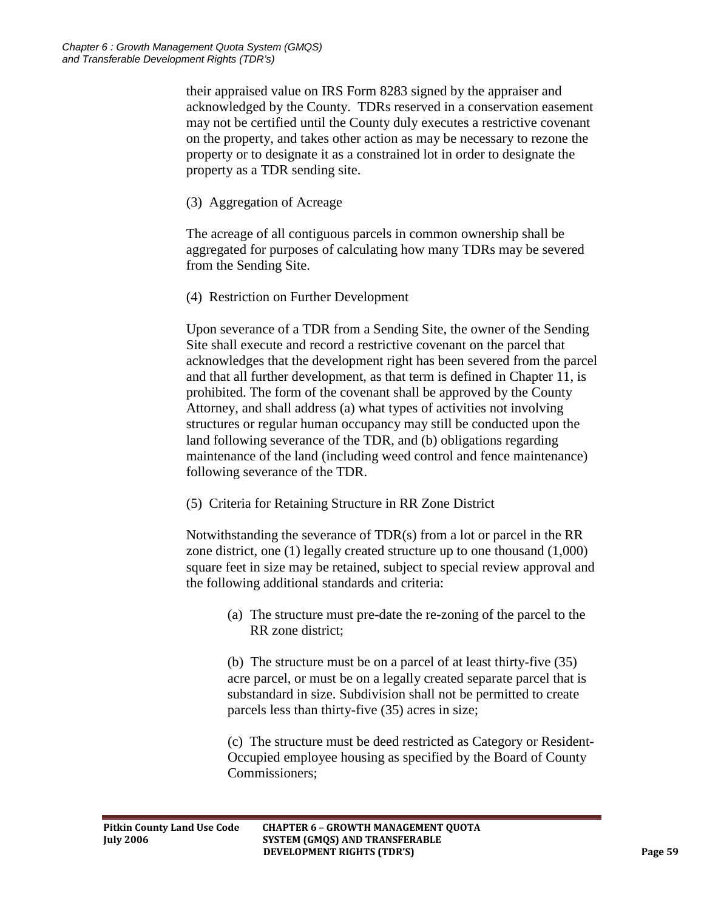their appraised value on IRS Form 8283 signed by the appraiser and acknowledged by the County. TDRs reserved in a conservation easement may not be certified until the County duly executes a restrictive covenant on the property, and takes other action as may be necessary to rezone the property or to designate it as a constrained lot in order to designate the property as a TDR sending site.

(3) Aggregation of Acreage

The acreage of all contiguous parcels in common ownership shall be aggregated for purposes of calculating how many TDRs may be severed from the Sending Site.

(4) Restriction on Further Development

Upon severance of a TDR from a Sending Site, the owner of the Sending Site shall execute and record a restrictive covenant on the parcel that acknowledges that the development right has been severed from the parcel and that all further development, as that term is defined in Chapter 11, is prohibited. The form of the covenant shall be approved by the County Attorney, and shall address (a) what types of activities not involving structures or regular human occupancy may still be conducted upon the land following severance of the TDR, and (b) obligations regarding maintenance of the land (including weed control and fence maintenance) following severance of the TDR.

(5) Criteria for Retaining Structure in RR Zone District

Notwithstanding the severance of TDR(s) from a lot or parcel in the RR zone district, one (1) legally created structure up to one thousand (1,000) square feet in size may be retained, subject to special review approval and the following additional standards and criteria:

(a) The structure must pre-date the re-zoning of the parcel to the RR zone district;

(b) The structure must be on a parcel of at least thirty-five (35) acre parcel, or must be on a legally created separate parcel that is substandard in size. Subdivision shall not be permitted to create parcels less than thirty-five (35) acres in size;

(c) The structure must be deed restricted as Category or Resident-Occupied employee housing as specified by the Board of County Commissioners;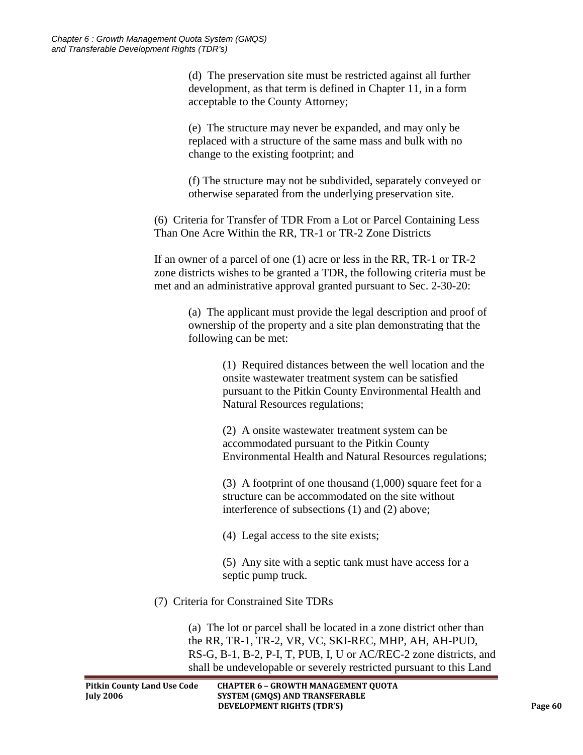(d) The preservation site must be restricted against all further development, as that term is defined in Chapter 11, in a form acceptable to the County Attorney;

(e) The structure may never be expanded, and may only be replaced with a structure of the same mass and bulk with no change to the existing footprint; and

(f) The structure may not be subdivided, separately conveyed or otherwise separated from the underlying preservation site.

(6) Criteria for Transfer of TDR From a Lot or Parcel Containing Less Than One Acre Within the RR, TR-1 or TR-2 Zone Districts

If an owner of a parcel of one (1) acre or less in the RR, TR-1 or TR-2 zone districts wishes to be granted a TDR, the following criteria must be met and an administrative approval granted pursuant to Sec. 2-30-20:

(a) The applicant must provide the legal description and proof of ownership of the property and a site plan demonstrating that the following can be met:

(1) Required distances between the well location and the onsite wastewater treatment system can be satisfied pursuant to the Pitkin County Environmental Health and Natural Resources regulations;

(2) A onsite wastewater treatment system can be accommodated pursuant to the Pitkin County Environmental Health and Natural Resources regulations;

(3) A footprint of one thousand (1,000) square feet for a structure can be accommodated on the site without interference of subsections (1) and (2) above;

(4) Legal access to the site exists;

(5) Any site with a septic tank must have access for a septic pump truck.

(7) Criteria for Constrained Site TDRs

(a) The lot or parcel shall be located in a zone district other than the RR, TR-1, TR-2, VR, VC, SKI-REC, MHP, AH, AH-PUD, RS-G, B-1, B-2, P-I, T, PUB, I, U or AC/REC-2 zone districts, and shall be undevelopable or severely restricted pursuant to this Land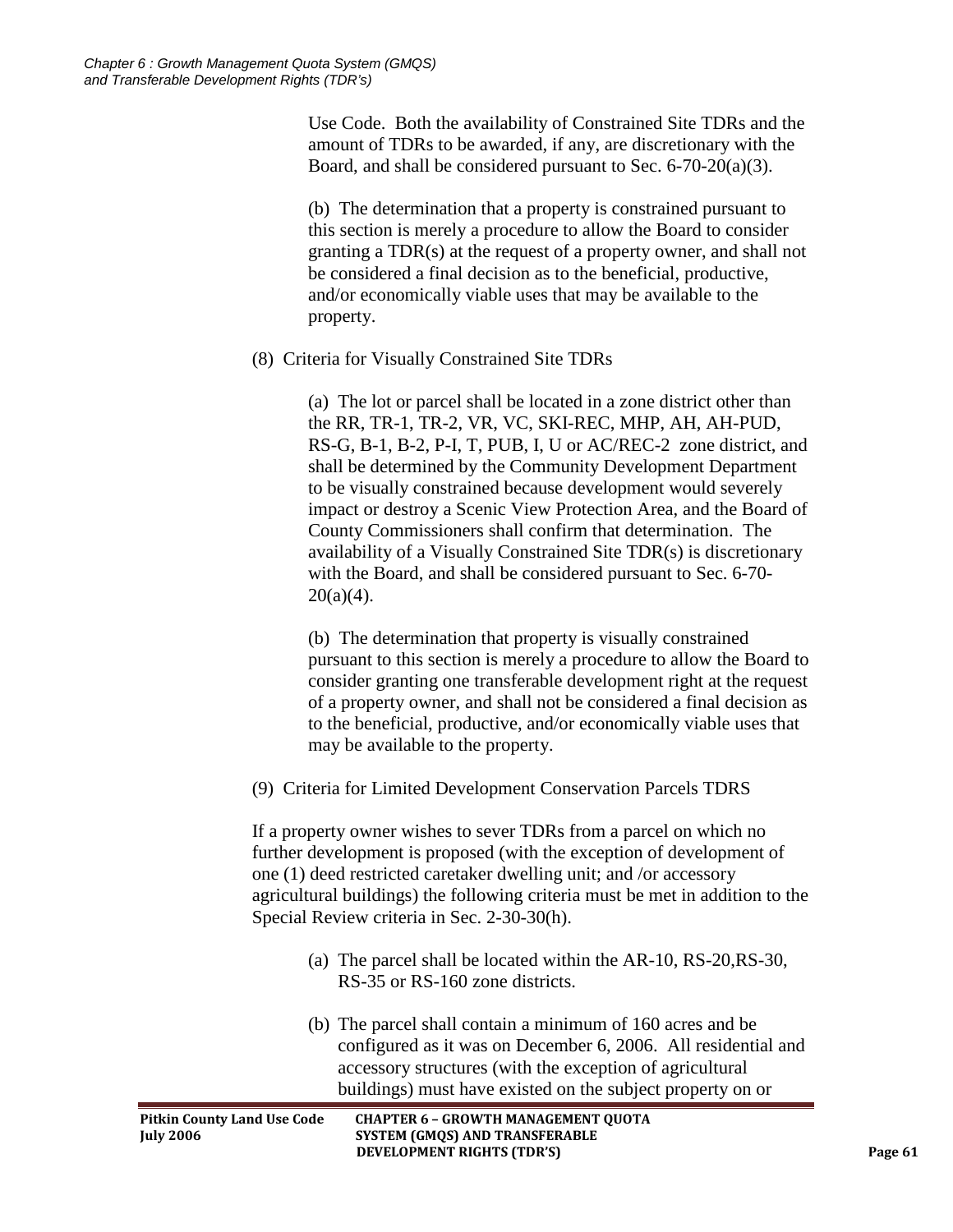Use Code. Both the availability of Constrained Site TDRs and the amount of TDRs to be awarded, if any, are discretionary with the Board, and shall be considered pursuant to Sec. 6-70-20(a)(3).

(b) The determination that a property is constrained pursuant to this section is merely a procedure to allow the Board to consider granting a TDR(s) at the request of a property owner, and shall not be considered a final decision as to the beneficial, productive, and/or economically viable uses that may be available to the property.

(8) Criteria for Visually Constrained Site TDRs

(a) The lot or parcel shall be located in a zone district other than the RR, TR-1, TR-2, VR, VC, SKI-REC, MHP, AH, AH-PUD, RS-G, B-1, B-2, P-I, T, PUB, I, U or AC/REC-2 zone district, and shall be determined by the Community Development Department to be visually constrained because development would severely impact or destroy a Scenic View Protection Area, and the Board of County Commissioners shall confirm that determination. The availability of a Visually Constrained Site TDR(s) is discretionary with the Board, and shall be considered pursuant to Sec. 6-70-20(a)(4).

(b) The determination that property is visually constrained pursuant to this section is merely a procedure to allow the Board to consider granting one transferable development right at the request of a property owner, and shall not be considered a final decision as to the beneficial, productive, and/or economically viable uses that may be available to the property.

(9) Criteria for Limited Development Conservation Parcels TDRS

If a property owner wishes to sever TDRs from a parcel on which no further development is proposed (with the exception of development of one (1) deed restricted caretaker dwelling unit; and /or accessory agricultural buildings) the following criteria must be met in addition to the Special Review criteria in Sec. 2-30-30(h).

(a) The parcel shall be located within the AR-10, RS-20,RS-30, RS-35 or RS-160 zone districts.

(b) The parcel shall contain a minimum of 160 acres and be configured as it was on December 6, 2006. All residential and accessory structures (with the exception of agricultural buildings) must have existed on the subject property on or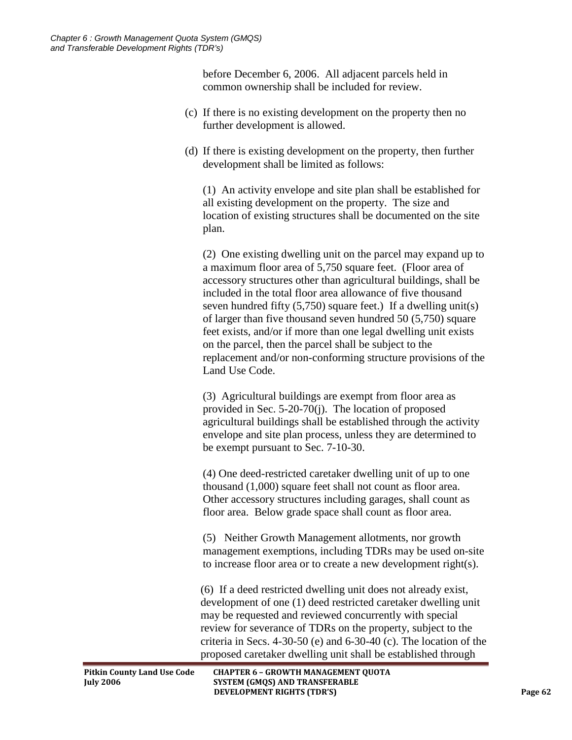before December 6, 2006. All adjacent parcels held in common ownership shall be included for review.

(c) If there is no existing development on the property then no further development is allowed.

(d) If there is existing development on the property, then further development shall be limited as follows:

(1) An activity envelope and site plan shall be established for all existing development on the property. The size and location of existing structures shall be documented on the site plan.

(2) One existing dwelling unit on the parcel may expand up to a maximum floor area of 5,750 square feet. (Floor area of accessory structures other than agricultural buildings, shall be included in the total floor area allowance of five thousand seven hundred fifty (5,750) square feet.) If a dwelling unit(s) of larger than five thousand seven hundred 50 (5,750) square feet exists, and/or if more than one legal dwelling unit exists on the parcel, then the parcel shall be subject to the replacement and/or non-conforming structure provisions of the Land Use Code.

(3) Agricultural buildings are exempt from floor area as provided in Sec. 5-20-70(j). The location of proposed agricultural buildings shall be established through the activity envelope and site plan process, unless they are determined to be exempt pursuant to Sec. 7-10-30.

(4) One deed-restricted caretaker dwelling unit of up to one thousand (1,000) square feet shall not count as floor area. Other accessory structures including garages, shall count as floor area. Below grade space shall count as floor area.

(5) Neither Growth Management allotments, nor growth management exemptions, including TDRs may be used on-site to increase floor area or to create a new development right(s).

(6) If a deed restricted dwelling unit does not already exist, development of one (1) deed restricted caretaker dwelling unit may be requested and reviewed concurrently with special review for severance of TDRs on the property, subject to the criteria in Secs. 4-30-50 (e) and 6-30-40 (c). The location of the proposed caretaker dwelling unit shall be established through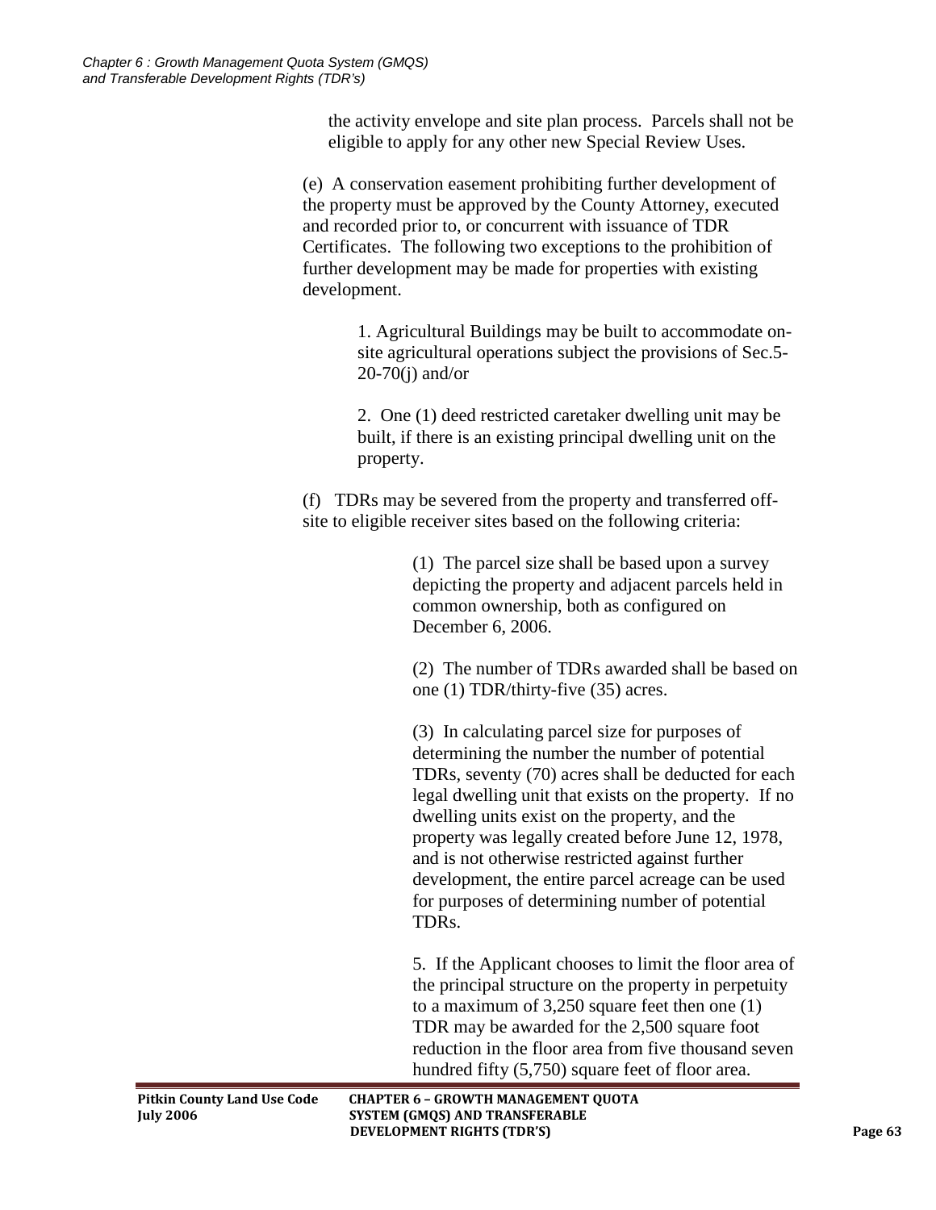the activity envelope and site plan process. Parcels shall not be eligible to apply for any other new Special Review Uses.

(e) A conservation easement prohibiting further development of the property must be approved by the County Attorney, executed and recorded prior to, or concurrent with issuance of TDR Certificates. The following two exceptions to the prohibition of further development may be made for properties with existing development.

1. Agricultural Buildings may be built to accommodate on-site agricultural operations subject the provisions of Sec.5-20-70(j) and/or

2. One (1) deed restricted caretaker dwelling unit may be built, if there is an existing principal dwelling unit on the property.

(f) TDRs may be severed from the property and transferred off-site to eligible receiver sites based on the following criteria:

(1) The parcel size shall be based upon a survey depicting the property and adjacent parcels held in common ownership, both as configured on December 6, 2006.

(2) The number of TDRs awarded shall be based on one (1) TDR/thirty-five (35) acres.

(3) In calculating parcel size for purposes of determining the number the number of potential TDRs, seventy (70) acres shall be deducted for each legal dwelling unit that exists on the property. If no dwelling units exist on the property, and the property was legally created before June 12, 1978, and is not otherwise restricted against further development, the entire parcel acreage can be used for purposes of determining number of potential TDRs.

5. If the Applicant chooses to limit the floor area of the principal structure on the property in perpetuity to a maximum of 3,250 square feet then one (1) TDR may be awarded for the 2,500 square foot reduction in the floor area from five thousand seven hundred fifty (5,750) square feet of floor area.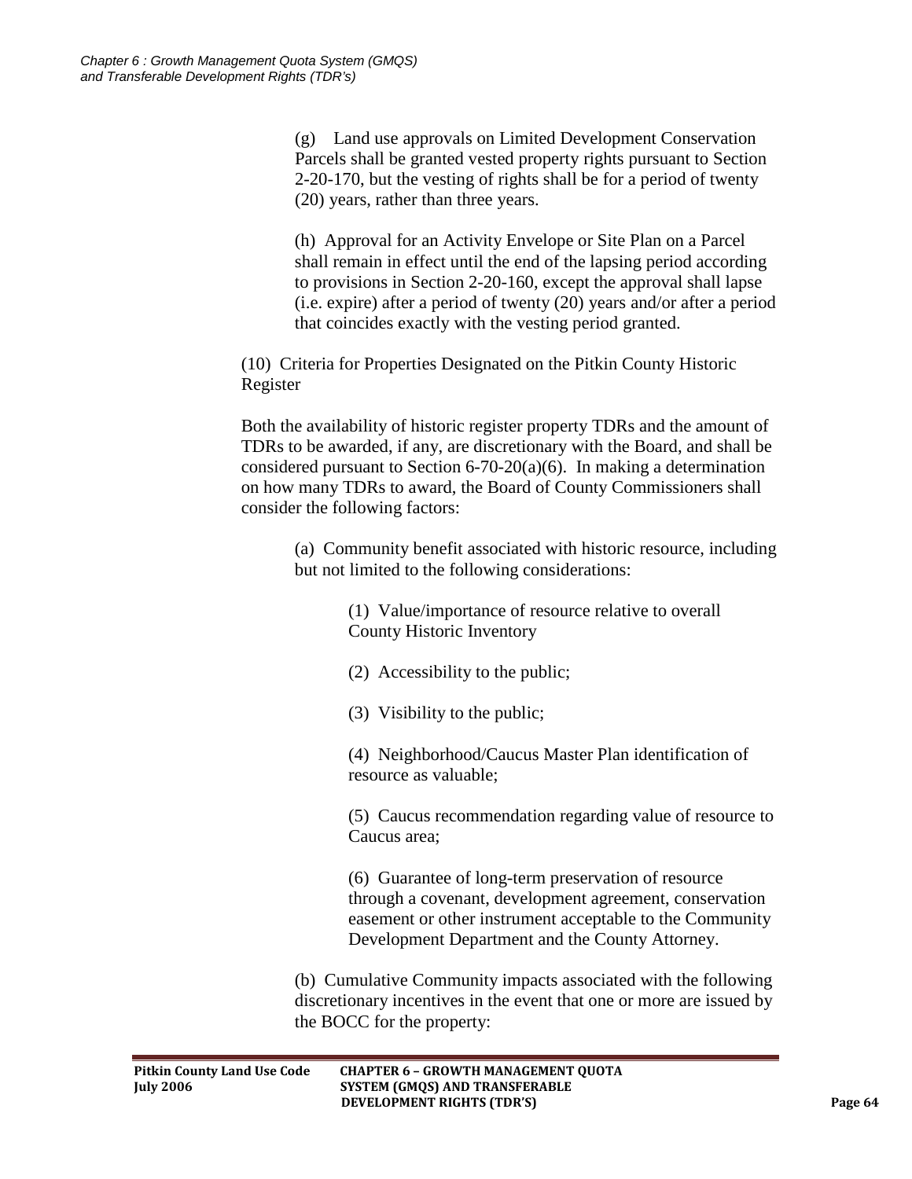(g) Land use approvals on Limited Development Conservation Parcels shall be granted vested property rights pursuant to Section 2-20-170, but the vesting of rights shall be for a period of twenty (20) years, rather than three years.

(h) Approval for an Activity Envelope or Site Plan on a Parcel shall remain in effect until the end of the lapsing period according to provisions in Section 2-20-160, except the approval shall lapse (i.e. expire) after a period of twenty (20) years and/or after a period that coincides exactly with the vesting period granted.

(10) Criteria for Properties Designated on the Pitkin County Historic Register

Both the availability of historic register property TDRs and the amount of TDRs to be awarded, if any, are discretionary with the Board, and shall be considered pursuant to Section 6-70-20(a)(6). In making a determination on how many TDRs to award, the Board of County Commissioners shall consider the following factors:

(a) Community benefit associated with historic resource, including but not limited to the following considerations:

(1) Value/importance of resource relative to overall County Historic Inventory

(2) Accessibility to the public;

(3) Visibility to the public;

(4) Neighborhood/Caucus Master Plan identification of resource as valuable;

(5) Caucus recommendation regarding value of resource to Caucus area;

(6) Guarantee of long-term preservation of resource through a covenant, development agreement, conservation easement or other instrument acceptable to the Community Development Department and the County Attorney.

(b) Cumulative Community impacts associated with the following discretionary incentives in the event that one or more are issued by the BOCC for the property: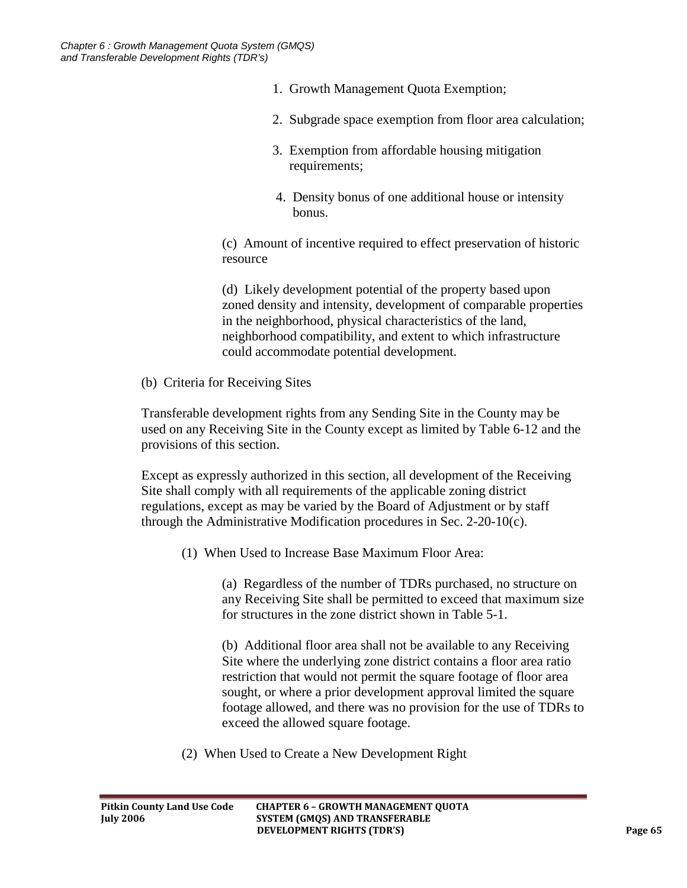1. Growth Management Quota Exemption;
2. Subgrade space exemption from floor area calculation;
3. Exemption from affordable housing mitigation requirements;
4. Density bonus of one additional house or intensity bonus.

(c) Amount of incentive required to effect preservation of historic resource

(d) Likely development potential of the property based upon zoned density and intensity, development of comparable properties in the neighborhood, physical characteristics of the land, neighborhood compatibility, and extent to which infrastructure could accommodate potential development.

(b) Criteria for Receiving Sites

Transferable development rights from any Sending Site in the County may be used on any Receiving Site in the County except as limited by Table 6-12 and the provisions of this section.

Except as expressly authorized in this section, all development of the Receiving Site shall comply with all requirements of the applicable zoning district regulations, except as may be varied by the Board of Adjustment or by staff through the Administrative Modification procedures in Sec. 2-20-10(c).

(1) When Used to Increase Base Maximum Floor Area:

(a) Regardless of the number of TDRs purchased, no structure on any Receiving Site shall be permitted to exceed that maximum size for structures in the zone district shown in Table 5-1.

(b) Additional floor area shall not be available to any Receiving Site where the underlying zone district contains a floor area ratio restriction that would not permit the square footage of floor area sought, or where a prior development approval limited the square footage allowed, and there was no provision for the use of TDRs to exceed the allowed square footage.

(2) When Used to Create a New Development Right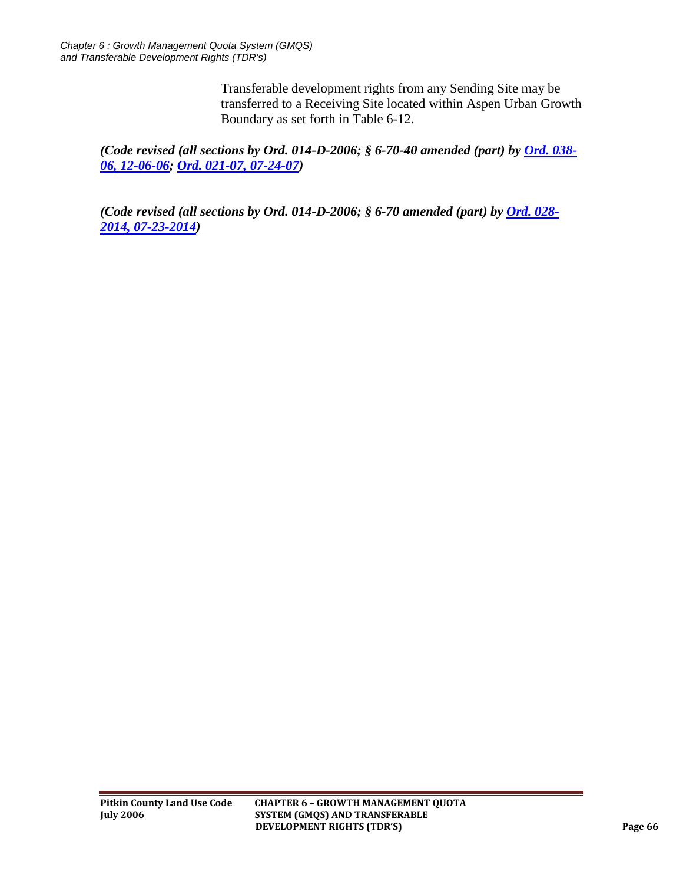Transferable development rights from any Sending Site may be transferred to a Receiving Site located within Aspen Urban Growth Boundary as set forth in Table 6-12.

***(Code revised (all sections by Ord. 014-D-2006; § 6-70-40 amended (part) by Ord. 038-06, 12-06-06; Ord. 021-07, 07-24-07)***

***(Code revised (all sections by Ord. 014-D-2006; § 6-70 amended (part) by Ord. 028-2014, 07-23-2014)***